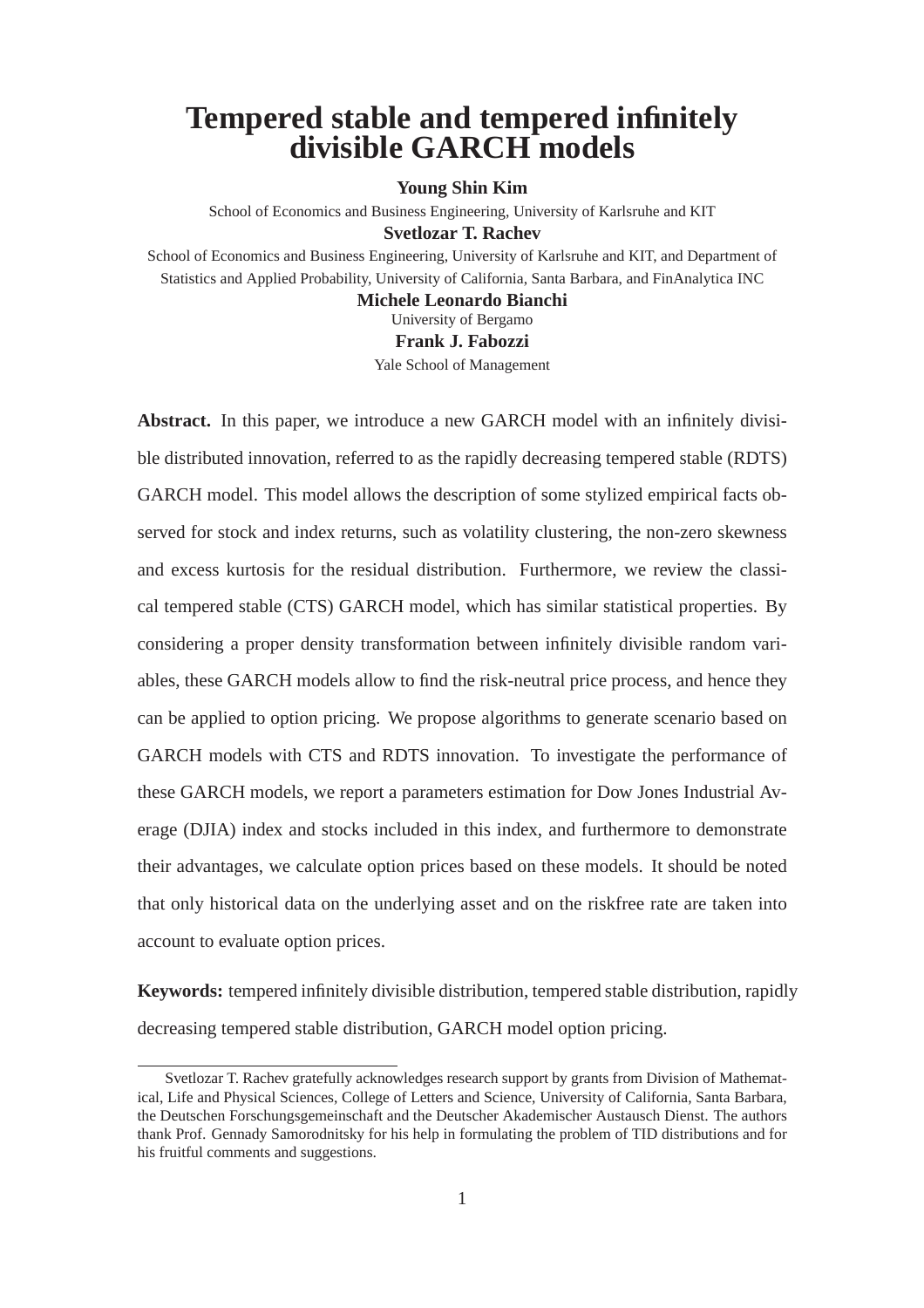# Tempered stable and tempered infinitely divisible GARCH models

**Young Shin Kim**

School of Economics and Business Engineering, University of Karlsruhe and KIT

**Svetlozar T. Rachev**

School of Economics and Business Engineering, University of Karlsruhe and KIT, and Department of Statistics and Applied Probability, University of California, Santa Barbara, and FinAnalytica INC

**Michele Leonardo Bianchi**

University of Bergamo

**Frank J. Fabozzi**

Yale School of Management

**Abstract.** In this paper, we introduce a new GARCH model with an infinitely divisible distributed innovation, referred to as the rapidly decreasing tempered stable (RDTS) GARCH model. This model allows the description of some stylized empirical facts observed for stock and index returns, such as volatility clustering, the non-zero skewness and excess kurtosis for the residual distribution. Furthermore, we review the classical tempered stable (CTS) GARCH model, which has similar statistical properties. By considering a proper density transformation between infinitely divisible random variables, these GARCH models allow to find the risk-neutral price process, and hence they can be applied to option pricing. We propose algorithms to generate scenario based on GARCH models with CTS and RDTS innovation. To investigate the performance of these GARCH models, we report a parameters estimation for Dow Jones Industrial Average (DJIA) index and stocks included in this index, and furthermore to demonstrate their advantages, we calculate option prices based on these models. It should be noted that only historical data on the underlying asset and on the riskfree rate are taken into account to evaluate option prices.

**Keywords:** tempered infinitely divisible distribution, tempered stable distribution, rapidly decreasing tempered stable distribution, GARCH model option pricing.

---

Svetlozar T. Rachev gratefully acknowledges research support by grants from Division of Mathematical, Life and Physical Sciences, College of Letters and Science, University of California, Santa Barbara, the Deutschen Forschungsgemeinschaft and the Deutscher Akademischer Austausch Dienst. The authors thank Prof. Gennady Samorodnitsky for his help in formulating the problem of TID distributions and for his fruitful comments and suggestions.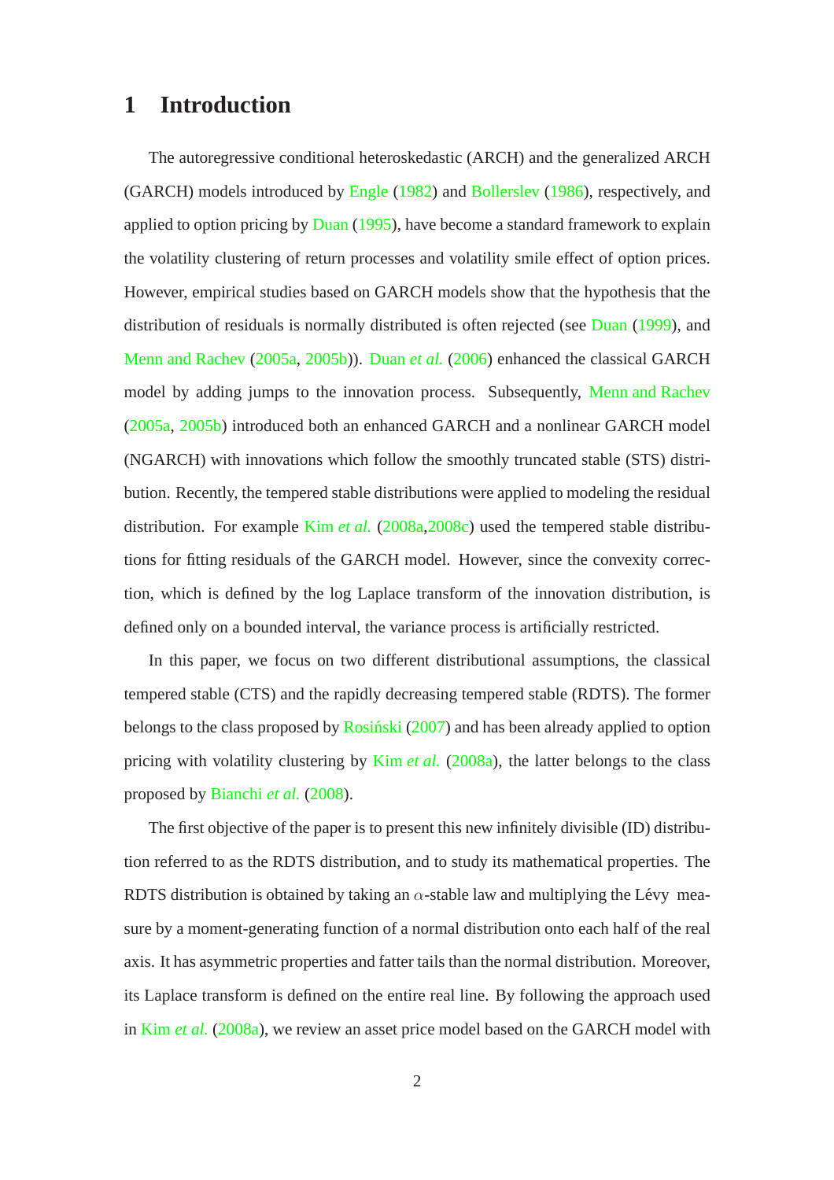# 1 Introduction

The autoregressive conditional heteroskedastic (ARCH) and the generalized ARCH (GARCH) models introduced by Engle (1982) and Bollerslev (1986), respectively, and applied to option pricing by Duan (1995), have become a standard framework to explain the volatility clustering of return processes and volatility smile effect of option prices. However, empirical studies based on GARCH models show that the hypothesis that the distribution of residuals is normally distributed is often rejected (see Duan (1999), and Menn and Rachev (2005a, 2005b)). Duan *et al.* (2006) enhanced the classical GARCH model by adding jumps to the innovation process. Subsequently, Menn and Rachev (2005a, 2005b) introduced both an enhanced GARCH and a nonlinear GARCH model (NGARCH) with innovations which follow the smoothly truncated stable (STS) distribution. Recently, the tempered stable distributions were applied to modeling the residual distribution. For example Kim *et al.* (2008a,2008c) used the tempered stable distributions for fitting residuals of the GARCH model. However, since the convexity correction, which is defined by the log Laplace transform of the innovation distribution, is defined only on a bounded interval, the variance process is artificially restricted.

In this paper, we focus on two different distributional assumptions, the classical tempered stable (CTS) and the rapidly decreasing tempered stable (RDTS). The former belongs to the class proposed by Rosiński (2007) and has been already applied to option pricing with volatility clustering by Kim *et al.* (2008a), the latter belongs to the class proposed by Bianchi *et al.* (2008).

The first objective of the paper is to present this new infinitely divisible (ID) distribution referred to as the RDTS distribution, and to study its mathematical properties. The RDTS distribution is obtained by taking an $\alpha$-stable law and multiplying the Lévy measure by a moment-generating function of a normal distribution onto each half of the real axis. It has asymmetric properties and fatter tails than the normal distribution. Moreover, its Laplace transform is defined on the entire real line. By following the approach used in Kim *et al.* (2008a), we review an asset price model based on the GARCH model with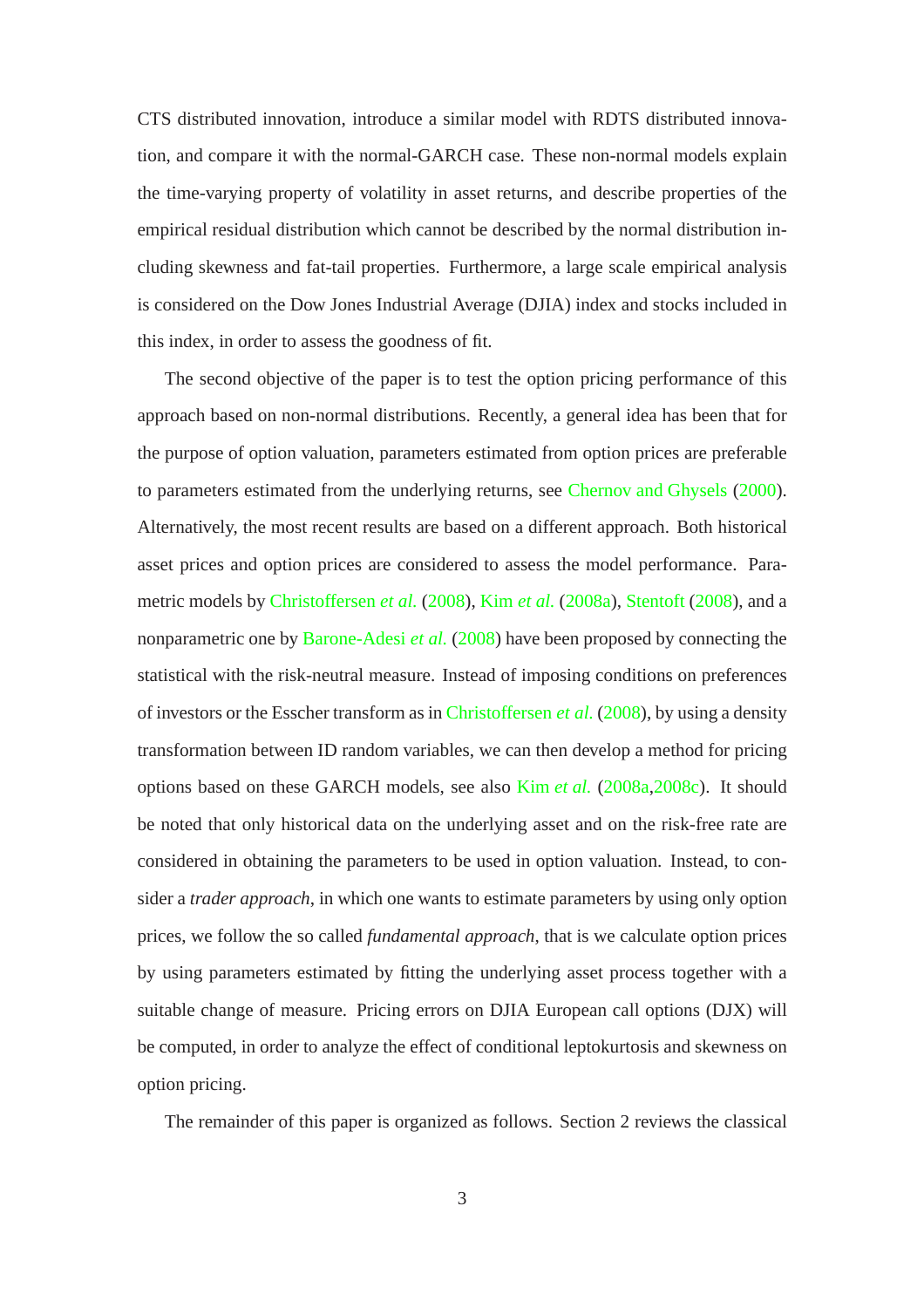CTS distributed innovation, introduce a similar model with RDTS distributed innovation, and compare it with the normal-GARCH case. These non-normal models explain the time-varying property of volatility in asset returns, and describe properties of the empirical residual distribution which cannot be described by the normal distribution including skewness and fat-tail properties. Furthermore, a large scale empirical analysis is considered on the Dow Jones Industrial Average (DJIA) index and stocks included in this index, in order to assess the goodness of fit.

The second objective of the paper is to test the option pricing performance of this approach based on non-normal distributions. Recently, a general idea has been that for the purpose of option valuation, parameters estimated from option prices are preferable to parameters estimated from the underlying returns, see Chernov and Ghysels (2000). Alternatively, the most recent results are based on a different approach. Both historical asset prices and option prices are considered to assess the model performance. Parametric models by Christoffersen *et al.* (2008), Kim *et al.* (2008a), Stentoft (2008), and a nonparametric one by Barone-Adesi *et al.* (2008) have been proposed by connecting the statistical with the risk-neutral measure. Instead of imposing conditions on preferences of investors or the Esscher transform as in Christoffersen *et al.* (2008), by using a density transformation between ID random variables, we can then develop a method for pricing options based on these GARCH models, see also Kim *et al.* (2008a,2008c). It should be noted that only historical data on the underlying asset and on the risk-free rate are considered in obtaining the parameters to be used in option valuation. Instead, to consider a *trader approach*, in which one wants to estimate parameters by using only option prices, we follow the so called *fundamental approach*, that is we calculate option prices by using parameters estimated by fitting the underlying asset process together with a suitable change of measure. Pricing errors on DJIA European call options (DJX) will be computed, in order to analyze the effect of conditional leptokurtosis and skewness on option pricing.

The remainder of this paper is organized as follows. Section 2 reviews the classical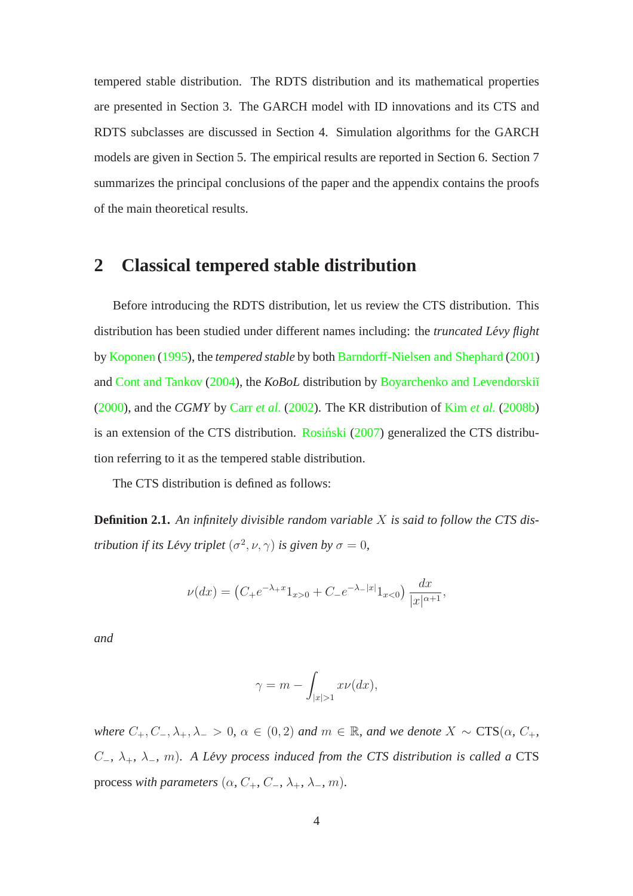tempered stable distribution. The RDTS distribution and its mathematical properties are presented in Section 3. The GARCH model with ID innovations and its CTS and RDTS subclasses are discussed in Section 4. Simulation algorithms for the GARCH models are given in Section 5. The empirical results are reported in Section 6. Section 7 summarizes the principal conclusions of the paper and the appendix contains the proofs of the main theoretical results.

## 2 Classical tempered stable distribution

Before introducing the RDTS distribution, let us review the CTS distribution. This distribution has been studied under different names including: the *truncated Lévy flight* by Koponen (1995), the *tempered stable* by both Barndorff-Nielsen and Shephard (2001) and Cont and Tankov (2004), the *KoBoL* distribution by Boyarchenko and Levendorskiĭ (2000), and the *CGMY* by Carr *et al.* (2002). The KR distribution of Kim *et al.* (2008b) is an extension of the CTS distribution. Rosiński (2007) generalized the CTS distribution referring to it as the tempered stable distribution.

The CTS distribution is defined as follows:

**Definition 2.1.** *An infinitely divisible random variable $X$ is said to follow the CTS distribution if its Lévy triplet $(\sigma^2, \nu, \gamma)$ is given by $\sigma = 0$,*

$$\nu(dx) = \left(C_+ e^{-\lambda_+ x} 1_{x>0} + C_- e^{-\lambda_- |x|} 1_{x<0}\right) \frac{dx}{|x|^{\alpha+1}},$$

*and*

$$\gamma = m - \int_{|x|>1} x\nu(dx),$$

*where $C_+, C_-, \lambda_+, \lambda_- > 0$, $\alpha \in (0, 2)$ and $m \in \mathbb{R}$, and we denote $X \sim$ CTS$(\alpha, C_+, C_-, \lambda_+, \lambda_-, m)$. A Lévy process induced from the CTS distribution is called a* CTS process *with parameters $(\alpha, C_+, C_-, \lambda_+, \lambda_-, m)$.*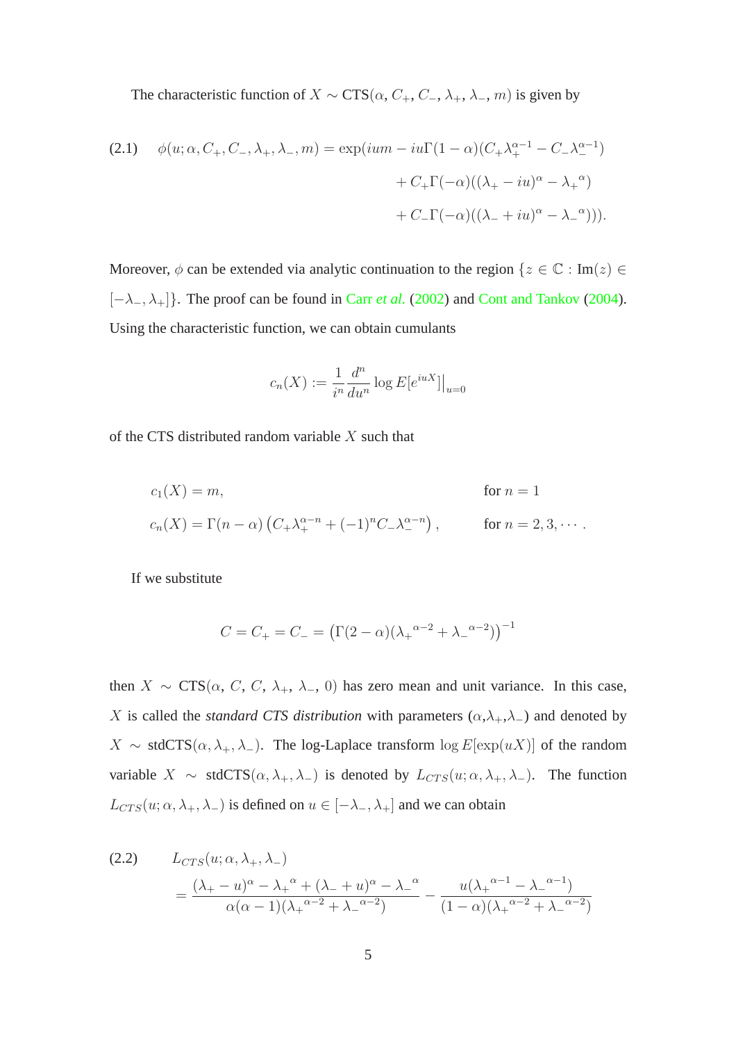The characteristic function of $X \sim \text{CTS}(\alpha, C_+, C_-, \lambda_+, \lambda_-, m)$ is given by

$$
\begin{aligned}
(2.1) \quad \phi(u; \alpha, C_+, C_-, \lambda_+, \lambda_-, m) = \exp(ium - iu\Gamma(1-\alpha)(C_+\lambda_+^{\alpha-1} - C_-\lambda_-^{\alpha-1}) \\
+ C_+\Gamma(-\alpha)((\lambda_+ - iu)^\alpha - {\lambda_+}^\alpha) \\
+ C_-\Gamma(-\alpha)((\lambda_- + iu)^\alpha - {\lambda_-}^\alpha))).
\end{aligned}
$$

Moreover, $\phi$ can be extended via analytic continuation to the region $\{z \in \mathbb{C} : \text{Im}(z) \in [-\lambda_-, \lambda_+]\}$. The proof can be found in Carr *et al.* (2002) and Cont and Tankov (2004). Using the characteristic function, we can obtain cumulants

$$
c_n(X) := \frac{1}{i^n} \frac{d^n}{du^n} \log E[e^{iuX}]\Big|_{u=0}
$$

of the CTS distributed random variable $X$ such that

$$
\begin{aligned}
c_1(X) &= m, && \text{for } n = 1 \\
c_n(X) &= \Gamma(n-\alpha)\left(C_+\lambda_+^{\alpha-n} + (-1)^n C_-\lambda_-^{\alpha-n}\right), && \text{for } n = 2, 3, \cdots.
\end{aligned}
$$

If we substitute

$$
C = C_+ = C_- = \left(\Gamma(2-\alpha)({\lambda_+}^{\alpha-2} + {\lambda_-}^{\alpha-2})\right)^{-1}
$$

then $X \sim \text{CTS}(\alpha, C, C, \lambda_+, \lambda_-, 0)$ has zero mean and unit variance. In this case, $X$ is called the *standard CTS distribution* with parameters $(\alpha, \lambda_+, \lambda_-)$ and denoted by $X \sim \text{stdCTS}(\alpha, \lambda_+, \lambda_-)$. The log-Laplace transform $\log E[\exp(uX)]$ of the random variable $X \sim \text{stdCTS}(\alpha, \lambda_+, \lambda_-)$ is denoted by $L_{CTS}(u; \alpha, \lambda_+, \lambda_-)$. The function $L_{CTS}(u; \alpha, \lambda_+, \lambda_-)$ is defined on $u \in [-\lambda_-, \lambda_+]$ and we can obtain

$$
\begin{aligned}
(2.2) \quad & L_{CTS}(u; \alpha, \lambda_+, \lambda_-) \\
&= \frac{(\lambda_+ - u)^\alpha - {\lambda_+}^\alpha + (\lambda_- + u)^\alpha - {\lambda_-}^\alpha}{\alpha(\alpha-1)({\lambda_+}^{\alpha-2} + {\lambda_-}^{\alpha-2})} - \frac{u({\lambda_+}^{\alpha-1} - {\lambda_-}^{\alpha-1})}{(1-\alpha)({\lambda_+}^{\alpha-2} + {\lambda_-}^{\alpha-2})}
\end{aligned}
$$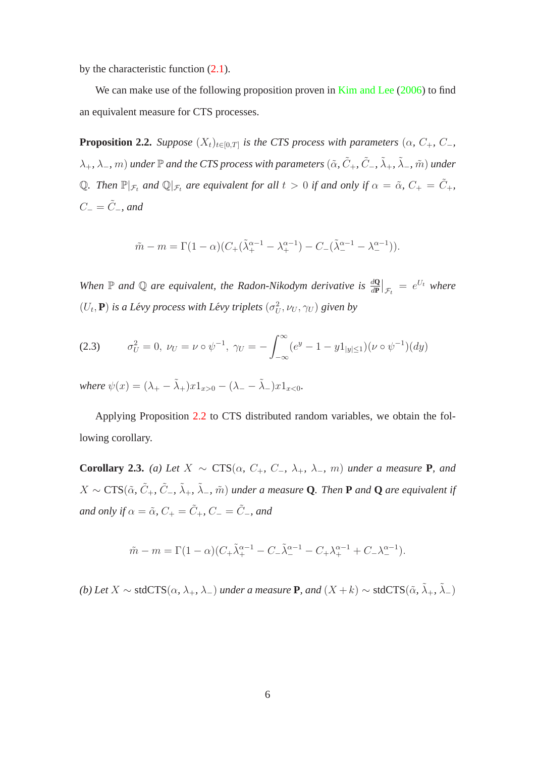by the characteristic function (2.1).

We can make use of the following proposition proven in Kim and Lee (2006) to find an equivalent measure for CTS processes.

**Proposition 2.2.** *Suppose $(X_t)_{t\in[0,T]}$ is the CTS process with parameters $(\alpha, C_+, C_-, \lambda_+, \lambda_-, m)$ under $\mathbb{P}$ and the CTS process with parameters $(\tilde{\alpha}, \tilde{C}_+, \tilde{C}_-, \tilde{\lambda}_+, \tilde{\lambda}_-, \tilde{m})$ under $\mathbb{Q}$. Then $\mathbb{P}|_{\mathcal{F}_t}$ and $\mathbb{Q}|_{\mathcal{F}_t}$ are equivalent for all $t > 0$ if and only if $\alpha = \tilde{\alpha}$, $C_+ = \tilde{C}_+$, $C_- = \tilde{C}_-$, and*

$$\tilde{m} - m = \Gamma(1-\alpha)(C_+(\tilde{\lambda}_+^{\alpha-1} - \lambda_+^{\alpha-1}) - C_-(\tilde{\lambda}_-^{\alpha-1} - \lambda_-^{\alpha-1})).$$

*When $\mathbb{P}$ and $\mathbb{Q}$ are equivalent, the Radon-Nikodym derivative is $\frac{d\mathbf{Q}}{d\mathbf{P}}\Big|_{\mathcal{F}_t} = e^{U_t}$ where $(U_t, \mathbf{P})$ is a Lévy process with Lévy triplets $(\sigma_U^2, \nu_U, \gamma_U)$ given by*

$$\sigma_U^2 = 0,\ \nu_U = \nu \circ \psi^{-1},\ \gamma_U = -\int_{-\infty}^{\infty} (e^y - 1 - y1_{|y|\leq 1})(\nu \circ \psi^{-1})(dy) \tag{2.3}$$

*where $\psi(x) = (\lambda_+ - \tilde{\lambda}_+)x1_{x>0} - (\lambda_- - \tilde{\lambda}_-)x1_{x<0}$.*

Applying Proposition 2.2 to CTS distributed random variables, we obtain the following corollary.

**Corollary 2.3.** *(a) Let $X \sim \text{CTS}(\alpha, C_+, C_-, \lambda_+, \lambda_-, m)$ under a measure $\mathbf{P}$, and $X \sim \text{CTS}(\tilde{\alpha}, \tilde{C}_+, \tilde{C}_-, \tilde{\lambda}_+, \tilde{\lambda}_-, \tilde{m})$ under a measure $\mathbf{Q}$. Then $\mathbf{P}$ and $\mathbf{Q}$ are equivalent if and only if $\alpha = \tilde{\alpha}$, $C_+ = \tilde{C}_+$, $C_- = \tilde{C}_-$, and*

$$\tilde{m} - m = \Gamma(1-\alpha)(C_+\tilde{\lambda}_+^{\alpha-1} - C_-\tilde{\lambda}_-^{\alpha-1} - C_+\lambda_+^{\alpha-1} + C_-\lambda_-^{\alpha-1}).$$

*(b) Let $X \sim \text{stdCTS}(\alpha, \lambda_+, \lambda_-)$ under a measure $\mathbf{P}$, and $(X + k) \sim \text{stdCTS}(\tilde{\alpha}, \tilde{\lambda}_+, \tilde{\lambda}_-)$*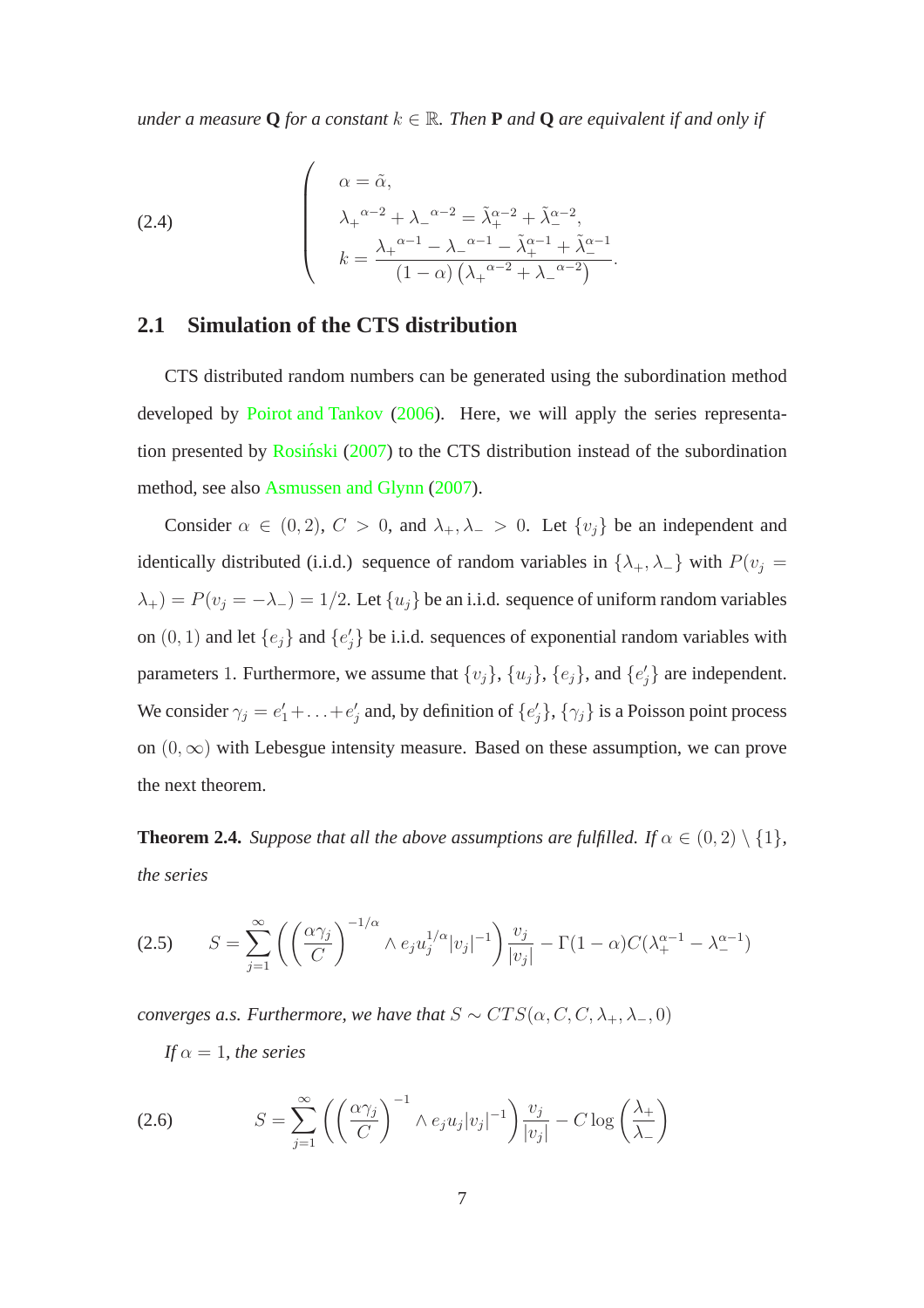*under a measure* $\mathbf{Q}$ *for a constant* $k \in \mathbb{R}$. *Then* $\mathbf{P}$ *and* $\mathbf{Q}$ *are equivalent if and only if*

$$
\begin{cases}
\alpha = \tilde{\alpha}, \\
\lambda_+{}^{\alpha-2} + \lambda_-{}^{\alpha-2} = \tilde{\lambda}_+^{\alpha-2} + \tilde{\lambda}_-^{\alpha-2}, \\
k = \dfrac{\lambda_+{}^{\alpha-1} - \lambda_-{}^{\alpha-1} - \tilde{\lambda}_+^{\alpha-1} + \tilde{\lambda}_-^{\alpha-1}}{(1-\alpha)\left(\lambda_+{}^{\alpha-2} + \lambda_-{}^{\alpha-2}\right)}.
\end{cases}
\tag{2.4}
$$

## 2.1 Simulation of the CTS distribution

CTS distributed random numbers can be generated using the subordination method developed by Poirot and Tankov (2006). Here, we will apply the series representation presented by Rosiński (2007) to the CTS distribution instead of the subordination method, see also Asmussen and Glynn (2007).

Consider $\alpha \in (0,2)$, $C > 0$, and $\lambda_+, \lambda_- > 0$. Let $\{v_j\}$ be an independent and identically distributed (i.i.d.) sequence of random variables in $\{\lambda_+, \lambda_-\}$ with $P(v_j = \lambda_+) = P(v_j = -\lambda_-) = 1/2$. Let $\{u_j\}$ be an i.i.d. sequence of uniform random variables on $(0,1)$ and let $\{e_j\}$ and $\{e'_j\}$ be i.i.d. sequences of exponential random variables with parameters 1. Furthermore, we assume that $\{v_j\}$, $\{u_j\}$, $\{e_j\}$, and $\{e'_j\}$ are independent. We consider $\gamma_j = e'_1 + \ldots + e'_j$ and, by definition of $\{e'_j\}$, $\{\gamma_j\}$ is a Poisson point process on $(0,\infty)$ with Lebesgue intensity measure. Based on these assumption, we can prove the next theorem.

**Theorem 2.4.** *Suppose that all the above assumptions are fulfilled. If* $\alpha \in (0,2) \setminus \{1\}$, *the series*

$$
S = \sum_{j=1}^{\infty} \left( \left( \frac{\alpha \gamma_j}{C} \right)^{-1/\alpha} \wedge e_j u_j^{1/\alpha} |v_j|^{-1} \right) \frac{v_j}{|v_j|} - \Gamma(1-\alpha) C (\lambda_+^{\alpha-1} - \lambda_-^{\alpha-1})
\tag{2.5}
$$

*converges a.s. Furthermore, we have that* $S \sim CTS(\alpha, C, C, \lambda_+, \lambda_-, 0)$

*If* $\alpha = 1$, *the series*

$$
S = \sum_{j=1}^{\infty} \left( \left( \frac{\alpha \gamma_j}{C} \right)^{-1} \wedge e_j u_j |v_j|^{-1} \right) \frac{v_j}{|v_j|} - C \log \left( \frac{\lambda_+}{\lambda_-} \right)
\tag{2.6}
$$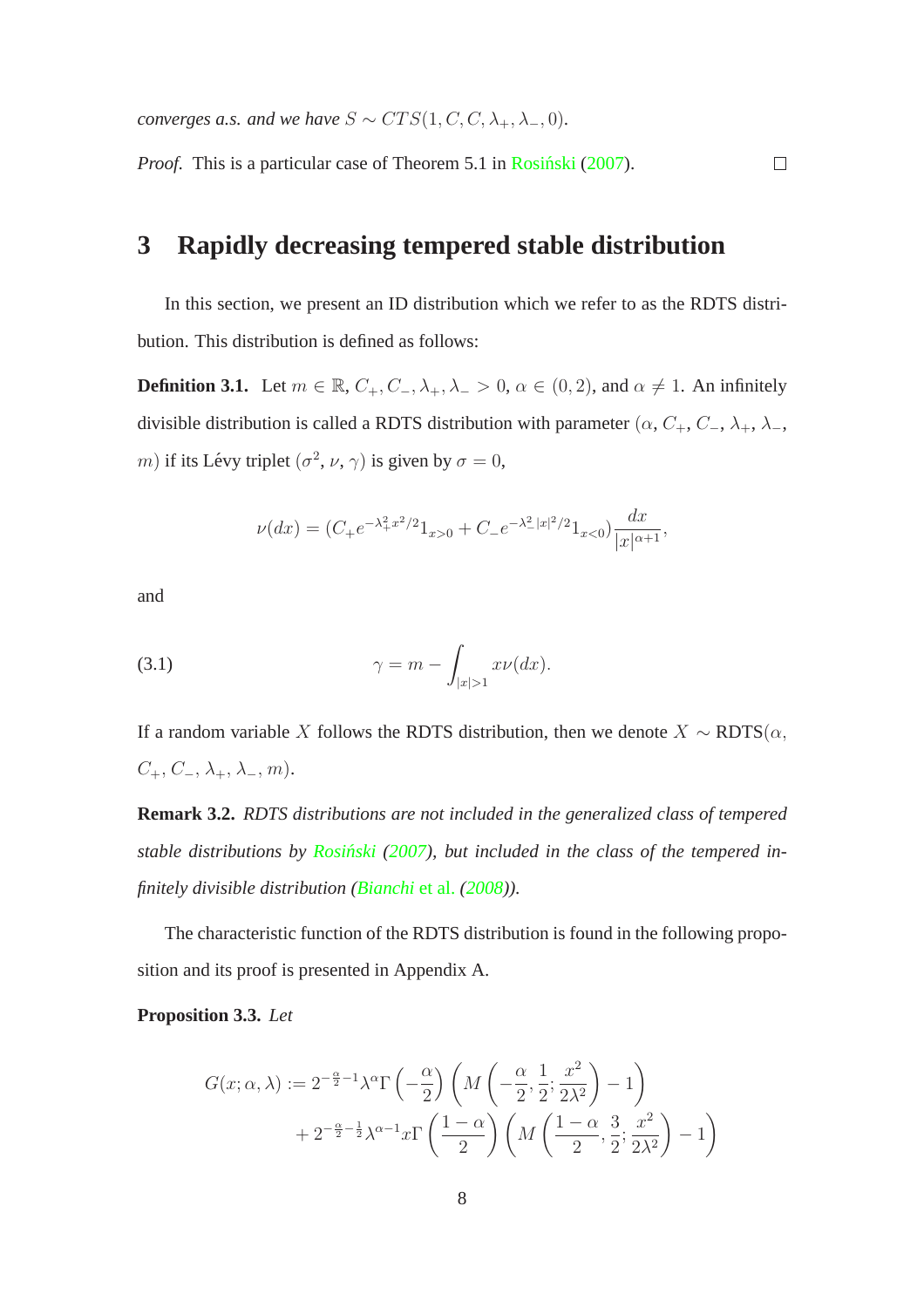*converges a.s. and we have* $S \sim CTS(1, C, C, \lambda_+, \lambda_-, 0)$.

*Proof.* This is a particular case of Theorem 5.1 in Rosiński (2007). □

## 3 Rapidly decreasing tempered stable distribution

In this section, we present an ID distribution which we refer to as the RDTS distribution. This distribution is defined as follows:

**Definition 3.1.** Let $m \in \mathbb{R}$, $C_+, C_-, \lambda_+, \lambda_- > 0$, $\alpha \in (0, 2)$, and $\alpha \neq 1$. An infinitely divisible distribution is called a RDTS distribution with parameter $(\alpha, C_+, C_-, \lambda_+, \lambda_-, m)$ if its Lévy triplet $(\sigma^2, \nu, \gamma)$ is given by $\sigma = 0$,

$$\nu(dx) = (C_+ e^{-\lambda_+^2 x^2/2} 1_{x>0} + C_- e^{-\lambda_-^2 |x|^2/2} 1_{x<0}) \frac{dx}{|x|^{\alpha+1}},$$

and

$$\gamma = m - \int_{|x|>1} x \nu(dx). \tag{3.1}$$

If a random variable $X$ follows the RDTS distribution, then we denote $X \sim$ RDTS$(\alpha, C_+, C_-, \lambda_+, \lambda_-, m)$.

**Remark 3.2.** *RDTS distributions are not included in the generalized class of tempered stable distributions by Rosiński (2007), but included in the class of the tempered infinitely divisible distribution (Bianchi et al. (2008)).*

The characteristic function of the RDTS distribution is found in the following proposition and its proof is presented in Appendix A.

**Proposition 3.3.** *Let*

$$\begin{aligned} G(x; \alpha, \lambda) := \; & 2^{-\frac{\alpha}{2}-1} \lambda^{\alpha} \Gamma\left(-\frac{\alpha}{2}\right) \left( M\left(-\frac{\alpha}{2}, \frac{1}{2}; \frac{x^2}{2\lambda^2}\right) - 1 \right) \\ & + 2^{-\frac{\alpha}{2}-\frac{1}{2}} \lambda^{\alpha-1} x \Gamma\left(\frac{1-\alpha}{2}\right) \left( M\left(\frac{1-\alpha}{2}, \frac{3}{2}; \frac{x^2}{2\lambda^2}\right) - 1 \right) \end{aligned}$$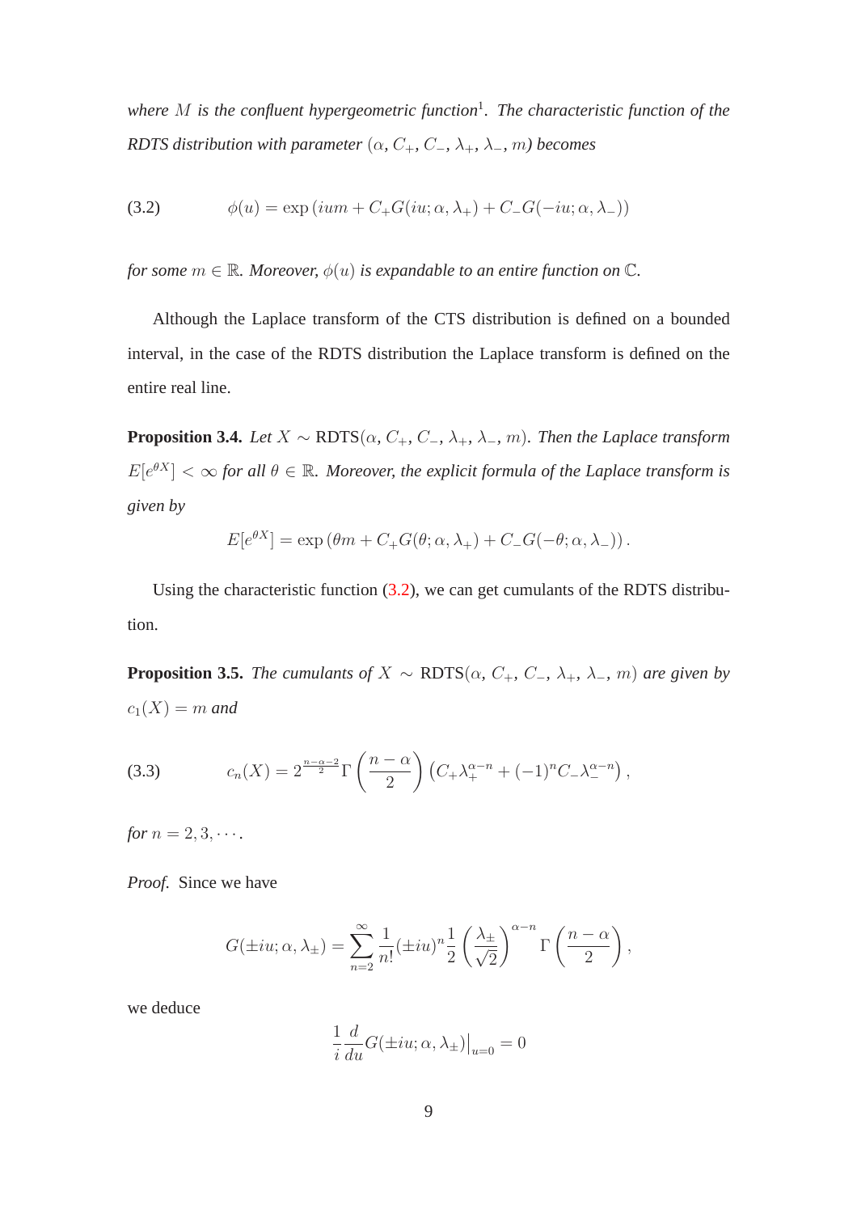*where $M$ is the confluent hypergeometric function*[1]. *The characteristic function of the RDTS distribution with parameter $(\alpha, C_+, C_-, \lambda_+, \lambda_-, m)$ becomes*

$$\phi(u) = \exp\left(ium + C_+G(iu;\alpha,\lambda_+) + C_-G(-iu;\alpha,\lambda_-)\right) \tag{3.2}$$

*for some $m \in \mathbb{R}$. Moreover, $\phi(u)$ is expandable to an entire function on $\mathbb{C}$.*

Although the Laplace transform of the CTS distribution is defined on a bounded interval, in the case of the RDTS distribution the Laplace transform is defined on the entire real line.

**Proposition 3.4.** *Let $X \sim \text{RDTS}(\alpha, C_+, C_-, \lambda_+, \lambda_-, m)$. Then the Laplace transform $E[e^{\theta X}] < \infty$ for all $\theta \in \mathbb{R}$. Moreover, the explicit formula of the Laplace transform is given by*

$$E[e^{\theta X}] = \exp\left(\theta m + C_+G(\theta;\alpha,\lambda_+) + C_-G(-\theta;\alpha,\lambda_-)\right).$$

Using the characteristic function (3.2), we can get cumulants of the RDTS distribution.

**Proposition 3.5.** *The cumulants of $X \sim \text{RDTS}(\alpha, C_+, C_-, \lambda_+, \lambda_-, m)$ are given by $c_1(X) = m$ and*

$$c_n(X) = 2^{\frac{n-\alpha-2}{2}}\Gamma\left(\frac{n-\alpha}{2}\right)\left(C_+\lambda_+^{\alpha-n} + (-1)^n C_-\lambda_-^{\alpha-n}\right), \tag{3.3}$$

*for $n = 2, 3, \cdots$.*

*Proof.* Since we have

$$G(\pm iu;\alpha,\lambda_\pm) = \sum_{n=2}^{\infty} \frac{1}{n!}(\pm iu)^n \frac{1}{2}\left(\frac{\lambda_\pm}{\sqrt{2}}\right)^{\alpha-n}\Gamma\left(\frac{n-\alpha}{2}\right),$$

we deduce

$$\frac{1}{i}\frac{d}{du}G(\pm iu;\alpha,\lambda_\pm)\big|_{u=0} = 0$$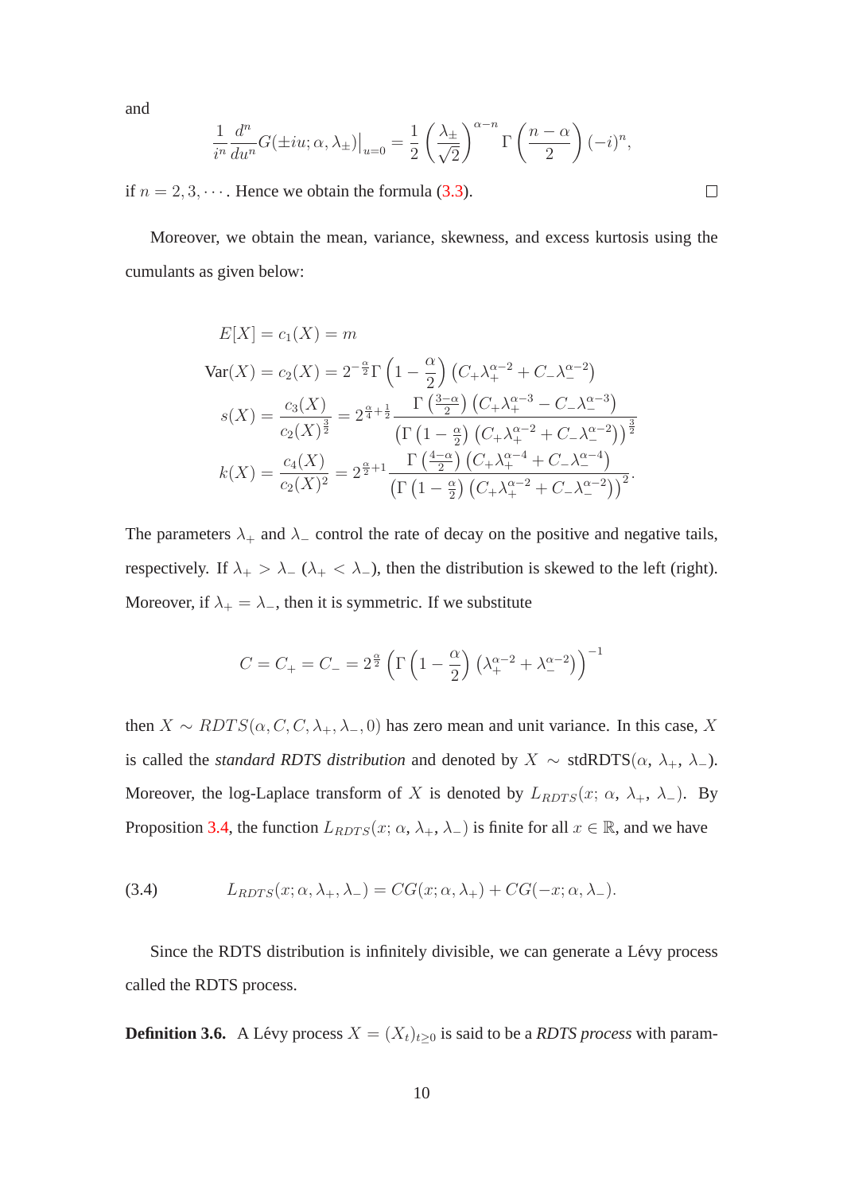and

$$\frac{1}{i^n}\frac{d^n}{du^n}G(\pm iu;\alpha,\lambda_\pm)\big|_{u=0} = \frac{1}{2}\left(\frac{\lambda_\pm}{\sqrt{2}}\right)^{\alpha-n}\Gamma\left(\frac{n-\alpha}{2}\right)(-i)^n,$$

if $n = 2, 3, \cdots$. Hence we obtain the formula (3.3). □

Moreover, we obtain the mean, variance, skewness, and excess kurtosis using the cumulants as given below:

$$\begin{aligned}
E[X] &= c_1(X) = m \\
\text{Var}(X) &= c_2(X) = 2^{-\frac{\alpha}{2}}\Gamma\left(1-\frac{\alpha}{2}\right)\left(C_+\lambda_+^{\alpha-2} + C_-\lambda_-^{\alpha-2}\right) \\
s(X) &= \frac{c_3(X)}{c_2(X)^{\frac{3}{2}}} = 2^{\frac{\alpha}{4}+\frac{1}{2}}\frac{\Gamma\left(\frac{3-\alpha}{2}\right)\left(C_+\lambda_+^{\alpha-3} - C_-\lambda_-^{\alpha-3}\right)}{\left(\Gamma\left(1-\frac{\alpha}{2}\right)\left(C_+\lambda_+^{\alpha-2} + C_-\lambda_-^{\alpha-2}\right)\right)^{\frac{3}{2}}} \\
k(X) &= \frac{c_4(X)}{c_2(X)^2} = 2^{\frac{\alpha}{2}+1}\frac{\Gamma\left(\frac{4-\alpha}{2}\right)\left(C_+\lambda_+^{\alpha-4} + C_-\lambda_-^{\alpha-4}\right)}{\left(\Gamma\left(1-\frac{\alpha}{2}\right)\left(C_+\lambda_+^{\alpha-2} + C_-\lambda_-^{\alpha-2}\right)\right)^2}.
\end{aligned}$$

The parameters $\lambda_+$ and $\lambda_-$ control the rate of decay on the positive and negative tails, respectively. If $\lambda_+ > \lambda_-$ ($\lambda_+ < \lambda_-$), then the distribution is skewed to the left (right). Moreover, if $\lambda_+ = \lambda_-$, then it is symmetric. If we substitute

$$C = C_+ = C_- = 2^{\frac{\alpha}{2}}\left(\Gamma\left(1-\frac{\alpha}{2}\right)\left(\lambda_+^{\alpha-2} + \lambda_-^{\alpha-2}\right)\right)^{-1}$$

then $X \sim RDTS(\alpha, C, C, \lambda_+, \lambda_-, 0)$ has zero mean and unit variance. In this case, $X$ is called the *standard RDTS distribution* and denoted by $X \sim \text{stdRDTS}(\alpha,\ \lambda_+,\ \lambda_-)$. Moreover, the log-Laplace transform of $X$ is denoted by $L_{RDTS}(x;\ \alpha,\ \lambda_+,\ \lambda_-)$. By Proposition 3.4, the function $L_{RDTS}(x;\ \alpha,\ \lambda_+,\ \lambda_-)$ is finite for all $x \in \mathbb{R}$, and we have

$$L_{RDTS}(x;\alpha,\lambda_+,\lambda_-) = CG(x;\alpha,\lambda_+) + CG(-x;\alpha,\lambda_-). \tag{3.4}$$

Since the RDTS distribution is infinitely divisible, we can generate a Lévy process called the RDTS process.

**Definition 3.6.** A Lévy process $X = (X_t)_{t\geq 0}$ is said to be a *RDTS process* with param-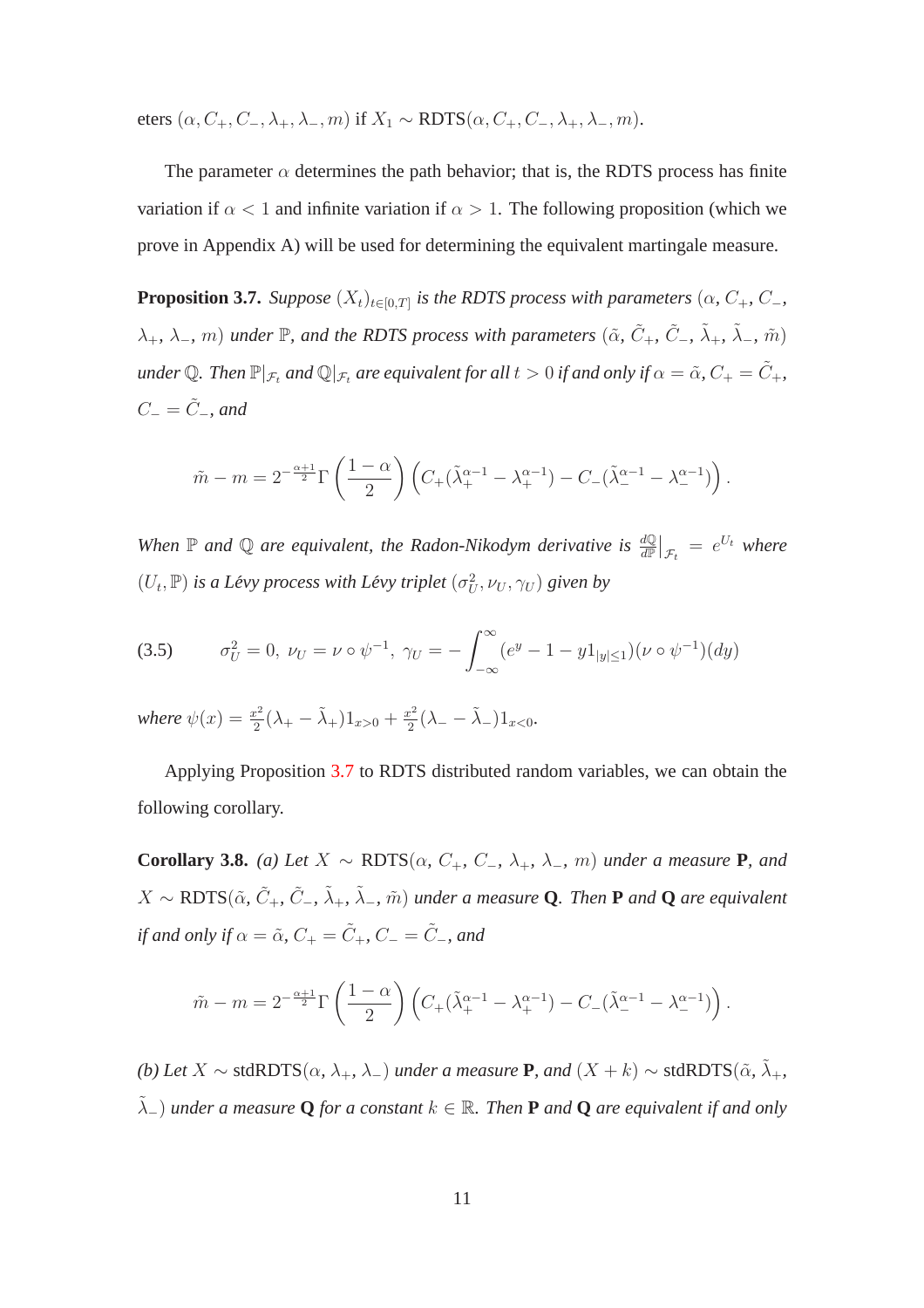eters $(\alpha, C_+, C_-, \lambda_+, \lambda_-, m)$ if $X_1 \sim \text{RDTS}(\alpha, C_+, C_-, \lambda_+, \lambda_-, m)$.

The parameter $\alpha$ determines the path behavior; that is, the RDTS process has finite variation if $\alpha < 1$ and infinite variation if $\alpha > 1$. The following proposition (which we prove in Appendix A) will be used for determining the equivalent martingale measure.

**Proposition 3.7.** *Suppose $(X_t)_{t\in[0,T]}$ is the RDTS process with parameters $(\alpha, C_+, C_-, \lambda_+, \lambda_-, m)$ under $\mathbb{P}$, and the RDTS process with parameters $(\tilde{\alpha}, \tilde{C}_+, \tilde{C}_-, \tilde{\lambda}_+, \tilde{\lambda}_-, \tilde{m})$ under $\mathbb{Q}$. Then $\mathbb{P}|_{\mathcal{F}_t}$ and $\mathbb{Q}|_{\mathcal{F}_t}$ are equivalent for all $t > 0$ if and only if $\alpha = \tilde{\alpha}$, $C_+ = \tilde{C}_+$, $C_- = \tilde{C}_-$, and*

$$\tilde{m} - m = 2^{-\frac{\alpha+1}{2}}\Gamma\left(\frac{1-\alpha}{2}\right)\left(C_+(\tilde{\lambda}_+^{\alpha-1} - \lambda_+^{\alpha-1}) - C_-(\tilde{\lambda}_-^{\alpha-1} - \lambda_-^{\alpha-1})\right).$$

*When $\mathbb{P}$ and $\mathbb{Q}$ are equivalent, the Radon-Nikodym derivative is $\frac{d\mathbb{Q}}{d\mathbb{P}}\Big|_{\mathcal{F}_t} = e^{U_t}$ where $(U_t, \mathbb{P})$ is a Lévy process with Lévy triplet $(\sigma_U^2, \nu_U, \gamma_U)$ given by*

$$\sigma_U^2 = 0,\ \nu_U = \nu \circ \psi^{-1},\ \gamma_U = -\int_{-\infty}^{\infty}(e^y - 1 - y1_{|y|\le 1})(\nu \circ \psi^{-1})(dy) \tag{3.5}$$

*where $\psi(x) = \frac{x^2}{2}(\lambda_+ - \tilde{\lambda}_+)1_{x>0} + \frac{x^2}{2}(\lambda_- - \tilde{\lambda}_-)1_{x<0}$.*

Applying Proposition 3.7 to RDTS distributed random variables, we can obtain the following corollary.

**Corollary 3.8.** *(a) Let $X \sim \text{RDTS}(\alpha, C_+, C_-, \lambda_+, \lambda_-, m)$ under a measure **P**, and $X \sim \text{RDTS}(\tilde{\alpha}, \tilde{C}_+, \tilde{C}_-, \tilde{\lambda}_+, \tilde{\lambda}_-, \tilde{m})$ under a measure **Q**. Then **P** and **Q** are equivalent if and only if $\alpha = \tilde{\alpha}$, $C_+ = \tilde{C}_+$, $C_- = \tilde{C}_-$, and*

$$\tilde{m} - m = 2^{-\frac{\alpha+1}{2}}\Gamma\left(\frac{1-\alpha}{2}\right)\left(C_+(\tilde{\lambda}_+^{\alpha-1} - \lambda_+^{\alpha-1}) - C_-(\tilde{\lambda}_-^{\alpha-1} - \lambda_-^{\alpha-1})\right).$$

*(b) Let $X \sim \text{stdRDTS}(\alpha, \lambda_+, \lambda_-)$ under a measure **P**, and $(X + k) \sim \text{stdRDTS}(\tilde{\alpha}, \tilde{\lambda}_+, \tilde{\lambda}_-)$ under a measure **Q** for a constant $k \in \mathbb{R}$. Then **P** and **Q** are equivalent if and only*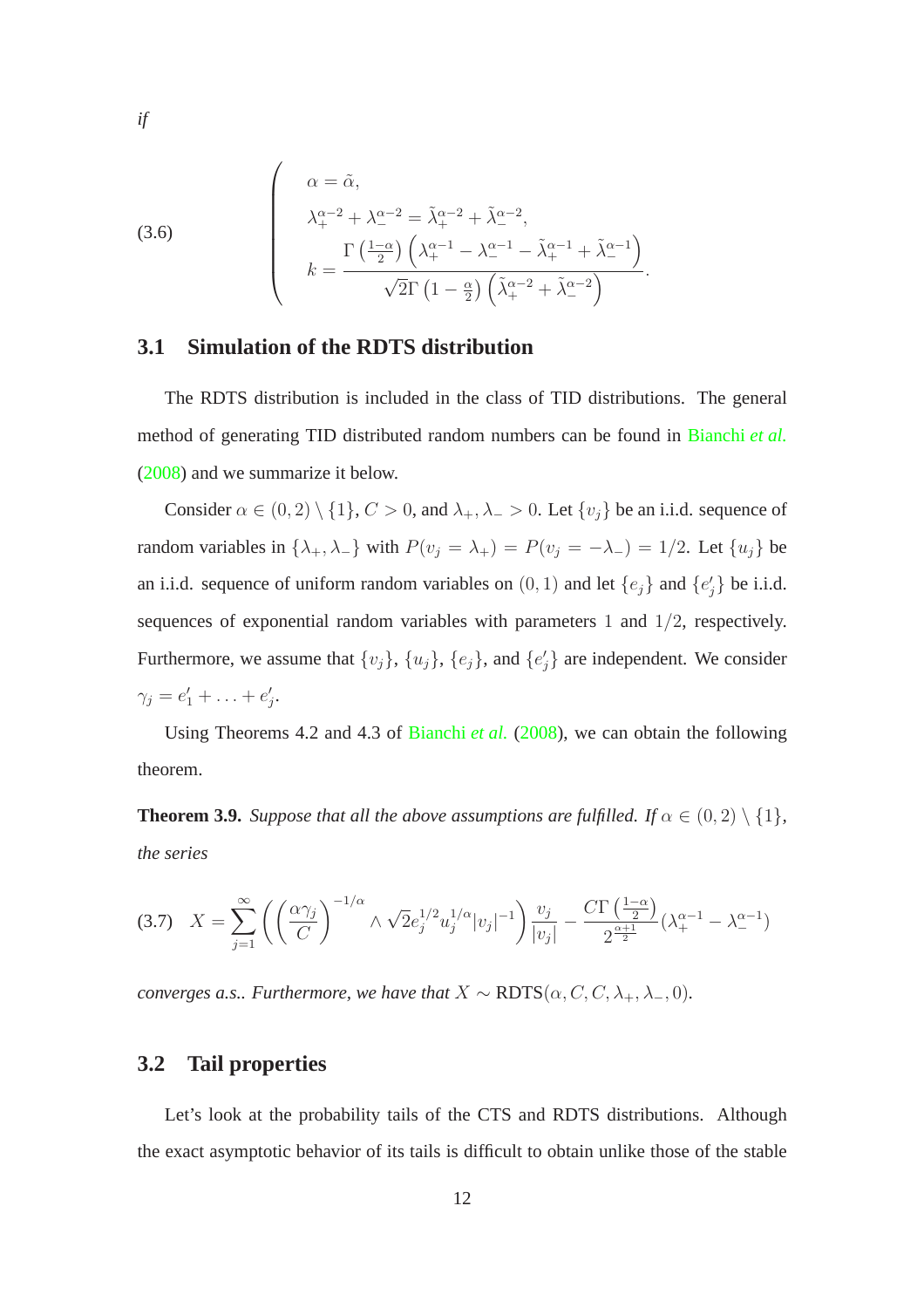*if*

$$
\begin{cases}
\alpha = \tilde{\alpha}, \\
\lambda_+^{\alpha-2} + \lambda_-^{\alpha-2} = \tilde{\lambda}_+^{\alpha-2} + \tilde{\lambda}_-^{\alpha-2}, \\
k = \dfrac{\Gamma\left(\frac{1-\alpha}{2}\right)\left(\lambda_+^{\alpha-1} - \lambda_-^{\alpha-1} - \tilde{\lambda}_+^{\alpha-1} + \tilde{\lambda}_-^{\alpha-1}\right)}{\sqrt{2}\Gamma\left(1-\frac{\alpha}{2}\right)\left(\tilde{\lambda}_+^{\alpha-2} + \tilde{\lambda}_-^{\alpha-2}\right)}.
\end{cases}
\tag{3.6}
$$

## 3.1 Simulation of the RDTS distribution

The RDTS distribution is included in the class of TID distributions. The general method of generating TID distributed random numbers can be found in Bianchi *et al.* (2008) and we summarize it below.

Consider $\alpha \in (0,2) \setminus \{1\}$, $C > 0$, and $\lambda_+, \lambda_- > 0$. Let $\{v_j\}$ be an i.i.d. sequence of random variables in $\{\lambda_+, \lambda_-\}$ with $P(v_j = \lambda_+) = P(v_j = -\lambda_-) = 1/2$. Let $\{u_j\}$ be an i.i.d. sequence of uniform random variables on $(0,1)$ and let $\{e_j\}$ and $\{e'_j\}$ be i.i.d. sequences of exponential random variables with parameters $1$ and $1/2$, respectively. Furthermore, we assume that $\{v_j\}$, $\{u_j\}$, $\{e_j\}$, and $\{e'_j\}$ are independent. We consider $\gamma_j = e'_1 + \ldots + e'_j$.

Using Theorems 4.2 and 4.3 of Bianchi *et al.* (2008), we can obtain the following theorem.

**Theorem 3.9.** *Suppose that all the above assumptions are fulfilled. If $\alpha \in (0,2) \setminus \{1\}$, the series*

$$
X = \sum_{j=1}^{\infty}\left(\left(\frac{\alpha\gamma_j}{C}\right)^{-1/\alpha} \wedge \sqrt{2}e_j^{1/2}u_j^{1/\alpha}|v_j|^{-1}\right)\frac{v_j}{|v_j|} - \frac{C\Gamma\left(\frac{1-\alpha}{2}\right)}{2^{\frac{\alpha+1}{2}}}(\lambda_+^{\alpha-1} - \lambda_-^{\alpha-1})
\tag{3.7}
$$

*converges a.s.. Furthermore, we have that $X \sim \text{RDTS}(\alpha, C, C, \lambda_+, \lambda_-, 0)$.*

## 3.2 Tail properties

Let's look at the probability tails of the CTS and RDTS distributions. Although the exact asymptotic behavior of its tails is difficult to obtain unlike those of the stable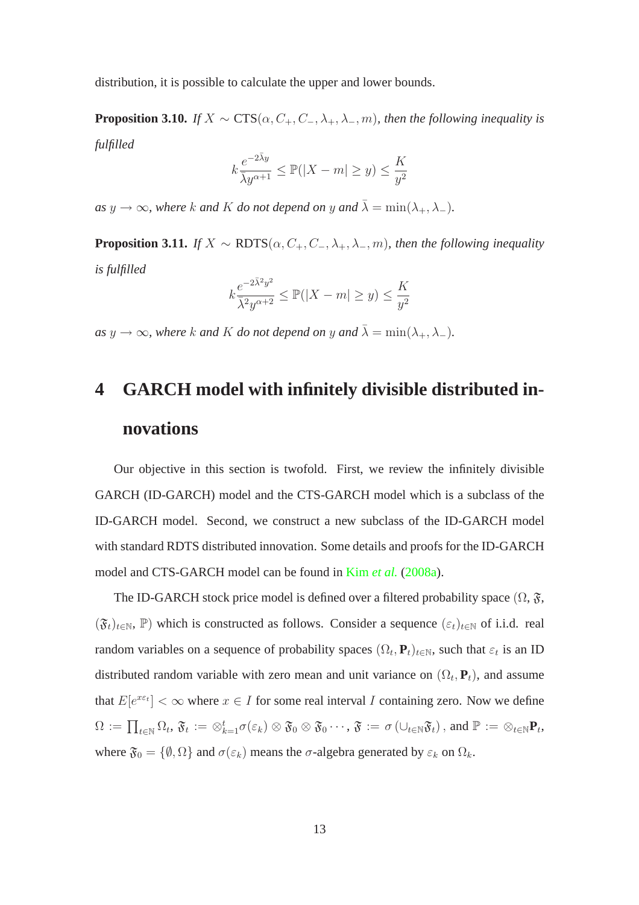distribution, it is possible to calculate the upper and lower bounds.

**Proposition 3.10.** *If $X \sim \text{CTS}(\alpha, C_+, C_-, \lambda_+, \lambda_-, m)$, then the following inequality is fulfilled*

$$k\frac{e^{-2\bar{\lambda}y}}{\bar{\lambda}y^{\alpha+1}} \leq \mathbb{P}(|X-m| \geq y) \leq \frac{K}{y^2}$$

*as $y \to \infty$, where $k$ and $K$ do not depend on $y$ and $\bar{\lambda} = \min(\lambda_+, \lambda_-)$.*

**Proposition 3.11.** *If $X \sim \text{RDTS}(\alpha, C_+, C_-, \lambda_+, \lambda_-, m)$, then the following inequality is fulfilled*

$$k\frac{e^{-2\bar{\lambda}^2y^2}}{\bar{\lambda}^2y^{\alpha+2}} \leq \mathbb{P}(|X-m| \geq y) \leq \frac{K}{y^2}$$

*as $y \to \infty$, where $k$ and $K$ do not depend on $y$ and $\bar{\lambda} = \min(\lambda_+, \lambda_-)$.*

# 4 GARCH model with infinitely divisible distributed innovations

Our objective in this section is twofold. First, we review the infinitely divisible GARCH (ID-GARCH) model and the CTS-GARCH model which is a subclass of the ID-GARCH model. Second, we construct a new subclass of the ID-GARCH model with standard RDTS distributed innovation. Some details and proofs for the ID-GARCH model and CTS-GARCH model can be found in Kim *et al.* (2008a).

The ID-GARCH stock price model is defined over a filtered probability space $(\Omega, \mathfrak{F}, (\mathfrak{F}_t)_{t\in\mathbb{N}}, \mathbb{P})$ which is constructed as follows. Consider a sequence $(\varepsilon_t)_{t\in\mathbb{N}}$ of i.i.d. real random variables on a sequence of probability spaces $(\Omega_t, \mathbf{P}_t)_{t\in\mathbb{N}}$, such that $\varepsilon_t$ is an ID distributed random variable with zero mean and unit variance on $(\Omega_t, \mathbf{P}_t)$, and assume that $E[e^{x\varepsilon_t}] < \infty$ where $x \in I$ for some real interval $I$ containing zero. Now we define $\Omega := \prod_{t\in\mathbb{N}} \Omega_t$, $\mathfrak{F}_t := \otimes_{k=1}^{t} \sigma(\varepsilon_k) \otimes \mathfrak{F}_0 \otimes \mathfrak{F}_0 \cdots$, $\mathfrak{F} := \sigma\left(\cup_{t\in\mathbb{N}} \mathfrak{F}_t\right)$, and $\mathbb{P} := \otimes_{t\in\mathbb{N}} \mathbf{P}_t$, where $\mathfrak{F}_0 = \{\emptyset, \Omega\}$ and $\sigma(\varepsilon_k)$ means the $\sigma$-algebra generated by $\varepsilon_k$ on $\Omega_k$.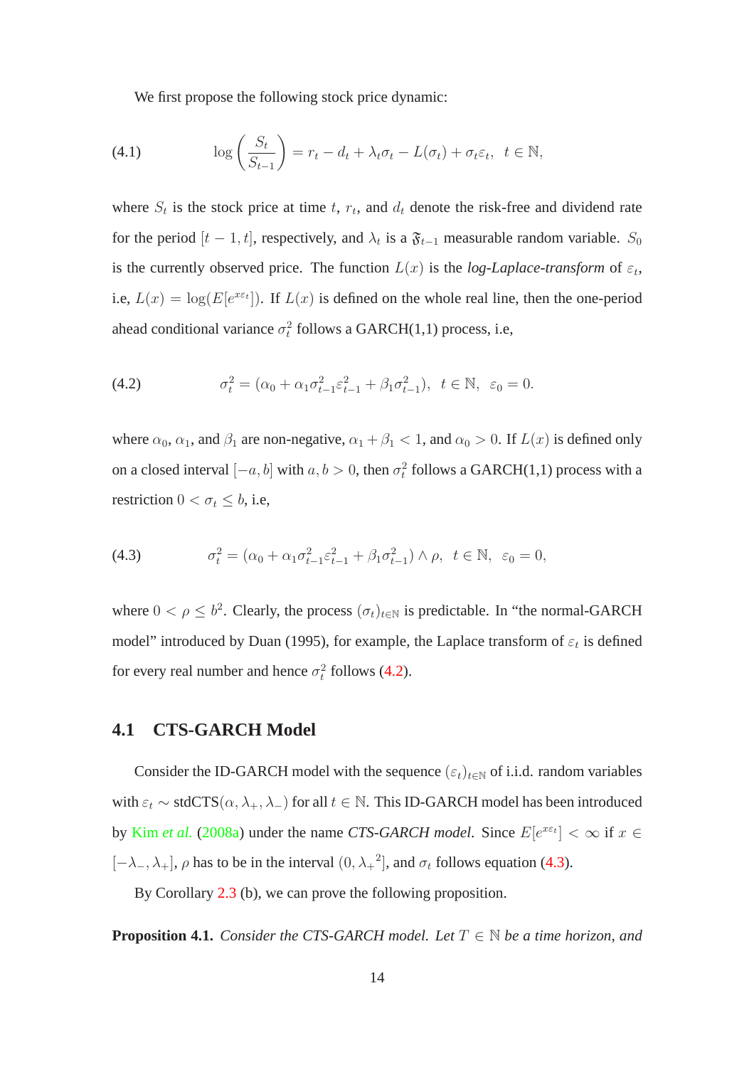We first propose the following stock price dynamic:

$$\log\left(\frac{S_t}{S_{t-1}}\right) = r_t - d_t + \lambda_t\sigma_t - L(\sigma_t) + \sigma_t\varepsilon_t, \quad t \in \mathbb{N}, \tag{4.1}$$

where $S_t$ is the stock price at time $t$, $r_t$, and $d_t$ denote the risk-free and dividend rate for the period $[t-1, t]$, respectively, and $\lambda_t$ is a $\mathfrak{F}_{t-1}$ measurable random variable. $S_0$ is the currently observed price. The function $L(x)$ is the *log-Laplace-transform* of $\varepsilon_t$, i.e, $L(x) = \log(E[e^{x\varepsilon_t}])$. If $L(x)$ is defined on the whole real line, then the one-period ahead conditional variance $\sigma_t^2$ follows a GARCH(1,1) process, i.e,

$$\sigma_t^2 = (\alpha_0 + \alpha_1\sigma_{t-1}^2\varepsilon_{t-1}^2 + \beta_1\sigma_{t-1}^2), \quad t \in \mathbb{N}, \quad \varepsilon_0 = 0. \tag{4.2}$$

where $\alpha_0$, $\alpha_1$, and $\beta_1$ are non-negative, $\alpha_1 + \beta_1 < 1$, and $\alpha_0 > 0$. If $L(x)$ is defined only on a closed interval $[-a, b]$ with $a, b > 0$, then $\sigma_t^2$ follows a GARCH(1,1) process with a restriction $0 < \sigma_t \leq b$, i.e,

$$\sigma_t^2 = (\alpha_0 + \alpha_1\sigma_{t-1}^2\varepsilon_{t-1}^2 + \beta_1\sigma_{t-1}^2) \wedge \rho, \quad t \in \mathbb{N}, \quad \varepsilon_0 = 0, \tag{4.3}$$

where $0 < \rho \leq b^2$. Clearly, the process $(\sigma_t)_{t\in\mathbb{N}}$ is predictable. In "the normal-GARCH model" introduced by Duan (1995), for example, the Laplace transform of $\varepsilon_t$ is defined for every real number and hence $\sigma_t^2$ follows (4.2).

## 4.1 CTS-GARCH Model

Consider the ID-GARCH model with the sequence $(\varepsilon_t)_{t\in\mathbb{N}}$ of i.i.d. random variables with $\varepsilon_t \sim$ stdCTS$(\alpha, \lambda_+, \lambda_-)$ for all $t \in \mathbb{N}$. This ID-GARCH model has been introduced by Kim *et al.* (2008a) under the name *CTS-GARCH model.* Since $E[e^{x\varepsilon_t}] < \infty$ if $x \in [-\lambda_-, \lambda_+]$, $\rho$ has to be in the interval $(0, {\lambda_+}^2]$, and $\sigma_t$ follows equation (4.3).

By Corollary 2.3 (b), we can prove the following proposition.

**Proposition 4.1.** *Consider the CTS-GARCH model. Let $T \in \mathbb{N}$ be a time horizon, and*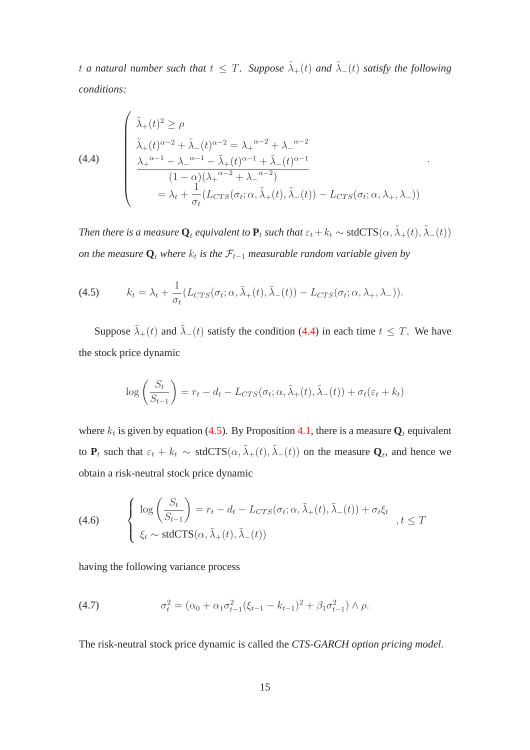*$t$ a natural number such that $t \le T$. Suppose $\tilde{\lambda}_+(t)$ and $\tilde{\lambda}_-(t)$ satisfy the following conditions:*

$$
\begin{cases}
\tilde{\lambda}_+(t)^2 \ge \rho \\
\tilde{\lambda}_+(t)^{\alpha-2} + \tilde{\lambda}_-(t)^{\alpha-2} = {\lambda_+}^{\alpha-2} + {\lambda_-}^{\alpha-2} \\
\dfrac{{\lambda_+}^{\alpha-1} - {\lambda_-}^{\alpha-1} - \tilde{\lambda}_+(t)^{\alpha-1} + \tilde{\lambda}_-(t)^{\alpha-1}}{(1-\alpha)({\lambda_+}^{\alpha-2} + {\lambda_-}^{\alpha-2})} \\
\qquad = \lambda_t + \dfrac{1}{\sigma_t}(L_{CTS}(\sigma_t; \alpha, \tilde{\lambda}_+(t), \tilde{\lambda}_-(t)) - L_{CTS}(\sigma_t; \alpha, \lambda_+, \lambda_-))
\end{cases}
\tag{4.4}
$$

*Then there is a measure $\mathbf{Q}_t$ equivalent to $\mathbf{P}_t$ such that $\varepsilon_t + k_t \sim$ stdCTS$(\alpha, \tilde{\lambda}_+(t), \tilde{\lambda}_-(t))$ on the measure $\mathbf{Q}_t$ where $k_t$ is the $\mathcal{F}_{t-1}$ measurable random variable given by*

$$
k_t = \lambda_t + \frac{1}{\sigma_t}(L_{CTS}(\sigma_t; \alpha, \tilde{\lambda}_+(t), \tilde{\lambda}_-(t)) - L_{CTS}(\sigma_t; \alpha, \lambda_+, \lambda_-)). \tag{4.5}
$$

Suppose $\tilde{\lambda}_+(t)$ and $\tilde{\lambda}_-(t)$ satisfy the condition (4.4) in each time $t \le T$. We have the stock price dynamic

$$
\log\left(\frac{S_t}{S_{t-1}}\right) = r_t - d_t - L_{CTS}(\sigma_t; \alpha, \tilde{\lambda}_+(t), \tilde{\lambda}_-(t)) + \sigma_t(\varepsilon_t + k_t)
$$

where $k_t$ is given by equation (4.5). By Proposition 4.1, there is a measure $\mathbf{Q}_t$ equivalent to $\mathbf{P}_t$ such that $\varepsilon_t + k_t \sim$ stdCTS$(\alpha, \tilde{\lambda}_+(t), \tilde{\lambda}_-(t))$ on the measure $\mathbf{Q}_t$, and hence we obtain a risk-neutral stock price dynamic

$$
\begin{cases}
\log\left(\dfrac{S_t}{S_{t-1}}\right) = r_t - d_t - L_{CTS}(\sigma_t; \alpha, \tilde{\lambda}_+(t), \tilde{\lambda}_-(t)) + \sigma_t \xi_t \\
\xi_t \sim \text{stdCTS}(\alpha, \tilde{\lambda}_+(t), \tilde{\lambda}_-(t))
\end{cases}
, t \le T
\tag{4.6}
$$

having the following variance process

$$
\sigma_t^2 = (\alpha_0 + \alpha_1 \sigma_{t-1}^2 (\xi_{t-1} - k_{t-1})^2 + \beta_1 \sigma_{t-1}^2) \wedge \rho. \tag{4.7}
$$

The risk-neutral stock price dynamic is called the *CTS-GARCH option pricing model*.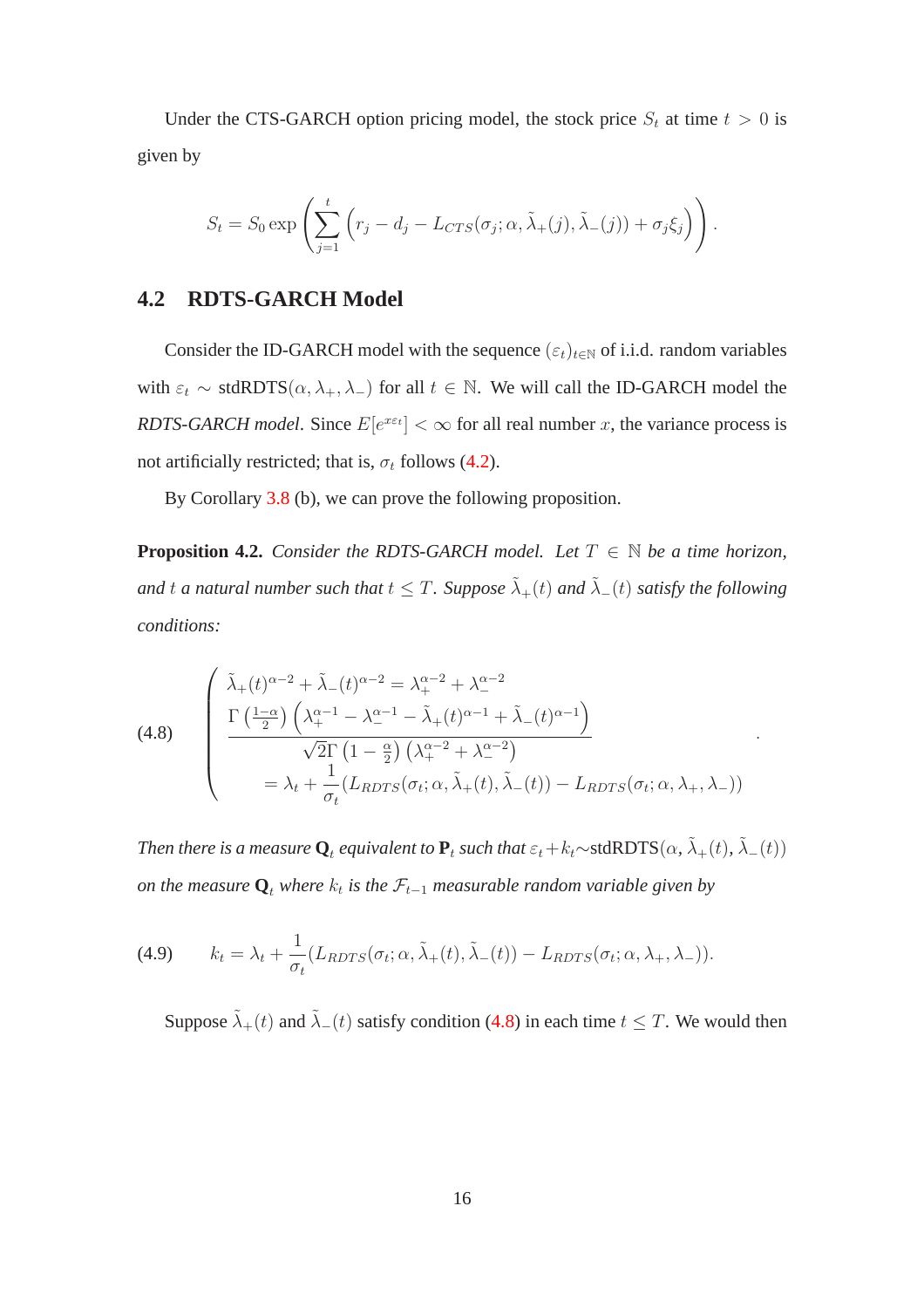Under the CTS-GARCH option pricing model, the stock price $S_t$ at time $t > 0$ is given by

$$S_t = S_0 \exp\left(\sum_{j=1}^{t} \left(r_j - d_j - L_{CTS}(\sigma_j; \alpha, \tilde{\lambda}_+(j), \tilde{\lambda}_-(j)) + \sigma_j \xi_j\right)\right).$$

## 4.2 RDTS-GARCH Model

Consider the ID-GARCH model with the sequence $(\varepsilon_t)_{t\in\mathbb{N}}$ of i.i.d. random variables with $\varepsilon_t \sim \text{stdRDTS}(\alpha, \lambda_+, \lambda_-)$ for all $t \in \mathbb{N}$. We will call the ID-GARCH model the *RDTS-GARCH model*. Since $E[e^{x\varepsilon_t}] < \infty$ for all real number $x$, the variance process is not artificially restricted; that is, $\sigma_t$ follows (4.2).

By Corollary 3.8 (b), we can prove the following proposition.

**Proposition 4.2.** *Consider the RDTS-GARCH model. Let $T \in \mathbb{N}$ be a time horizon, and $t$ a natural number such that $t \leq T$. Suppose $\tilde{\lambda}_+(t)$ and $\tilde{\lambda}_-(t)$ satisfy the following conditions:*

$$(4.8) \qquad \begin{cases} \tilde{\lambda}_+(t)^{\alpha-2} + \tilde{\lambda}_-(t)^{\alpha-2} = \lambda_+^{\alpha-2} + \lambda_-^{\alpha-2} \\ \dfrac{\Gamma\left(\frac{1-\alpha}{2}\right)\left(\lambda_+^{\alpha-1} - \lambda_-^{\alpha-1} - \tilde{\lambda}_+(t)^{\alpha-1} + \tilde{\lambda}_-(t)^{\alpha-1}\right)}{\sqrt{2}\Gamma\left(1-\frac{\alpha}{2}\right)\left(\lambda_+^{\alpha-2} + \lambda_-^{\alpha-2}\right)} \\ \qquad = \lambda_t + \dfrac{1}{\sigma_t}(L_{RDTS}(\sigma_t; \alpha, \tilde{\lambda}_+(t), \tilde{\lambda}_-(t)) - L_{RDTS}(\sigma_t; \alpha, \lambda_+, \lambda_-)) \end{cases}.$$

*Then there is a measure $\mathbf{Q}_t$ equivalent to $\mathbf{P}_t$ such that $\varepsilon_t + k_t \sim \text{stdRDTS}(\alpha, \tilde{\lambda}_+(t), \tilde{\lambda}_-(t))$ on the measure $\mathbf{Q}_t$ where $k_t$ is the $\mathcal{F}_{t-1}$ measurable random variable given by*

$$(4.9) \qquad k_t = \lambda_t + \frac{1}{\sigma_t}(L_{RDTS}(\sigma_t; \alpha, \tilde{\lambda}_+(t), \tilde{\lambda}_-(t)) - L_{RDTS}(\sigma_t; \alpha, \lambda_+, \lambda_-)).$$

Suppose $\tilde{\lambda}_+(t)$ and $\tilde{\lambda}_-(t)$ satisfy condition (4.8) in each time $t \leq T$. We would then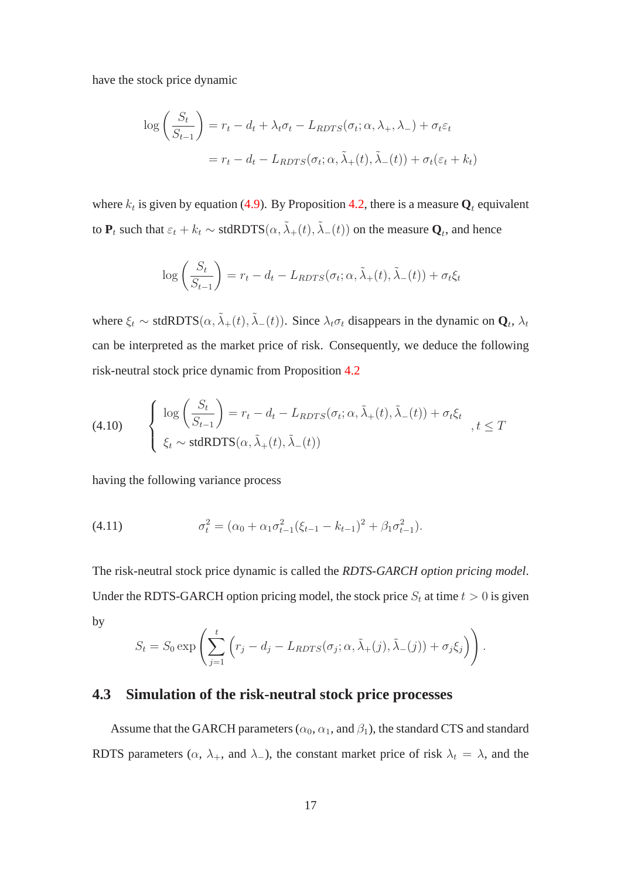have the stock price dynamic

$$
\begin{aligned}
\log\left(\frac{S_t}{S_{t-1}}\right) &= r_t - d_t + \lambda_t \sigma_t - L_{RDTS}(\sigma_t; \alpha, \lambda_+, \lambda_-) + \sigma_t \varepsilon_t \\
&= r_t - d_t - L_{RDTS}(\sigma_t; \alpha, \tilde{\lambda}_+(t), \tilde{\lambda}_-(t)) + \sigma_t(\varepsilon_t + k_t)
\end{aligned}
$$

where $k_t$ is given by equation (4.9). By Proposition 4.2, there is a measure $\mathbf{Q}_t$ equivalent to $\mathbf{P}_t$ such that $\varepsilon_t + k_t \sim$ stdRDTS$(\alpha, \tilde{\lambda}_+(t), \tilde{\lambda}_-(t))$ on the measure $\mathbf{Q}_t$, and hence

$$
\log\left(\frac{S_t}{S_{t-1}}\right) = r_t - d_t - L_{RDTS}(\sigma_t; \alpha, \tilde{\lambda}_+(t), \tilde{\lambda}_-(t)) + \sigma_t \xi_t
$$

where $\xi_t \sim$ stdRDTS$(\alpha, \tilde{\lambda}_+(t), \tilde{\lambda}_-(t))$. Since $\lambda_t \sigma_t$ disappears in the dynamic on $\mathbf{Q}_t$, $\lambda_t$ can be interpreted as the market price of risk. Consequently, we deduce the following risk-neutral stock price dynamic from Proposition 4.2

$$
(4.10) \qquad \begin{cases} \log\left(\frac{S_t}{S_{t-1}}\right) = r_t - d_t - L_{RDTS}(\sigma_t; \alpha, \tilde{\lambda}_+(t), \tilde{\lambda}_-(t)) + \sigma_t \xi_t \\ \xi_t \sim \text{stdRDTS}(\alpha, \tilde{\lambda}_+(t), \tilde{\lambda}_-(t)) \end{cases}, t \leq T
$$

having the following variance process

$$
(4.11) \qquad \sigma_t^2 = (\alpha_0 + \alpha_1 \sigma_{t-1}^2 (\xi_{t-1} - k_{t-1})^2 + \beta_1 \sigma_{t-1}^2).
$$

The risk-neutral stock price dynamic is called the *RDTS-GARCH option pricing model*. Under the RDTS-GARCH option pricing model, the stock price $S_t$ at time $t > 0$ is given by

$$
S_t = S_0 \exp\left(\sum_{j=1}^{t} \left(r_j - d_j - L_{RDTS}(\sigma_j; \alpha, \tilde{\lambda}_+(j), \tilde{\lambda}_-(j)) + \sigma_j \xi_j\right)\right).
$$

## 4.3 Simulation of the risk-neutral stock price processes

Assume that the GARCH parameters ($\alpha_0$, $\alpha_1$, and $\beta_1$), the standard CTS and standard RDTS parameters ($\alpha$, $\lambda_+$, and $\lambda_-$), the constant market price of risk $\lambda_t = \lambda$, and the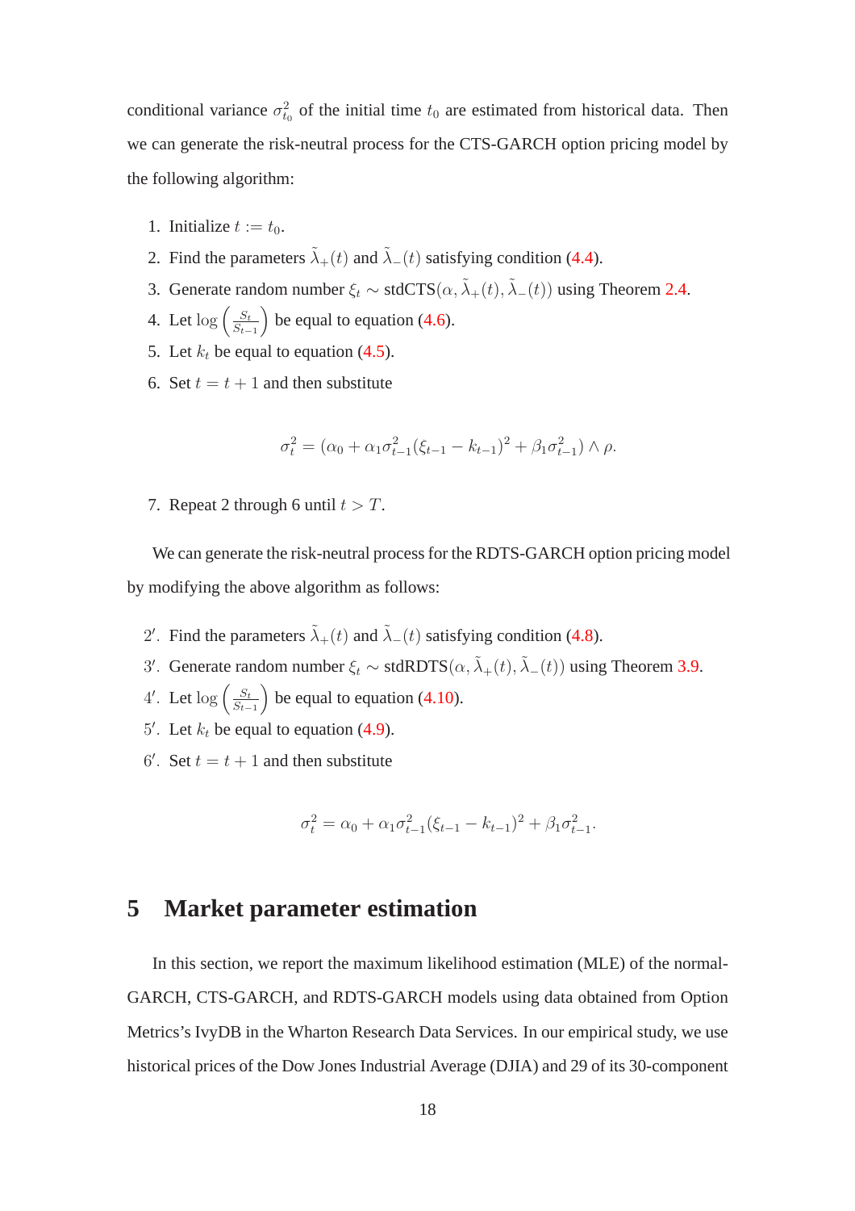conditional variance $\sigma_{t_0}^2$ of the initial time $t_0$ are estimated from historical data. Then we can generate the risk-neutral process for the CTS-GARCH option pricing model by the following algorithm:

1. Initialize $t := t_0$.
2. Find the parameters $\tilde{\lambda}_+(t)$ and $\tilde{\lambda}_-(t)$ satisfying condition (4.4).
3. Generate random number $\xi_t \sim \text{stdCTS}(\alpha, \tilde{\lambda}_+(t), \tilde{\lambda}_-(t))$ using Theorem 2.4.
4. Let $\log\left(\frac{S_t}{S_{t-1}}\right)$ be equal to equation (4.6).
5. Let $k_t$ be equal to equation (4.5).
6. Set $t = t + 1$ and then substitute

$$\sigma_t^2 = (\alpha_0 + \alpha_1 \sigma_{t-1}^2 (\xi_{t-1} - k_{t-1})^2 + \beta_1 \sigma_{t-1}^2) \wedge \rho.$$

7. Repeat 2 through 6 until $t > T$.

We can generate the risk-neutral process for the RDTS-GARCH option pricing model by modifying the above algorithm as follows:

$2'$. Find the parameters $\tilde{\lambda}_+(t)$ and $\tilde{\lambda}_-(t)$ satisfying condition (4.8).

$3'$. Generate random number $\xi_t \sim \text{stdRDTS}(\alpha, \tilde{\lambda}_+(t), \tilde{\lambda}_-(t))$ using Theorem 3.9.

$4'$. Let $\log\left(\frac{S_t}{S_{t-1}}\right)$ be equal to equation (4.10).

$5'$. Let $k_t$ be equal to equation (4.9).

$6'$. Set $t = t + 1$ and then substitute

$$\sigma_t^2 = \alpha_0 + \alpha_1 \sigma_{t-1}^2 (\xi_{t-1} - k_{t-1})^2 + \beta_1 \sigma_{t-1}^2.$$

## 5 Market parameter estimation

In this section, we report the maximum likelihood estimation (MLE) of the normal-GARCH, CTS-GARCH, and RDTS-GARCH models using data obtained from Option Metrics's IvyDB in the Wharton Research Data Services. In our empirical study, we use historical prices of the Dow Jones Industrial Average (DJIA) and 29 of its 30-component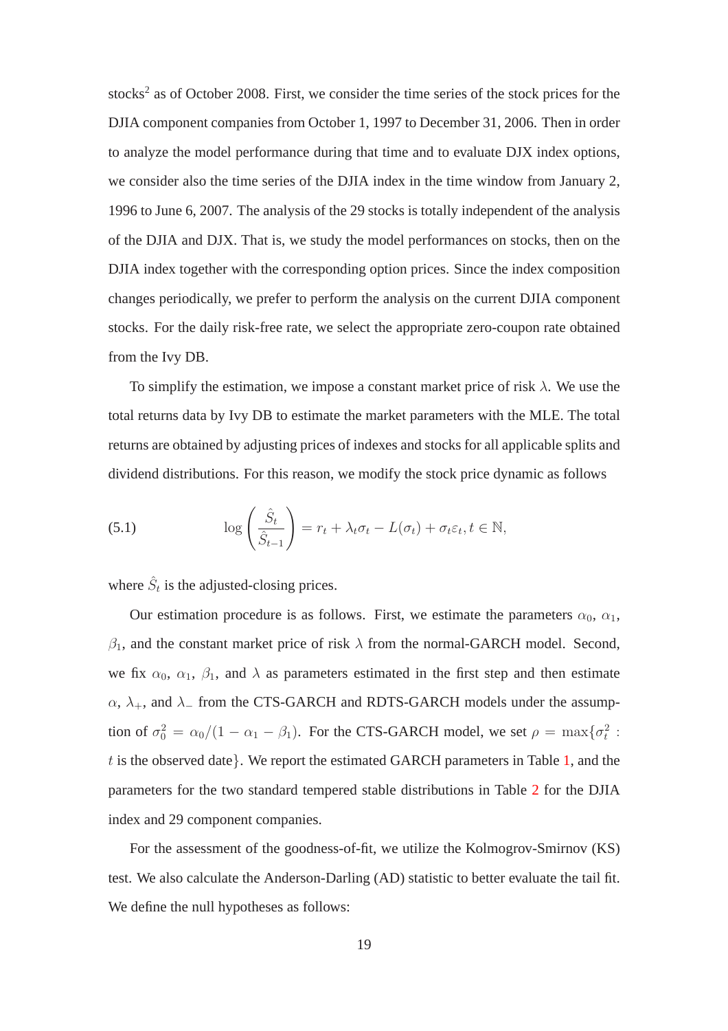stocks[2] as of October 2008. First, we consider the time series of the stock prices for the DJIA component companies from October 1, 1997 to December 31, 2006. Then in order to analyze the model performance during that time and to evaluate DJX index options, we consider also the time series of the DJIA index in the time window from January 2, 1996 to June 6, 2007. The analysis of the 29 stocks is totally independent of the analysis of the DJIA and DJX. That is, we study the model performances on stocks, then on the DJIA index together with the corresponding option prices. Since the index composition changes periodically, we prefer to perform the analysis on the current DJIA component stocks. For the daily risk-free rate, we select the appropriate zero-coupon rate obtained from the Ivy DB.

To simplify the estimation, we impose a constant market price of risk $\lambda$. We use the total returns data by Ivy DB to estimate the market parameters with the MLE. The total returns are obtained by adjusting prices of indexes and stocks for all applicable splits and dividend distributions. For this reason, we modify the stock price dynamic as follows

$$\log\left(\frac{\hat{S}_t}{\hat{S}_{t-1}}\right) = r_t + \lambda_t\sigma_t - L(\sigma_t) + \sigma_t\varepsilon_t, t \in \mathbb{N}, \tag{5.1}$$

where $\hat{S}_t$ is the adjusted-closing prices.

Our estimation procedure is as follows. First, we estimate the parameters $\alpha_0$, $\alpha_1$, $\beta_1$, and the constant market price of risk $\lambda$ from the normal-GARCH model. Second, we fix $\alpha_0$, $\alpha_1$, $\beta_1$, and $\lambda$ as parameters estimated in the first step and then estimate $\alpha$, $\lambda_+$, and $\lambda_-$ from the CTS-GARCH and RDTS-GARCH models under the assumption of $\sigma_0^2 = \alpha_0/(1 - \alpha_1 - \beta_1)$. For the CTS-GARCH model, we set $\rho = \max\{\sigma_t^2 : t \text{ is the observed date}\}$. We report the estimated GARCH parameters in Table 1, and the parameters for the two standard tempered stable distributions in Table 2 for the DJIA index and 29 component companies.

For the assessment of the goodness-of-fit, we utilize the Kolmogrov-Smirnov (KS) test. We also calculate the Anderson-Darling (AD) statistic to better evaluate the tail fit. We define the null hypotheses as follows: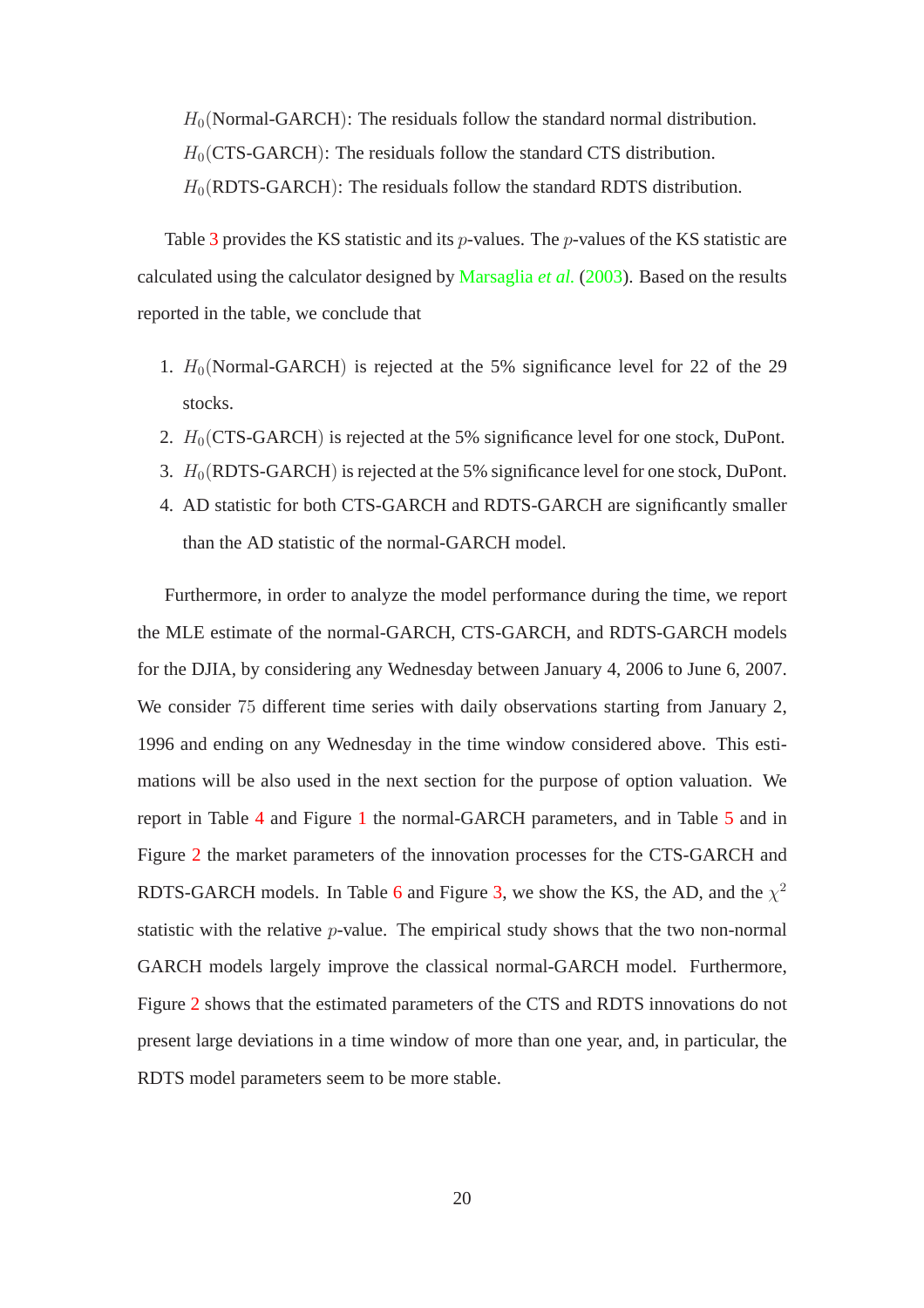$H_0$(Normal-GARCH): The residuals follow the standard normal distribution.

$H_0$(CTS-GARCH): The residuals follow the standard CTS distribution.

$H_0$(RDTS-GARCH): The residuals follow the standard RDTS distribution.

Table 3 provides the KS statistic and its $p$-values. The $p$-values of the KS statistic are calculated using the calculator designed by Marsaglia *et al.* (2003). Based on the results reported in the table, we conclude that

1. $H_0$(Normal-GARCH) is rejected at the 5% significance level for 22 of the 29 stocks.
2. $H_0$(CTS-GARCH) is rejected at the 5% significance level for one stock, DuPont.
3. $H_0$(RDTS-GARCH) is rejected at the 5% significance level for one stock, DuPont.
4. AD statistic for both CTS-GARCH and RDTS-GARCH are significantly smaller than the AD statistic of the normal-GARCH model.

Furthermore, in order to analyze the model performance during the time, we report the MLE estimate of the normal-GARCH, CTS-GARCH, and RDTS-GARCH models for the DJIA, by considering any Wednesday between January 4, 2006 to June 6, 2007. We consider $75$ different time series with daily observations starting from January 2, 1996 and ending on any Wednesday in the time window considered above. This estimations will be also used in the next section for the purpose of option valuation. We report in Table 4 and Figure 1 the normal-GARCH parameters, and in Table 5 and in Figure 2 the market parameters of the innovation processes for the CTS-GARCH and RDTS-GARCH models. In Table 6 and Figure 3, we show the KS, the AD, and the $\chi^2$ statistic with the relative $p$-value. The empirical study shows that the two non-normal GARCH models largely improve the classical normal-GARCH model. Furthermore, Figure 2 shows that the estimated parameters of the CTS and RDTS innovations do not present large deviations in a time window of more than one year, and, in particular, the RDTS model parameters seem to be more stable.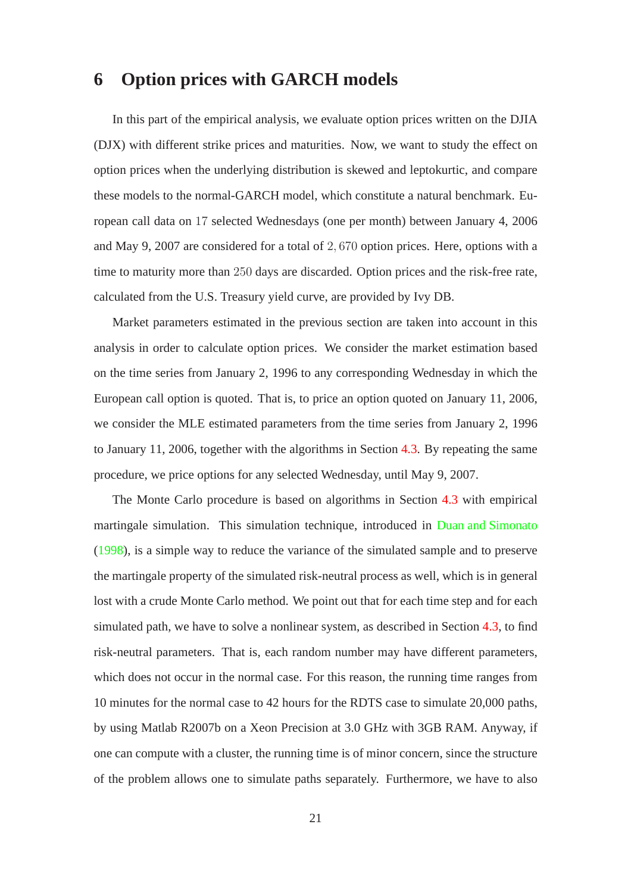# 6 Option prices with GARCH models

In this part of the empirical analysis, we evaluate option prices written on the DJIA (DJX) with different strike prices and maturities. Now, we want to study the effect on option prices when the underlying distribution is skewed and leptokurtic, and compare these models to the normal-GARCH model, which constitute a natural benchmark. European call data on $17$ selected Wednesdays (one per month) between January 4, 2006 and May 9, 2007 are considered for a total of $2,670$ option prices. Here, options with a time to maturity more than $250$ days are discarded. Option prices and the risk-free rate, calculated from the U.S. Treasury yield curve, are provided by Ivy DB.

Market parameters estimated in the previous section are taken into account in this analysis in order to calculate option prices. We consider the market estimation based on the time series from January 2, 1996 to any corresponding Wednesday in which the European call option is quoted. That is, to price an option quoted on January 11, 2006, we consider the MLE estimated parameters from the time series from January 2, 1996 to January 11, 2006, together with the algorithms in Section 4.3. By repeating the same procedure, we price options for any selected Wednesday, until May 9, 2007.

The Monte Carlo procedure is based on algorithms in Section 4.3 with empirical martingale simulation. This simulation technique, introduced in Duan and Simonato (1998), is a simple way to reduce the variance of the simulated sample and to preserve the martingale property of the simulated risk-neutral process as well, which is in general lost with a crude Monte Carlo method. We point out that for each time step and for each simulated path, we have to solve a nonlinear system, as described in Section 4.3, to find risk-neutral parameters. That is, each random number may have different parameters, which does not occur in the normal case. For this reason, the running time ranges from 10 minutes for the normal case to 42 hours for the RDTS case to simulate 20,000 paths, by using Matlab R2007b on a Xeon Precision at 3.0 GHz with 3GB RAM. Anyway, if one can compute with a cluster, the running time is of minor concern, since the structure of the problem allows one to simulate paths separately. Furthermore, we have to also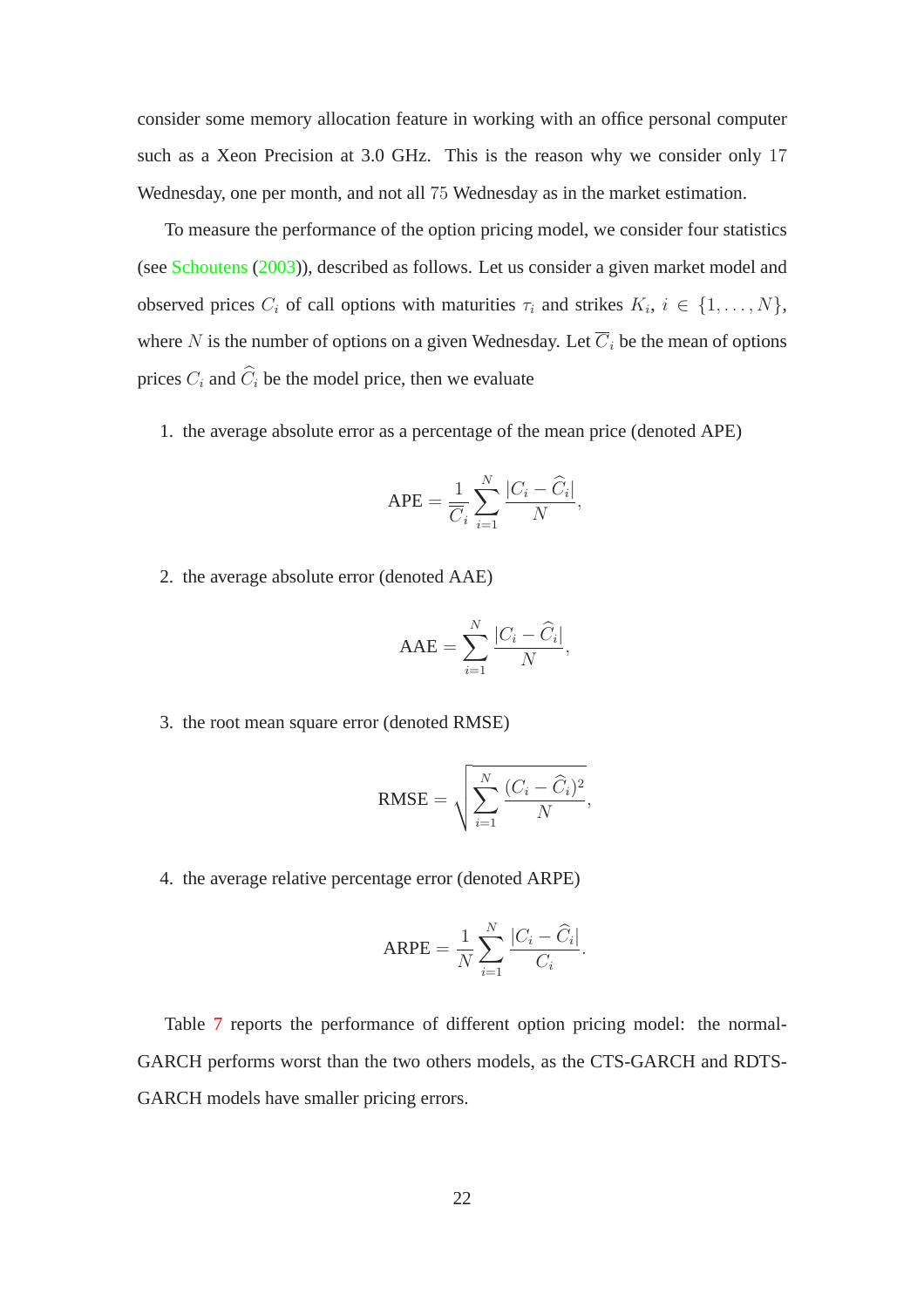consider some memory allocation feature in working with an office personal computer such as a Xeon Precision at 3.0 GHz. This is the reason why we consider only 17 Wednesday, one per month, and not all 75 Wednesday as in the market estimation.

To measure the performance of the option pricing model, we consider four statistics (see Schoutens (2003)), described as follows. Let us consider a given market model and observed prices $C_i$ of call options with maturities $\tau_i$ and strikes $K_i$, $i \in \{1, \ldots, N\}$, where $N$ is the number of options on a given Wednesday. Let $\overline{C}_i$ be the mean of options prices $C_i$ and $\widehat{C}_i$ be the model price, then we evaluate

1. the average absolute error as a percentage of the mean price (denoted APE)

$$\text{APE} = \frac{1}{\overline{C}_i} \sum_{i=1}^{N} \frac{|C_i - \widehat{C}_i|}{N},$$

2. the average absolute error (denoted AAE)

$$\text{AAE} = \sum_{i=1}^{N} \frac{|C_i - \widehat{C}_i|}{N},$$

3. the root mean square error (denoted RMSE)

$$\text{RMSE} = \sqrt{\sum_{i=1}^{N} \frac{(C_i - \widehat{C}_i)^2}{N}},$$

4. the average relative percentage error (denoted ARPE)

$$\text{ARPE} = \frac{1}{N} \sum_{i=1}^{N} \frac{|C_i - \widehat{C}_i|}{C_i}.$$

Table 7 reports the performance of different option pricing model: the normal-GARCH performs worst than the two others models, as the CTS-GARCH and RDTS-GARCH models have smaller pricing errors.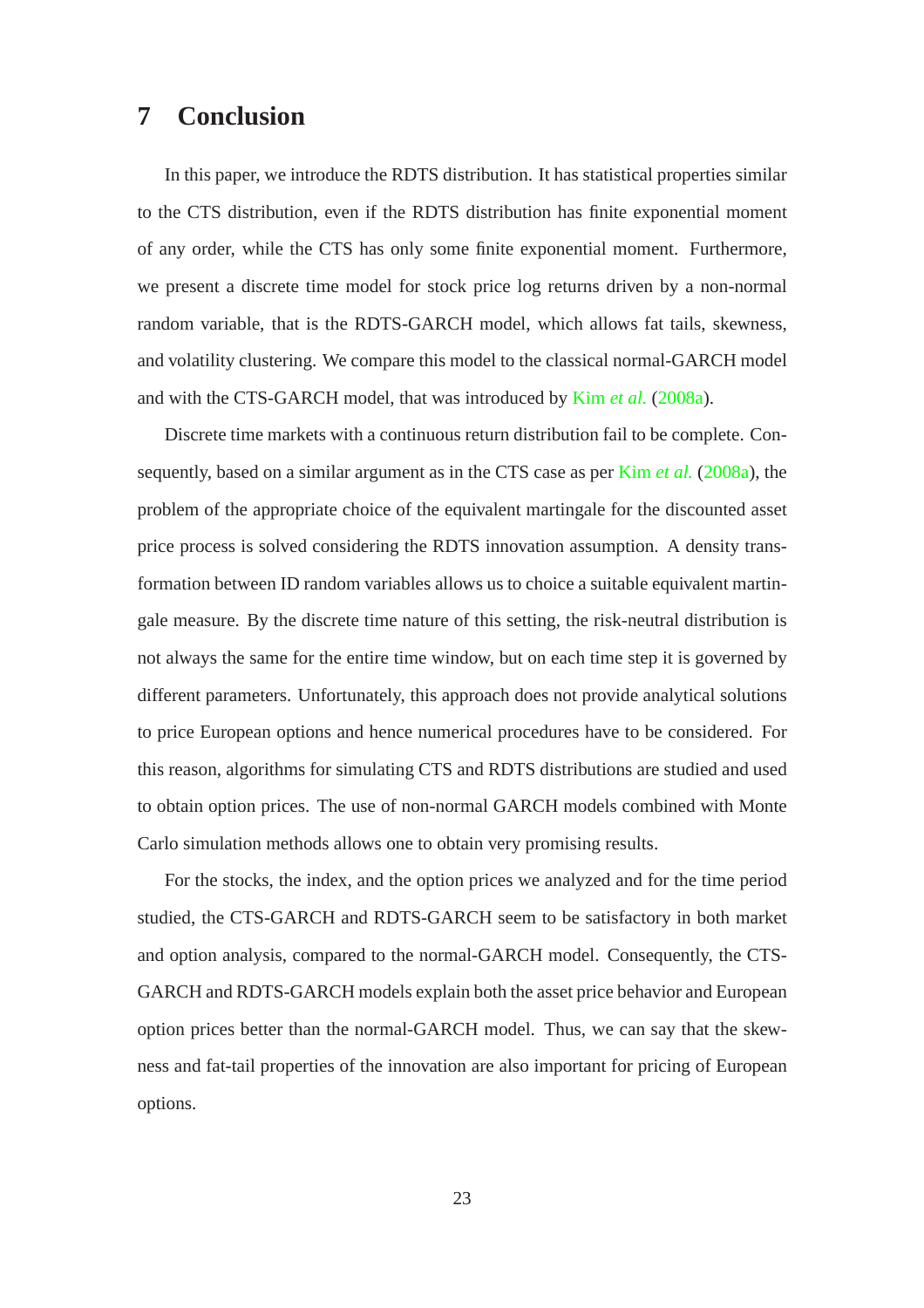## 7 Conclusion

In this paper, we introduce the RDTS distribution. It has statistical properties similar to the CTS distribution, even if the RDTS distribution has finite exponential moment of any order, while the CTS has only some finite exponential moment. Furthermore, we present a discrete time model for stock price log returns driven by a non-normal random variable, that is the RDTS-GARCH model, which allows fat tails, skewness, and volatility clustering. We compare this model to the classical normal-GARCH model and with the CTS-GARCH model, that was introduced by Kim *et al.* (2008a).

Discrete time markets with a continuous return distribution fail to be complete. Consequently, based on a similar argument as in the CTS case as per Kim *et al.* (2008a), the problem of the appropriate choice of the equivalent martingale for the discounted asset price process is solved considering the RDTS innovation assumption. A density transformation between ID random variables allows us to choice a suitable equivalent martingale measure. By the discrete time nature of this setting, the risk-neutral distribution is not always the same for the entire time window, but on each time step it is governed by different parameters. Unfortunately, this approach does not provide analytical solutions to price European options and hence numerical procedures have to be considered. For this reason, algorithms for simulating CTS and RDTS distributions are studied and used to obtain option prices. The use of non-normal GARCH models combined with Monte Carlo simulation methods allows one to obtain very promising results.

For the stocks, the index, and the option prices we analyzed and for the time period studied, the CTS-GARCH and RDTS-GARCH seem to be satisfactory in both market and option analysis, compared to the normal-GARCH model. Consequently, the CTS-GARCH and RDTS-GARCH models explain both the asset price behavior and European option prices better than the normal-GARCH model. Thus, we can say that the skewness and fat-tail properties of the innovation are also important for pricing of European options.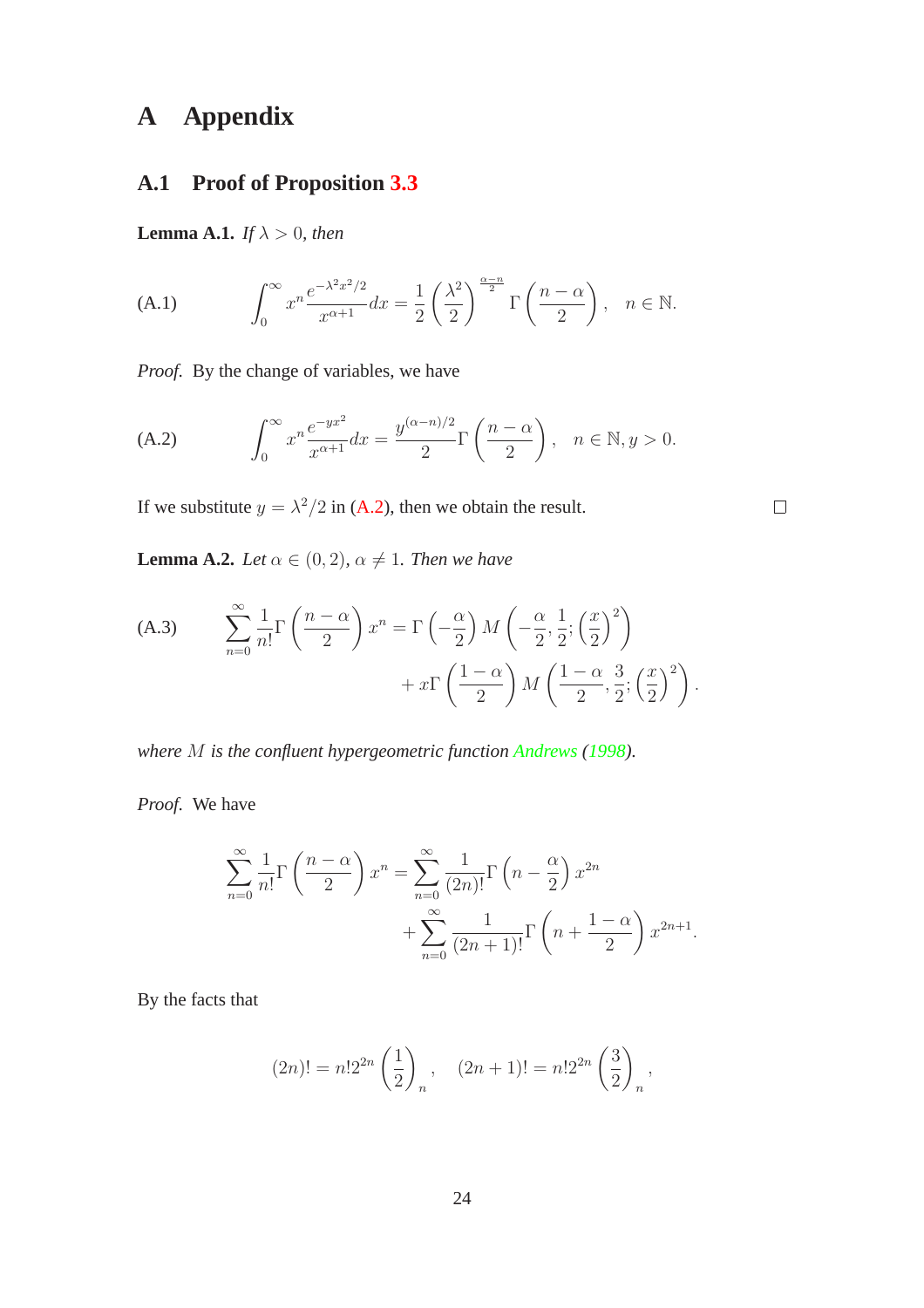# A Appendix

## A.1 Proof of Proposition 3.3

**Lemma A.1.** *If $\lambda > 0$, then*

$$\int_0^\infty x^n \frac{e^{-\lambda^2 x^2/2}}{x^{\alpha+1}} dx = \frac{1}{2}\left(\frac{\lambda^2}{2}\right)^{\frac{\alpha-n}{2}} \Gamma\left(\frac{n-\alpha}{2}\right), \quad n \in \mathbb{N}. \tag{A.1}$$

*Proof.* By the change of variables, we have

$$\int_0^\infty x^n \frac{e^{-yx^2}}{x^{\alpha+1}} dx = \frac{y^{(\alpha-n)/2}}{2} \Gamma\left(\frac{n-\alpha}{2}\right), \quad n \in \mathbb{N}, y > 0. \tag{A.2}$$

If we substitute $y = \lambda^2/2$ in (A.2), then we obtain the result. $\square$

**Lemma A.2.** *Let $\alpha \in (0, 2)$, $\alpha \neq 1$. Then we have*

$$\sum_{n=0}^\infty \frac{1}{n!}\Gamma\left(\frac{n-\alpha}{2}\right) x^n = \Gamma\left(-\frac{\alpha}{2}\right) M\left(-\frac{\alpha}{2}, \frac{1}{2}; \left(\frac{x}{2}\right)^2\right) + x\Gamma\left(\frac{1-\alpha}{2}\right) M\left(\frac{1-\alpha}{2}, \frac{3}{2}; \left(\frac{x}{2}\right)^2\right). \tag{A.3}$$

*where $M$ is the confluent hypergeometric function Andrews (1998).*

*Proof.* We have

$$\sum_{n=0}^\infty \frac{1}{n!}\Gamma\left(\frac{n-\alpha}{2}\right) x^n = \sum_{n=0}^\infty \frac{1}{(2n)!}\Gamma\left(n - \frac{\alpha}{2}\right) x^{2n} + \sum_{n=0}^\infty \frac{1}{(2n+1)!}\Gamma\left(n + \frac{1-\alpha}{2}\right) x^{2n+1}.$$

By the facts that

$$(2n)! = n! 2^{2n} \left(\frac{1}{2}\right)_n, \quad (2n+1)! = n! 2^{2n} \left(\frac{3}{2}\right)_n,$$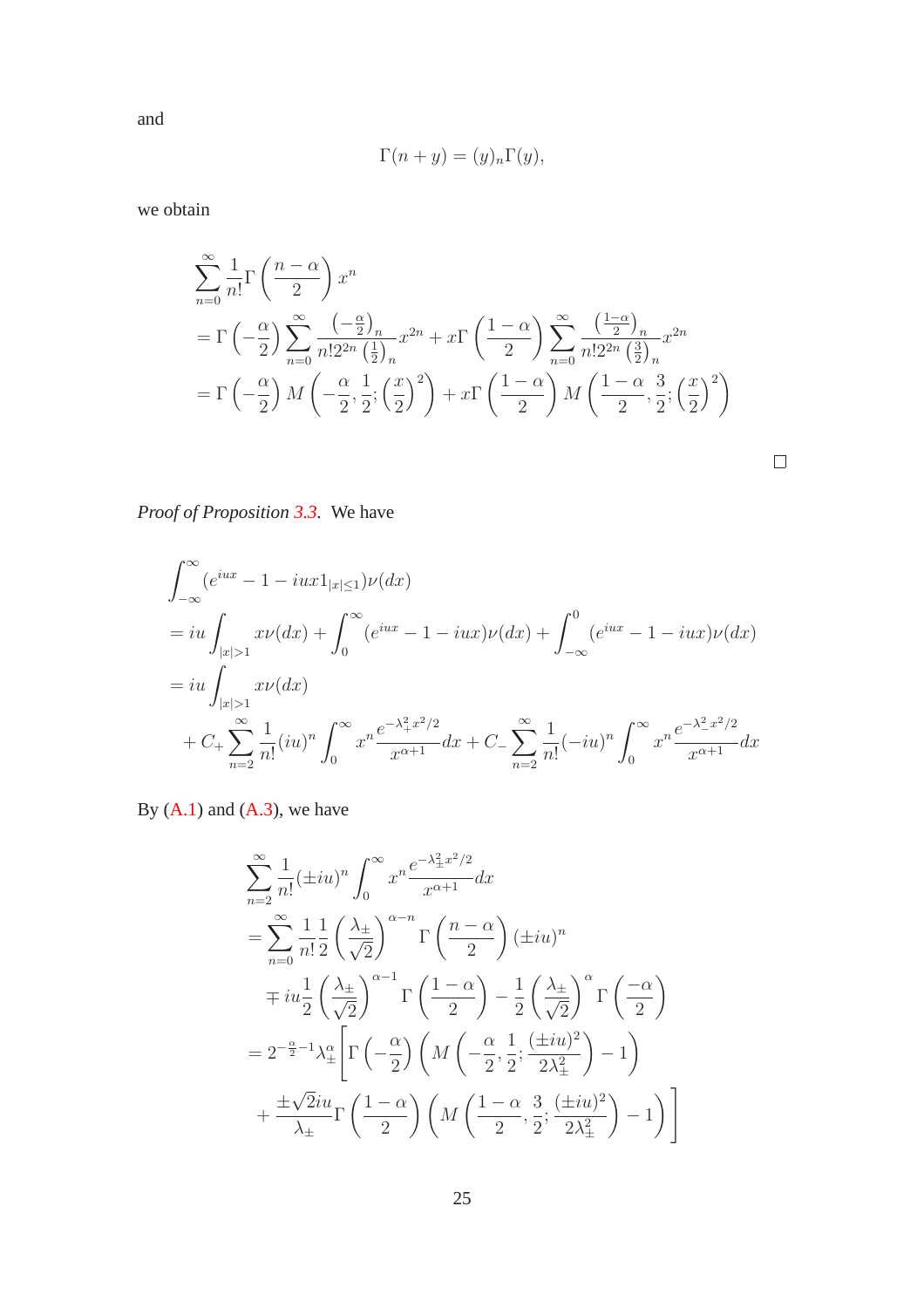and

$$\Gamma(n+y) = (y)_n \Gamma(y),$$

we obtain

$$\begin{aligned}
&\sum_{n=0}^{\infty} \frac{1}{n!} \Gamma\left(\frac{n-\alpha}{2}\right) x^n \\
&= \Gamma\left(-\frac{\alpha}{2}\right) \sum_{n=0}^{\infty} \frac{\left(-\frac{\alpha}{2}\right)_n}{n! 2^{2n} \left(\frac{1}{2}\right)_n} x^{2n} + x\Gamma\left(\frac{1-\alpha}{2}\right) \sum_{n=0}^{\infty} \frac{\left(\frac{1-\alpha}{2}\right)_n}{n! 2^{2n} \left(\frac{3}{2}\right)_n} x^{2n} \\
&= \Gamma\left(-\frac{\alpha}{2}\right) M\left(-\frac{\alpha}{2}, \frac{1}{2}; \left(\frac{x}{2}\right)^2\right) + x\Gamma\left(\frac{1-\alpha}{2}\right) M\left(\frac{1-\alpha}{2}, \frac{3}{2}; \left(\frac{x}{2}\right)^2\right)
\end{aligned}$$

□

*Proof of Proposition 3.3.* We have

$$\begin{aligned}
&\int_{-\infty}^{\infty} (e^{iux} - 1 - iux 1_{|x|\leq 1}) \nu(dx) \\
&= iu \int_{|x|>1} x\nu(dx) + \int_0^{\infty} (e^{iux} - 1 - iux)\nu(dx) + \int_{-\infty}^0 (e^{iux} - 1 - iux)\nu(dx) \\
&= iu \int_{|x|>1} x\nu(dx) \\
&\quad + C_+ \sum_{n=2}^{\infty} \frac{1}{n!} (iu)^n \int_0^{\infty} x^n \frac{e^{-\lambda_+^2 x^2/2}}{x^{\alpha+1}} dx + C_- \sum_{n=2}^{\infty} \frac{1}{n!} (-iu)^n \int_0^{\infty} x^n \frac{e^{-\lambda_-^2 x^2/2}}{x^{\alpha+1}} dx
\end{aligned}$$

By (A.1) and (A.3), we have

$$\begin{aligned}
&\sum_{n=2}^{\infty} \frac{1}{n!} (\pm iu)^n \int_0^{\infty} x^n \frac{e^{-\lambda_\pm^2 x^2/2}}{x^{\alpha+1}} dx \\
&= \sum_{n=0}^{\infty} \frac{1}{n!} \frac{1}{2} \left(\frac{\lambda_\pm}{\sqrt{2}}\right)^{\alpha-n} \Gamma\left(\frac{n-\alpha}{2}\right) (\pm iu)^n \\
&\quad \mp iu \frac{1}{2} \left(\frac{\lambda_\pm}{\sqrt{2}}\right)^{\alpha-1} \Gamma\left(\frac{1-\alpha}{2}\right) - \frac{1}{2} \left(\frac{\lambda_\pm}{\sqrt{2}}\right)^{\alpha} \Gamma\left(\frac{-\alpha}{2}\right) \\
&= 2^{-\frac{\alpha}{2}-1} \lambda_\pm^\alpha \Bigg[ \Gamma\left(-\frac{\alpha}{2}\right) \left( M\left(-\frac{\alpha}{2}, \frac{1}{2}; \frac{(\pm iu)^2}{2\lambda_\pm^2}\right) - 1 \right) \\
&\quad + \frac{\pm\sqrt{2} iu}{\lambda_\pm} \Gamma\left(\frac{1-\alpha}{2}\right) \left( M\left(\frac{1-\alpha}{2}, \frac{3}{2}; \frac{(\pm iu)^2}{2\lambda_\pm^2}\right) - 1 \right) \Bigg]
\end{aligned}$$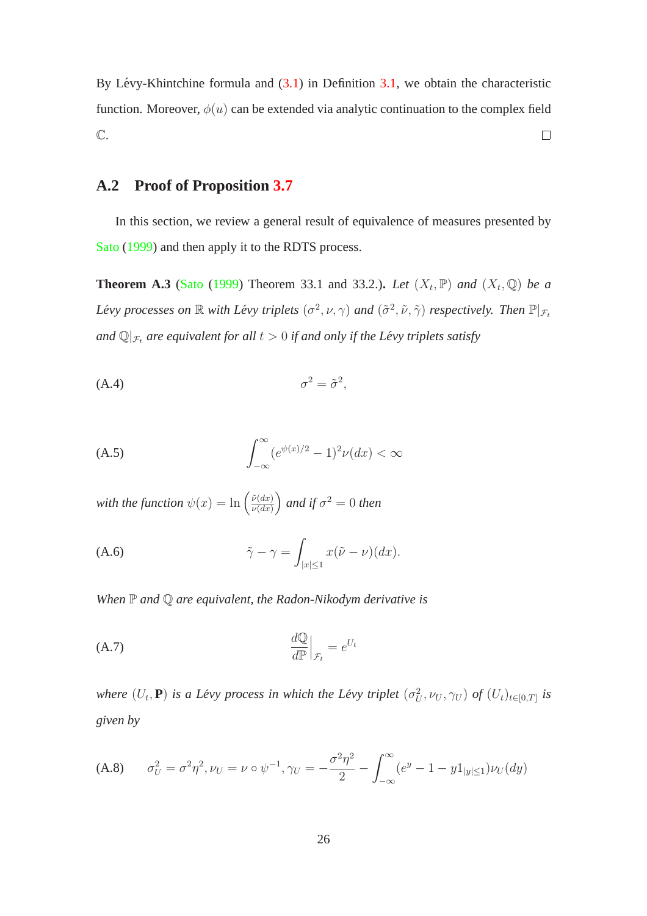By Lévy-Khintchine formula and (3.1) in Definition 3.1, we obtain the characteristic function. Moreover, $\phi(u)$ can be extended via analytic continuation to the complex field $\mathbb{C}$. □

## A.2 Proof of Proposition 3.7

In this section, we review a general result of equivalence of measures presented by Sato (1999) and then apply it to the RDTS process.

**Theorem A.3** (Sato (1999) Theorem 33.1 and 33.2.). *Let $(X_t, \mathbb{P})$ and $(X_t, \mathbb{Q})$ be a Lévy processes on $\mathbb{R}$ with Lévy triplets $(\sigma^2, \nu, \gamma)$ and $(\tilde{\sigma}^2, \tilde{\nu}, \tilde{\gamma})$ respectively. Then $\mathbb{P}|_{\mathcal{F}_t}$ and $\mathbb{Q}|_{\mathcal{F}_t}$ are equivalent for all $t > 0$ if and only if the Lévy triplets satisfy*

$$\sigma^2 = \tilde{\sigma}^2, \tag{A.4}$$

$$\int_{-\infty}^{\infty} (e^{\psi(x)/2} - 1)^2 \nu(dx) < \infty \tag{A.5}$$

*with the function $\psi(x) = \ln\left(\frac{\tilde{\nu}(dx)}{\nu(dx)}\right)$ and if $\sigma^2 = 0$ then*

$$\tilde{\gamma} - \gamma = \int_{|x|\leq 1} x(\tilde{\nu} - \nu)(dx). \tag{A.6}$$

*When $\mathbb{P}$ and $\mathbb{Q}$ are equivalent, the Radon-Nikodym derivative is*

$$\left.\frac{d\mathbb{Q}}{d\mathbb{P}}\right|_{\mathcal{F}_t} = e^{U_t} \tag{A.7}$$

*where $(U_t, \mathbf{P})$ is a Lévy process in which the Lévy triplet $(\sigma_U^2, \nu_U, \gamma_U)$ of $(U_t)_{t\in[0,T]}$ is given by*

$$\sigma_U^2 = \sigma^2\eta^2, \nu_U = \nu \circ \psi^{-1}, \gamma_U = -\frac{\sigma^2\eta^2}{2} - \int_{-\infty}^{\infty} (e^y - 1 - y1_{|y|\leq 1})\nu_U(dy) \tag{A.8}$$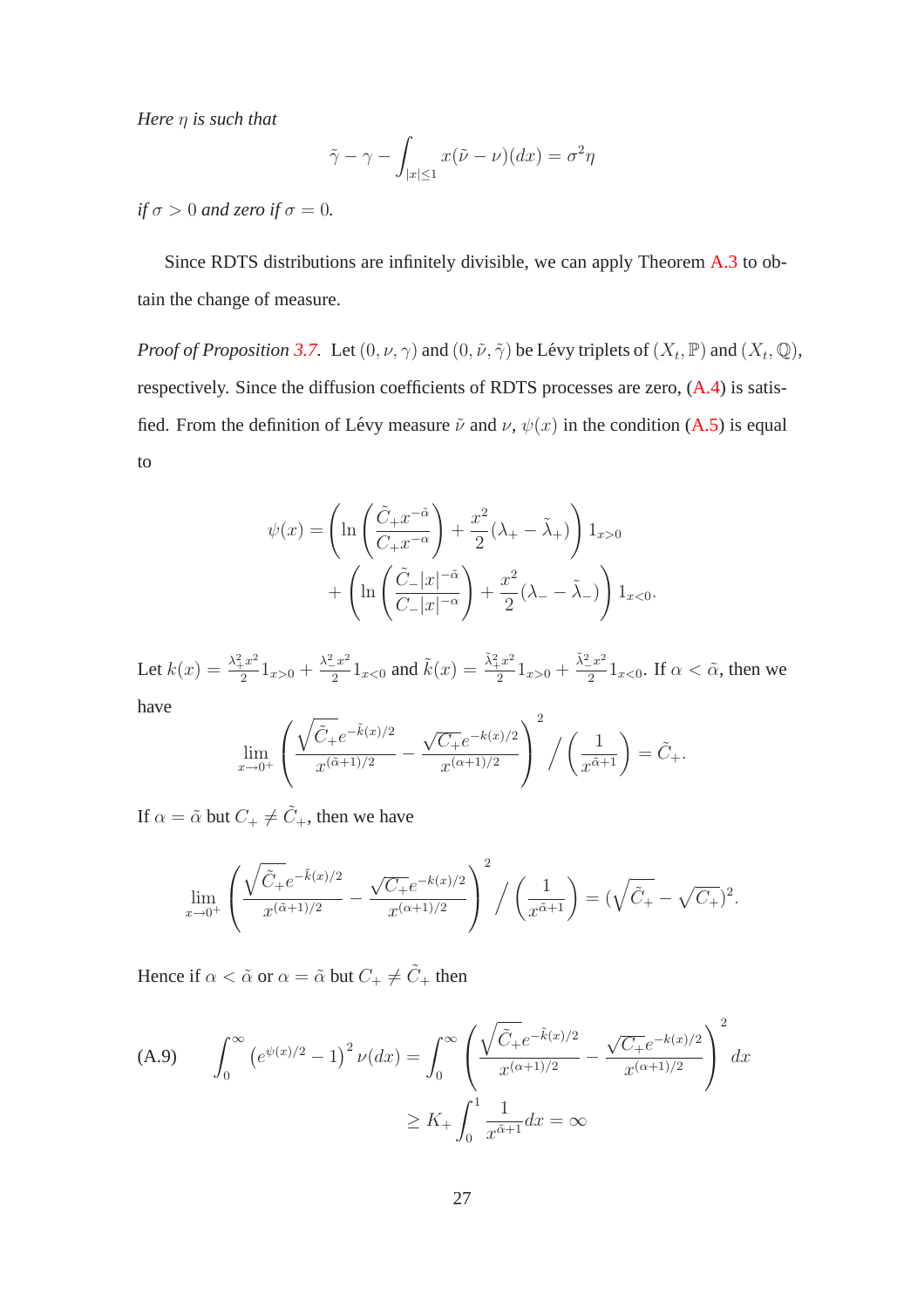*Here $\eta$ is such that*

$$\tilde{\gamma} - \gamma - \int_{|x|\leq 1} x(\tilde{\nu} - \nu)(dx) = \sigma^2 \eta$$

*if $\sigma > 0$ and zero if $\sigma = 0$.*

Since RDTS distributions are infinitely divisible, we can apply Theorem A.3 to obtain the change of measure.

*Proof of Proposition 3.7.* Let $(0, \nu, \gamma)$ and $(0, \tilde{\nu}, \tilde{\gamma})$ be Lévy triplets of $(X_t, \mathbb{P})$ and $(X_t, \mathbb{Q})$, respectively. Since the diffusion coefficients of RDTS processes are zero, (A.4) is satisfied. From the definition of Lévy measure $\tilde{\nu}$ and $\nu$, $\psi(x)$ in the condition (A.5) is equal to

$$\psi(x) = \left( \ln\left( \frac{\tilde{C}_+ x^{-\tilde{\alpha}}}{C_+ x^{-\alpha}} \right) + \frac{x^2}{2}(\lambda_+ - \tilde{\lambda}_+) \right) 1_{x>0} + \left( \ln\left( \frac{\tilde{C}_- |x|^{-\tilde{\alpha}}}{C_- |x|^{-\alpha}} \right) + \frac{x^2}{2}(\lambda_- - \tilde{\lambda}_-) \right) 1_{x<0}.$$

Let $k(x) = \frac{\lambda_+^2 x^2}{2} 1_{x>0} + \frac{\lambda_-^2 x^2}{2} 1_{x<0}$ and $\tilde{k}(x) = \frac{\tilde{\lambda}_+^2 x^2}{2} 1_{x>0} + \frac{\tilde{\lambda}_-^2 x^2}{2} 1_{x<0}$. If $\alpha < \tilde{\alpha}$, then we have

$$\lim_{x \to 0^+} \left( \frac{\sqrt{\tilde{C}_+} e^{-\tilde{k}(x)/2}}{x^{(\tilde{\alpha}+1)/2}} - \frac{\sqrt{C_+} e^{-k(x)/2}}{x^{(\alpha+1)/2}} \right)^2 \Bigg/ \left( \frac{1}{x^{\tilde{\alpha}+1}} \right) = \tilde{C}_+.$$

If $\alpha = \tilde{\alpha}$ but $C_+ \neq \tilde{C}_+$, then we have

$$\lim_{x \to 0^+} \left( \frac{\sqrt{\tilde{C}_+} e^{-\tilde{k}(x)/2}}{x^{(\tilde{\alpha}+1)/2}} - \frac{\sqrt{C_+} e^{-k(x)/2}}{x^{(\alpha+1)/2}} \right)^2 \Bigg/ \left( \frac{1}{x^{\tilde{\alpha}+1}} \right) = (\sqrt{\tilde{C}_+} - \sqrt{C_+})^2.$$

Hence if $\alpha < \tilde{\alpha}$ or $\alpha = \tilde{\alpha}$ but $C_+ \neq \tilde{C}_+$ then

$$\text{(A.9)} \qquad \int_0^\infty \left( e^{\psi(x)/2} - 1 \right)^2 \nu(dx) = \int_0^\infty \left( \frac{\sqrt{\tilde{C}_+} e^{-\tilde{k}(x)/2}}{x^{(\alpha+1)/2}} - \frac{\sqrt{C_+} e^{-k(x)/2}}{x^{(\alpha+1)/2}} \right)^2 dx \geq K_+ \int_0^1 \frac{1}{x^{\tilde{\alpha}+1}} dx = \infty$$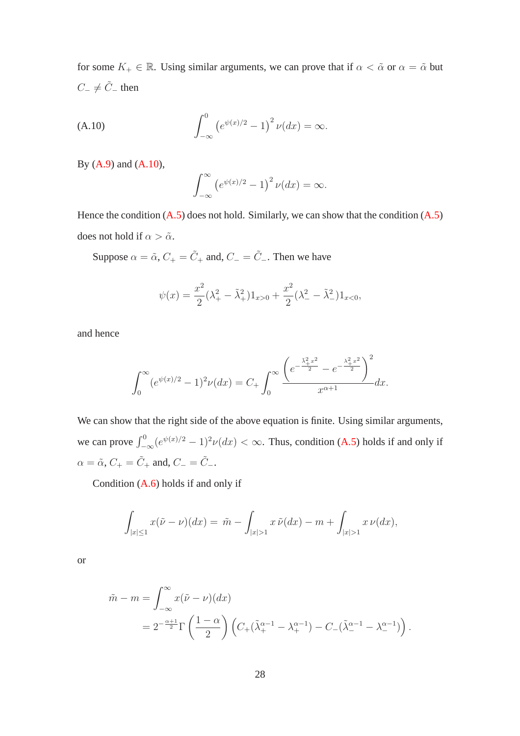for some $K_+ \in \mathbb{R}$. Using similar arguments, we can prove that if $\alpha < \tilde{\alpha}$ or $\alpha = \tilde{\alpha}$ but $C_- \neq \tilde{C}_-$ then

$$\int_{-\infty}^{0} \left(e^{\psi(x)/2} - 1\right)^2 \nu(dx) = \infty. \tag{A.10}$$

By (A.9) and (A.10),

$$\int_{-\infty}^{\infty} \left(e^{\psi(x)/2} - 1\right)^2 \nu(dx) = \infty.$$

Hence the condition (A.5) does not hold. Similarly, we can show that the condition (A.5) does not hold if $\alpha > \tilde{\alpha}$.

Suppose $\alpha = \tilde{\alpha}$, $C_+ = \tilde{C}_+$ and, $C_- = \tilde{C}_-$. Then we have

$$\psi(x) = \frac{x^2}{2}(\lambda_+^2 - \tilde{\lambda}_+^2)1_{x>0} + \frac{x^2}{2}(\lambda_-^2 - \tilde{\lambda}_-^2)1_{x<0},$$

and hence

$$\int_0^\infty (e^{\psi(x)/2} - 1)^2 \nu(dx) = C_+ \int_0^\infty \frac{\left(e^{-\frac{\tilde{\lambda}_+^2 x^2}{2}} - e^{-\frac{\lambda_+^2 x^2}{2}}\right)^2}{x^{\alpha+1}} dx.$$

We can show that the right side of the above equation is finite. Using similar arguments, we can prove $\int_{-\infty}^0 (e^{\psi(x)/2} - 1)^2 \nu(dx) < \infty$. Thus, condition (A.5) holds if and only if $\alpha = \tilde{\alpha}$, $C_+ = \tilde{C}_+$ and, $C_- = \tilde{C}_-$.

Condition (A.6) holds if and only if

$$\int_{|x|\leq 1} x(\tilde{\nu} - \nu)(dx) = \tilde{m} - \int_{|x|>1} x\,\tilde{\nu}(dx) - m + \int_{|x|>1} x\,\nu(dx),$$

or

$$\begin{aligned}
\tilde{m} - m &= \int_{-\infty}^{\infty} x(\tilde{\nu} - \nu)(dx) \\
&= 2^{-\frac{\alpha+1}{2}} \Gamma\left(\frac{1-\alpha}{2}\right) \left(C_+(\tilde{\lambda}_+^{\alpha-1} - \lambda_+^{\alpha-1}) - C_-(\tilde{\lambda}_-^{\alpha-1} - \lambda_-^{\alpha-1})\right).
\end{aligned}$$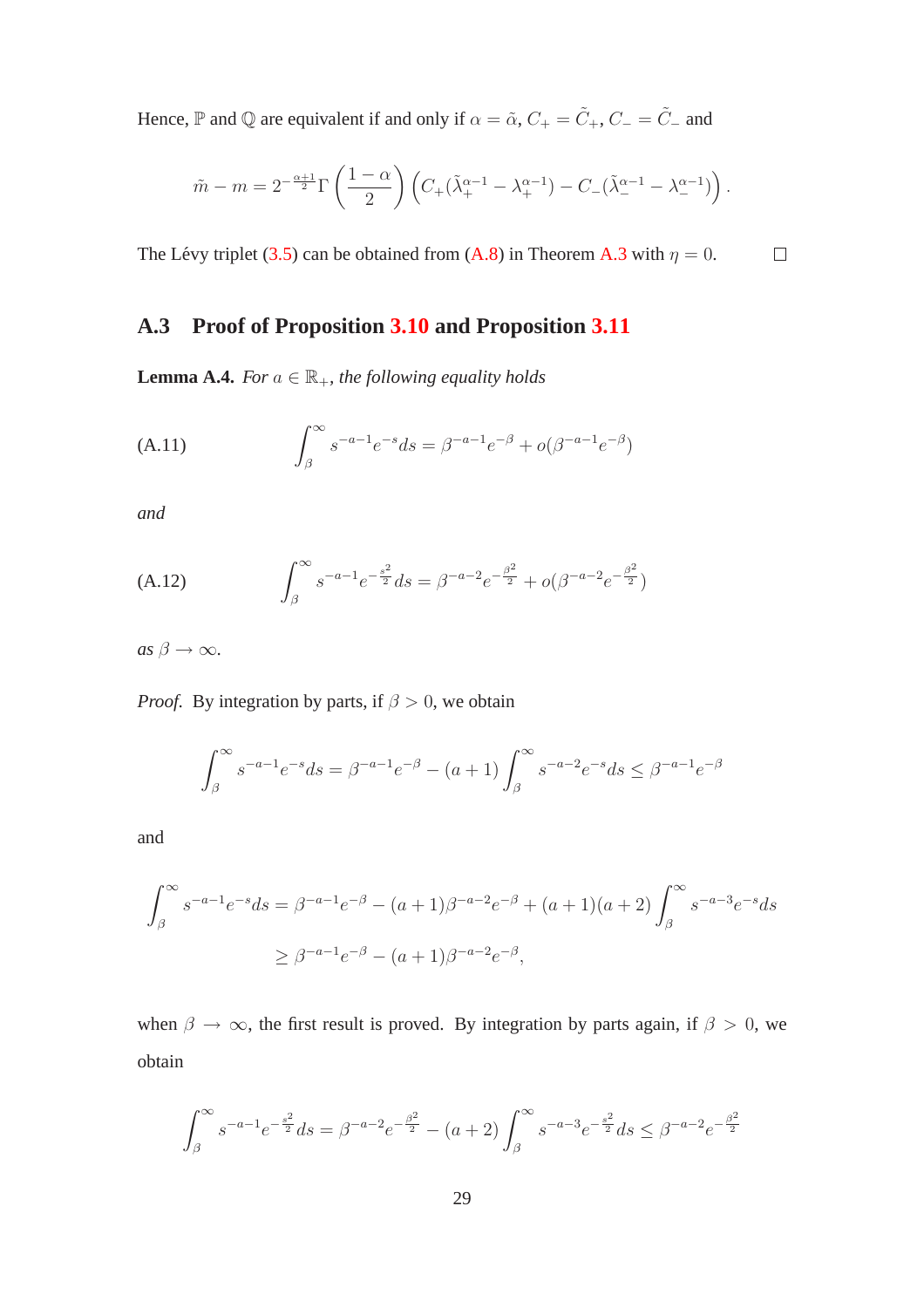Hence, $\mathbb{P}$ and $\mathbb{Q}$ are equivalent if and only if $\alpha = \tilde{\alpha}$, $C_+ = \tilde{C}_+$, $C_- = \tilde{C}_-$ and

$$\tilde{m} - m = 2^{-\frac{\alpha+1}{2}} \Gamma\left(\frac{1-\alpha}{2}\right) \left(C_+(\tilde{\lambda}_+^{\alpha-1} - \lambda_+^{\alpha-1}) - C_-(\tilde{\lambda}_-^{\alpha-1} - \lambda_-^{\alpha-1})\right).$$

The Lévy triplet (3.5) can be obtained from (A.8) in Theorem A.3 with $\eta = 0$. □

## A.3 Proof of Proposition 3.10 and Proposition 3.11

**Lemma A.4.** *For $a \in \mathbb{R}_+$, the following equality holds*

$$\int_\beta^\infty s^{-a-1} e^{-s} ds = \beta^{-a-1} e^{-\beta} + o(\beta^{-a-1} e^{-\beta}) \tag{A.11}$$

*and*

$$\int_\beta^\infty s^{-a-1} e^{-\frac{s^2}{2}} ds = \beta^{-a-2} e^{-\frac{\beta^2}{2}} + o(\beta^{-a-2} e^{-\frac{\beta^2}{2}}) \tag{A.12}$$

*as $\beta \to \infty$.*

*Proof.* By integration by parts, if $\beta > 0$, we obtain

$$\int_\beta^\infty s^{-a-1} e^{-s} ds = \beta^{-a-1} e^{-\beta} - (a+1) \int_\beta^\infty s^{-a-2} e^{-s} ds \leq \beta^{-a-1} e^{-\beta}$$

and

$$\begin{aligned}
\int_\beta^\infty s^{-a-1} e^{-s} ds &= \beta^{-a-1} e^{-\beta} - (a+1)\beta^{-a-2} e^{-\beta} + (a+1)(a+2) \int_\beta^\infty s^{-a-3} e^{-s} ds \\
&\geq \beta^{-a-1} e^{-\beta} - (a+1)\beta^{-a-2} e^{-\beta},
\end{aligned}$$

when $\beta \to \infty$, the first result is proved. By integration by parts again, if $\beta > 0$, we obtain

$$\int_\beta^\infty s^{-a-1} e^{-\frac{s^2}{2}} ds = \beta^{-a-2} e^{-\frac{\beta^2}{2}} - (a+2) \int_\beta^\infty s^{-a-3} e^{-\frac{s^2}{2}} ds \leq \beta^{-a-2} e^{-\frac{\beta^2}{2}}$$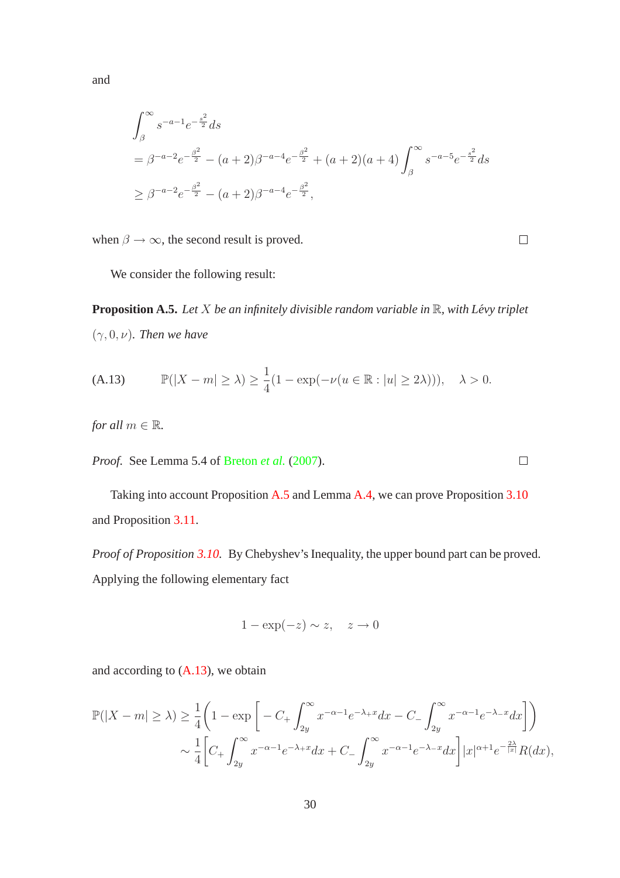and

$$
\begin{aligned}
&\int_{\beta}^{\infty} s^{-a-1} e^{-\frac{s^2}{2}} ds \\
&= \beta^{-a-2} e^{-\frac{\beta^2}{2}} - (a+2)\beta^{-a-4} e^{-\frac{\beta^2}{2}} + (a+2)(a+4) \int_{\beta}^{\infty} s^{-a-5} e^{-\frac{s^2}{2}} ds \\
&\geq \beta^{-a-2} e^{-\frac{\beta^2}{2}} - (a+2)\beta^{-a-4} e^{-\frac{\beta^2}{2}},
\end{aligned}
$$

when $\beta \to \infty$, the second result is proved. □

We consider the following result:

**Proposition A.5.** *Let $X$ be an infinitely divisible random variable in $\mathbb{R}$, with Lévy triplet $(\gamma, 0, \nu)$. Then we have*

$$
\mathbb{P}(|X - m| \geq \lambda) \geq \frac{1}{4}(1 - \exp(-\nu(u \in \mathbb{R} : |u| \geq 2\lambda))), \quad \lambda > 0. \tag{A.13}
$$

*for all $m \in \mathbb{R}$.*

*Proof.* See Lemma 5.4 of Breton *et al.* (2007). □

Taking into account Proposition A.5 and Lemma A.4, we can prove Proposition 3.10 and Proposition 3.11.

*Proof of Proposition 3.10.* By Chebyshev's Inequality, the upper bound part can be proved. Applying the following elementary fact

$$
1 - \exp(-z) \sim z, \quad z \to 0
$$

and according to (A.13), we obtain

$$
\begin{aligned}
\mathbb{P}(|X - m| \geq \lambda) &\geq \frac{1}{4}\left(1 - \exp\left[-C_{+} \int_{2y}^{\infty} x^{-\alpha-1} e^{-\lambda_{+} x} dx - C_{-} \int_{2y}^{\infty} x^{-\alpha-1} e^{-\lambda_{-} x} dx\right]\right) \\
&\sim \frac{1}{4}\left[C_{+} \int_{2y}^{\infty} x^{-\alpha-1} e^{-\lambda_{+} x} dx + C_{-} \int_{2y}^{\infty} x^{-\alpha-1} e^{-\lambda_{-} x} dx\right] |x|^{\alpha+1} e^{-\frac{2\lambda}{|x|}} R(dx),
\end{aligned}
$$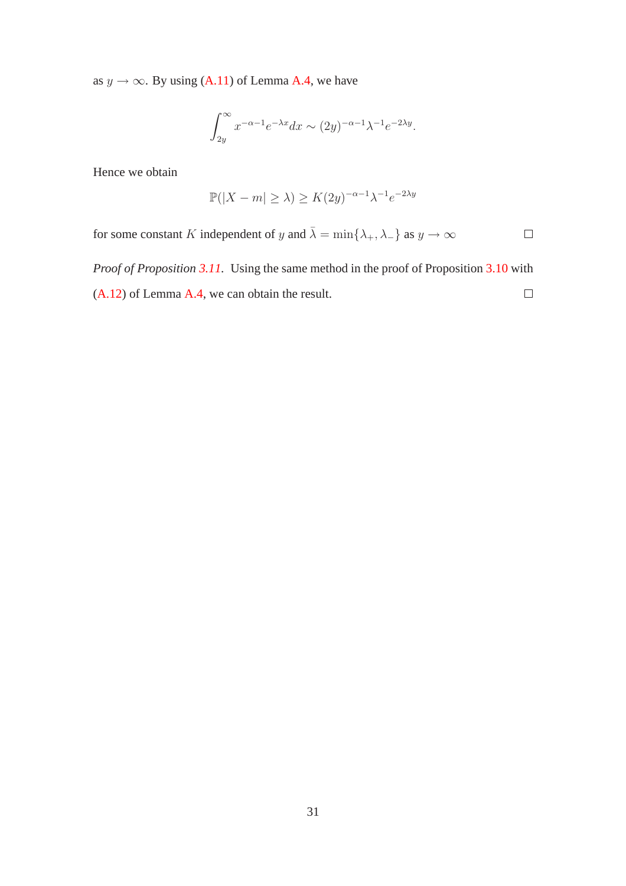as $y \to \infty$. By using (A.11) of Lemma A.4, we have

$$\int_{2y}^{\infty} x^{-\alpha-1} e^{-\lambda x} dx \sim (2y)^{-\alpha-1} \lambda^{-1} e^{-2\lambda y}.$$

Hence we obtain

$$\mathbb{P}(|X - m| \geq \lambda) \geq K(2y)^{-\alpha-1} \lambda^{-1} e^{-2\lambda y}$$

for some constant $K$ independent of $y$ and $\bar{\lambda} = \min\{\lambda_+, \lambda_-\}$ as $y \to \infty$ □

*Proof of Proposition 3.11.* Using the same method in the proof of Proposition 3.10 with (A.12) of Lemma A.4, we can obtain the result. □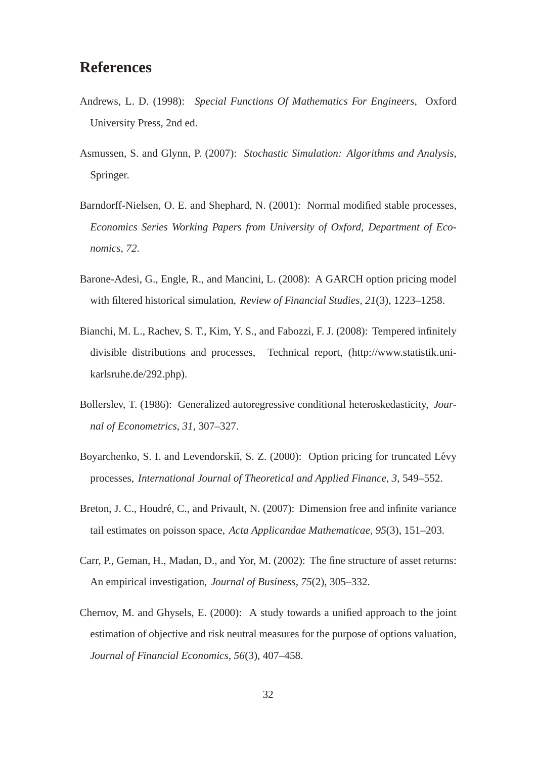# References

Andrews, L. D. (1998): *Special Functions Of Mathematics For Engineers*, Oxford University Press, 2nd ed.

Asmussen, S. and Glynn, P. (2007): *Stochastic Simulation: Algorithms and Analysis*, Springer.

Barndorff-Nielsen, O. E. and Shephard, N. (2001): Normal modified stable processes, *Economics Series Working Papers from University of Oxford, Department of Economics*, *72*.

Barone-Adesi, G., Engle, R., and Mancini, L. (2008): A GARCH option pricing model with filtered historical simulation, *Review of Financial Studies*, *21*(3), 1223–1258.

Bianchi, M. L., Rachev, S. T., Kim, Y. S., and Fabozzi, F. J. (2008): Tempered infinitely divisible distributions and processes, Technical report, (http://www.statistik.uni-karlsruhe.de/292.php).

Bollerslev, T. (1986): Generalized autoregressive conditional heteroskedasticity, *Journal of Econometrics*, *31*, 307–327.

Boyarchenko, S. I. and Levendorskiĭ, S. Z. (2000): Option pricing for truncated Lévy processes, *International Journal of Theoretical and Applied Finance*, *3*, 549–552.

Breton, J. C., Houdré, C., and Privault, N. (2007): Dimension free and infinite variance tail estimates on poisson space, *Acta Applicandae Mathematicae*, *95*(3), 151–203.

Carr, P., Geman, H., Madan, D., and Yor, M. (2002): The fine structure of asset returns: An empirical investigation, *Journal of Business*, *75*(2), 305–332.

Chernov, M. and Ghysels, E. (2000): A study towards a unified approach to the joint estimation of objective and risk neutral measures for the purpose of options valuation, *Journal of Financial Economics*, *56*(3), 407–458.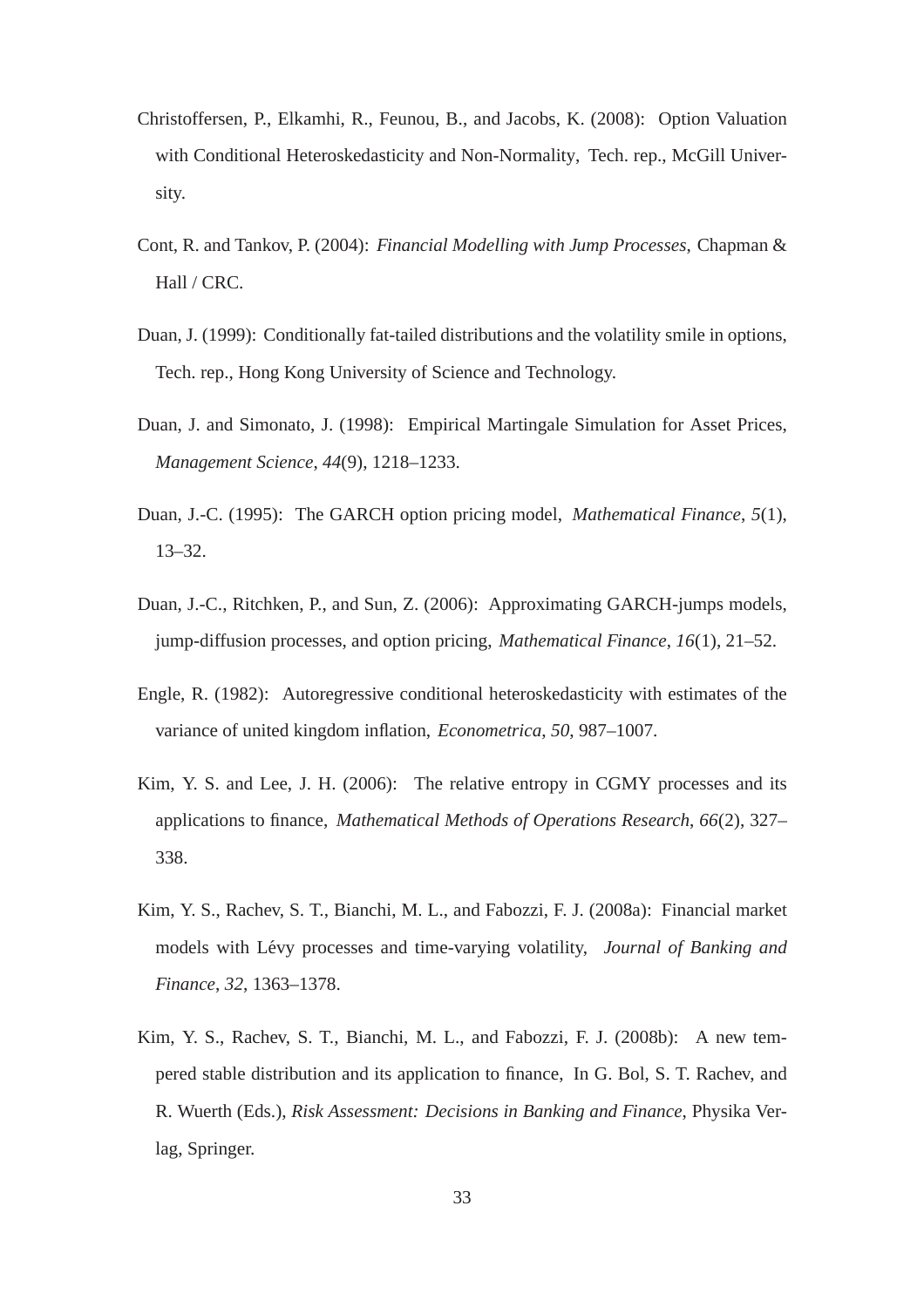Christoffersen, P., Elkamhi, R., Feunou, B., and Jacobs, K. (2008): Option Valuation with Conditional Heteroskedasticity and Non-Normality, Tech. rep., McGill University.

Cont, R. and Tankov, P. (2004): *Financial Modelling with Jump Processes*, Chapman & Hall / CRC.

Duan, J. (1999): Conditionally fat-tailed distributions and the volatility smile in options, Tech. rep., Hong Kong University of Science and Technology.

Duan, J. and Simonato, J. (1998): Empirical Martingale Simulation for Asset Prices, *Management Science*, *44*(9), 1218–1233.

Duan, J.-C. (1995): The GARCH option pricing model, *Mathematical Finance*, *5*(1), 13–32.

Duan, J.-C., Ritchken, P., and Sun, Z. (2006): Approximating GARCH-jumps models, jump-diffusion processes, and option pricing, *Mathematical Finance*, *16*(1), 21–52.

Engle, R. (1982): Autoregressive conditional heteroskedasticity with estimates of the variance of united kingdom inflation, *Econometrica*, *50*, 987–1007.

Kim, Y. S. and Lee, J. H. (2006): The relative entropy in CGMY processes and its applications to finance, *Mathematical Methods of Operations Research*, *66*(2), 327–338.

Kim, Y. S., Rachev, S. T., Bianchi, M. L., and Fabozzi, F. J. (2008a): Financial market models with Lévy processes and time-varying volatility, *Journal of Banking and Finance*, *32*, 1363–1378.

Kim, Y. S., Rachev, S. T., Bianchi, M. L., and Fabozzi, F. J. (2008b): A new tempered stable distribution and its application to finance, In G. Bol, S. T. Rachev, and R. Wuerth (Eds.), *Risk Assessment: Decisions in Banking and Finance*, Physika Verlag, Springer.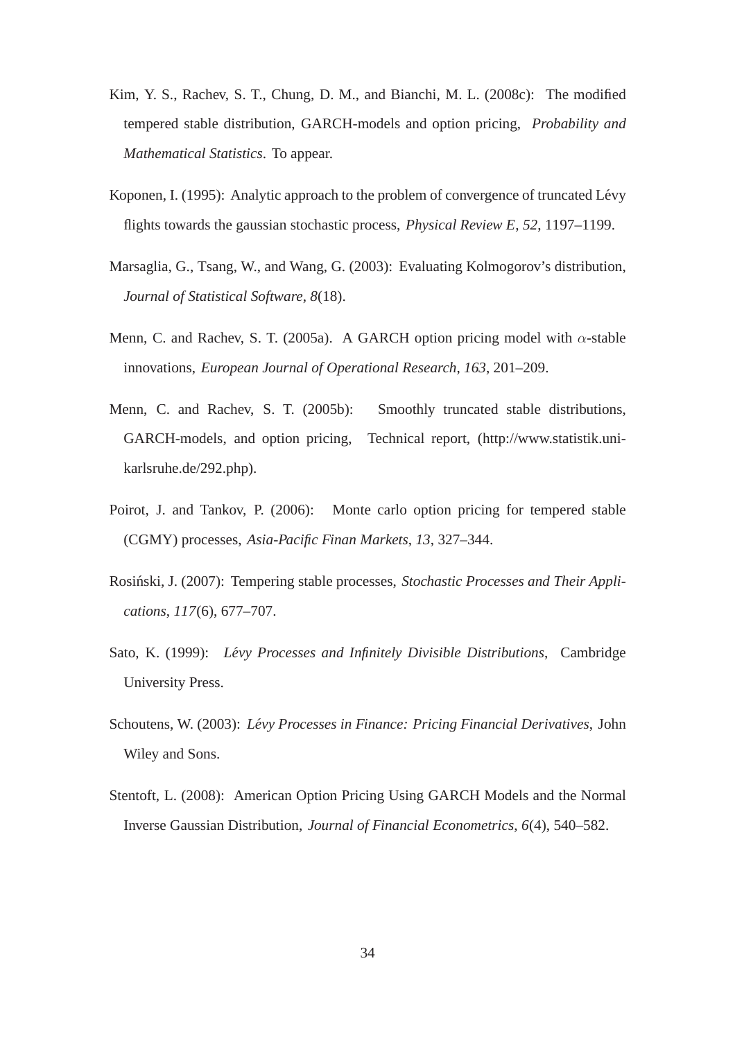Kim, Y. S., Rachev, S. T., Chung, D. M., and Bianchi, M. L. (2008c): The modified tempered stable distribution, GARCH-models and option pricing, *Probability and Mathematical Statistics*. To appear.

Koponen, I. (1995): Analytic approach to the problem of convergence of truncated Lévy flights towards the gaussian stochastic process, *Physical Review E*, *52*, 1197–1199.

Marsaglia, G., Tsang, W., and Wang, G. (2003): Evaluating Kolmogorov's distribution, *Journal of Statistical Software*, *8*(18).

Menn, C. and Rachev, S. T. (2005a). A GARCH option pricing model with $\alpha$-stable innovations, *European Journal of Operational Research*, *163*, 201–209.

Menn, C. and Rachev, S. T. (2005b): Smoothly truncated stable distributions, GARCH-models, and option pricing, Technical report, (http://www.statistik.uni-karlsruhe.de/292.php).

Poirot, J. and Tankov, P. (2006): Monte carlo option pricing for tempered stable (CGMY) processes, *Asia-Pacific Finan Markets*, *13*, 327–344.

Rosiński, J. (2007): Tempering stable processes, *Stochastic Processes and Their Applications*, *117*(6), 677–707.

Sato, K. (1999): *Lévy Processes and Infinitely Divisible Distributions*, Cambridge University Press.

Schoutens, W. (2003): *Lévy Processes in Finance: Pricing Financial Derivatives*, John Wiley and Sons.

Stentoft, L. (2008): American Option Pricing Using GARCH Models and the Normal Inverse Gaussian Distribution, *Journal of Financial Econometrics*, *6*(4), 540–582.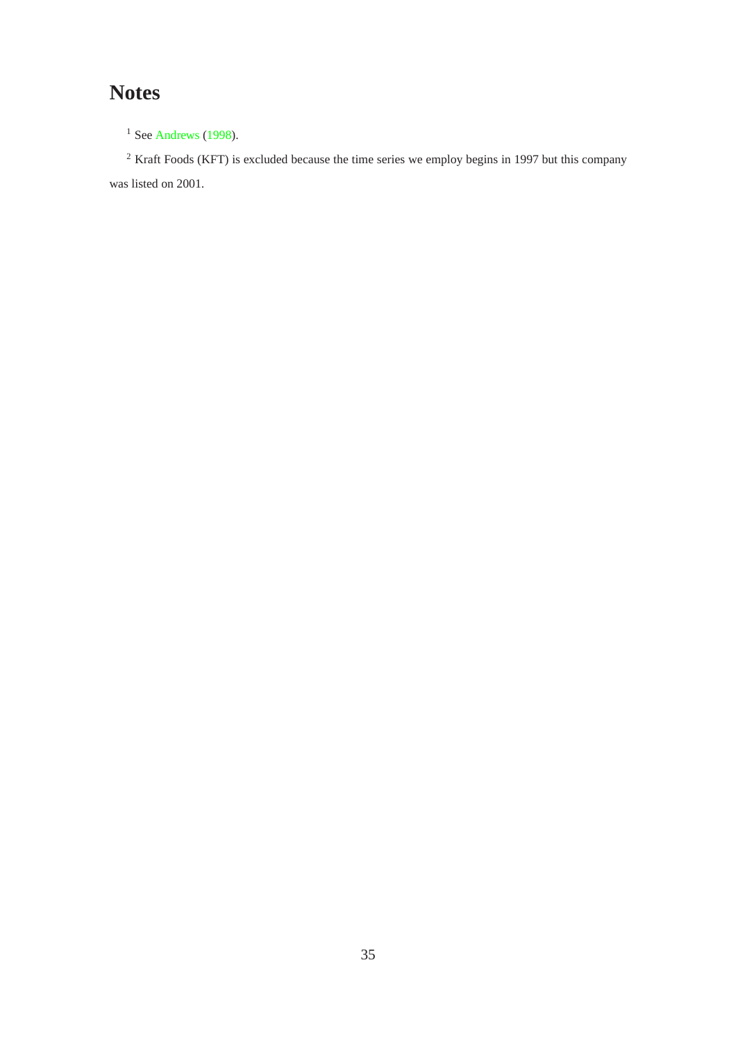# Notes

[1] See Andrews (1998).

[2] Kraft Foods (KFT) is excluded because the time series we employ begins in 1997 but this company was listed on 2001.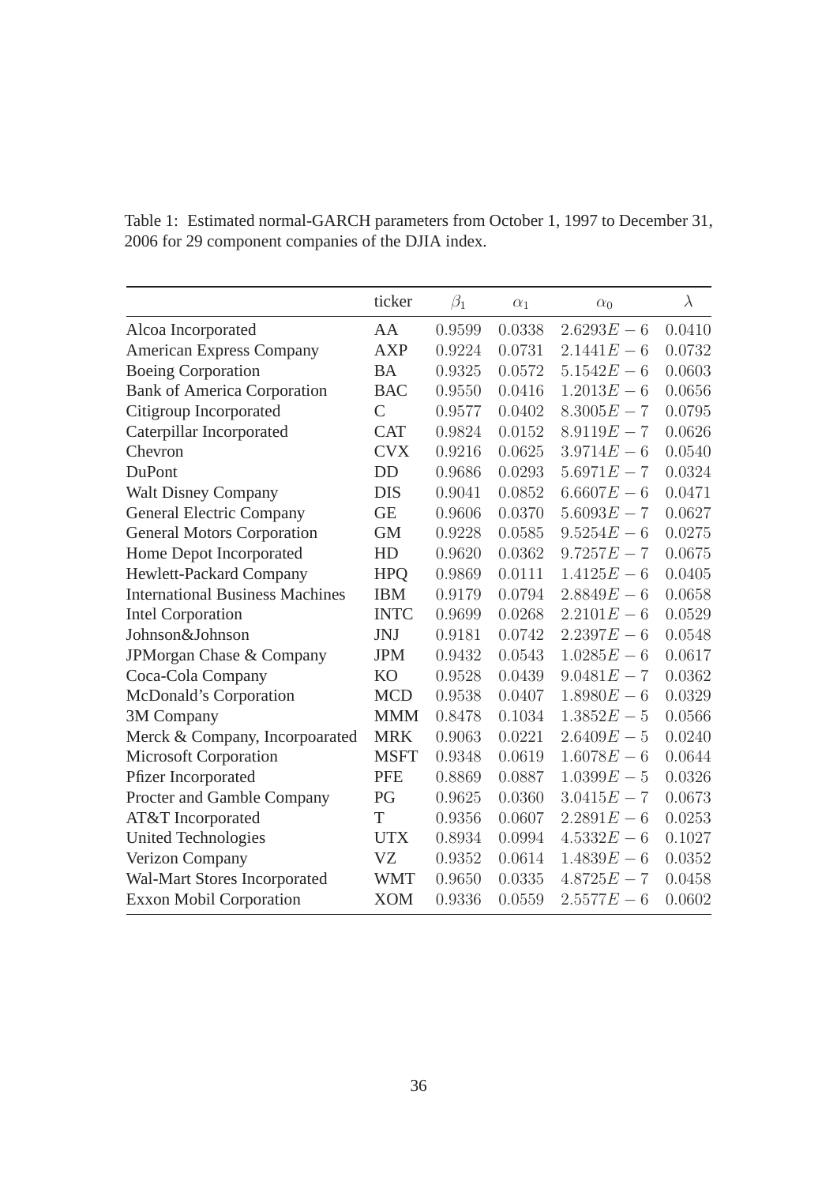Table 1: Estimated normal-GARCH parameters from October 1, 1997 to December 31, 2006 for 29 component companies of the DJIA index.

| | ticker | $\beta_1$ | $\alpha_1$ | $\alpha_0$ | $\lambda$ |
|---|---|---|---|---|---|
| Alcoa Incorporated | AA | 0.9599 | 0.0338 | $2.6293E-6$ | 0.0410 |
| American Express Company | AXP | 0.9224 | 0.0731 | $2.1441E-6$ | 0.0732 |
| Boeing Corporation | BA | 0.9325 | 0.0572 | $5.1542E-6$ | 0.0603 |
| Bank of America Corporation | BAC | 0.9550 | 0.0416 | $1.2013E-6$ | 0.0656 |
| Citigroup Incorporated | C | 0.9577 | 0.0402 | $8.3005E-7$ | 0.0795 |
| Caterpillar Incorporated | CAT | 0.9824 | 0.0152 | $8.9119E-7$ | 0.0626 |
| Chevron | CVX | 0.9216 | 0.0625 | $3.9714E-6$ | 0.0540 |
| DuPont | DD | 0.9686 | 0.0293 | $5.6971E-7$ | 0.0324 |
| Walt Disney Company | DIS | 0.9041 | 0.0852 | $6.6607E-6$ | 0.0471 |
| General Electric Company | GE | 0.9606 | 0.0370 | $5.6093E-7$ | 0.0627 |
| General Motors Corporation | GM | 0.9228 | 0.0585 | $9.5254E-6$ | 0.0275 |
| Home Depot Incorporated | HD | 0.9620 | 0.0362 | $9.7257E-7$ | 0.0675 |
| Hewlett-Packard Company | HPQ | 0.9869 | 0.0111 | $1.4125E-6$ | 0.0405 |
| International Business Machines | IBM | 0.9179 | 0.0794 | $2.8849E-6$ | 0.0658 |
| Intel Corporation | INTC | 0.9699 | 0.0268 | $2.2101E-6$ | 0.0529 |
| Johnson&Johnson | JNJ | 0.9181 | 0.0742 | $2.2397E-6$ | 0.0548 |
| JPMorgan Chase & Company | JPM | 0.9432 | 0.0543 | $1.0285E-6$ | 0.0617 |
| Coca-Cola Company | KO | 0.9528 | 0.0439 | $9.0481E-7$ | 0.0362 |
| McDonald's Corporation | MCD | 0.9538 | 0.0407 | $1.8980E-6$ | 0.0329 |
| 3M Company | MMM | 0.8478 | 0.1034 | $1.3852E-5$ | 0.0566 |
| Merck & Company, Incorpoarated | MRK | 0.9063 | 0.0221 | $2.6409E-5$ | 0.0240 |
| Microsoft Corporation | MSFT | 0.9348 | 0.0619 | $1.6078E-6$ | 0.0644 |
| Pfizer Incorporated | PFE | 0.8869 | 0.0887 | $1.0399E-5$ | 0.0326 |
| Procter and Gamble Company | PG | 0.9625 | 0.0360 | $3.0415E-7$ | 0.0673 |
| AT&T Incorporated | T | 0.9356 | 0.0607 | $2.2891E-6$ | 0.0253 |
| United Technologies | UTX | 0.8934 | 0.0994 | $4.5332E-6$ | 0.1027 |
| Verizon Company | VZ | 0.9352 | 0.0614 | $1.4839E-6$ | 0.0352 |
| Wal-Mart Stores Incorporated | WMT | 0.9650 | 0.0335 | $4.8725E-7$ | 0.0458 |
| Exxon Mobil Corporation | XOM | 0.9336 | 0.0559 | $2.5577E-6$ | 0.0602 |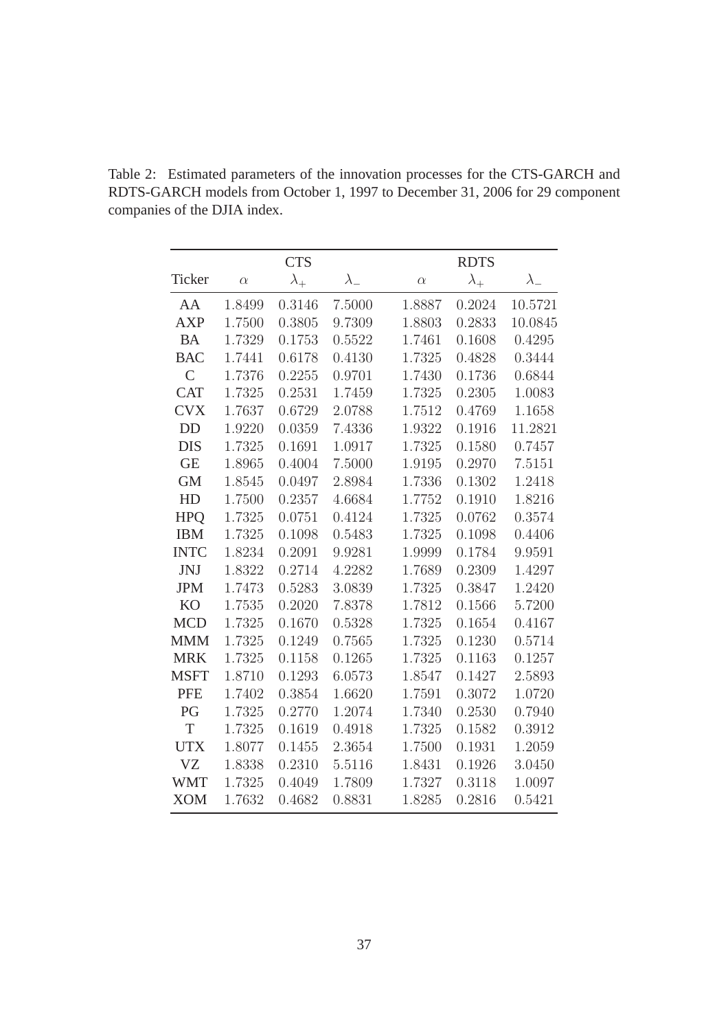Table 2: Estimated parameters of the innovation processes for the CTS-GARCH and RDTS-GARCH models from October 1, 1997 to December 31, 2006 for 29 component companies of the DJIA index.

| | CTS | | | RDTS | | |
|---|---|---|---|---|---|---|
| Ticker | $\alpha$ | $\lambda_+$ | $\lambda_-$ | $\alpha$ | $\lambda_+$ | $\lambda_-$ |
| AA | 1.8499 | 0.3146 | 7.5000 | 1.8887 | 0.2024 | 10.5721 |
| AXP | 1.7500 | 0.3805 | 9.7309 | 1.8803 | 0.2833 | 10.0845 |
| BA | 1.7329 | 0.1753 | 0.5522 | 1.7461 | 0.1608 | 0.4295 |
| BAC | 1.7441 | 0.6178 | 0.4130 | 1.7325 | 0.4828 | 0.3444 |
| C | 1.7376 | 0.2255 | 0.9701 | 1.7430 | 0.1736 | 0.6844 |
| CAT | 1.7325 | 0.2531 | 1.7459 | 1.7325 | 0.2305 | 1.0083 |
| CVX | 1.7637 | 0.6729 | 2.0788 | 1.7512 | 0.4769 | 1.1658 |
| DD | 1.9220 | 0.0359 | 7.4336 | 1.9322 | 0.1916 | 11.2821 |
| DIS | 1.7325 | 0.1691 | 1.0917 | 1.7325 | 0.1580 | 0.7457 |
| GE | 1.8965 | 0.4004 | 7.5000 | 1.9195 | 0.2970 | 7.5151 |
| GM | 1.8545 | 0.0497 | 2.8984 | 1.7336 | 0.1302 | 1.2418 |
| HD | 1.7500 | 0.2357 | 4.6684 | 1.7752 | 0.1910 | 1.8216 |
| HPQ | 1.7325 | 0.0751 | 0.4124 | 1.7325 | 0.0762 | 0.3574 |
| IBM | 1.7325 | 0.1098 | 0.5483 | 1.7325 | 0.1098 | 0.4406 |
| INTC | 1.8234 | 0.2091 | 9.9281 | 1.9999 | 0.1784 | 9.9591 |
| JNJ | 1.8322 | 0.2714 | 4.2282 | 1.7689 | 0.2309 | 1.4297 |
| JPM | 1.7473 | 0.5283 | 3.0839 | 1.7325 | 0.3847 | 1.2420 |
| KO | 1.7535 | 0.2020 | 7.8378 | 1.7812 | 0.1566 | 5.7200 |
| MCD | 1.7325 | 0.1670 | 0.5328 | 1.7325 | 0.1654 | 0.4167 |
| MMM | 1.7325 | 0.1249 | 0.7565 | 1.7325 | 0.1230 | 0.5714 |
| MRK | 1.7325 | 0.1158 | 0.1265 | 1.7325 | 0.1163 | 0.1257 |
| MSFT | 1.8710 | 0.1293 | 6.0573 | 1.8547 | 0.1427 | 2.5893 |
| PFE | 1.7402 | 0.3854 | 1.6620 | 1.7591 | 0.3072 | 1.0720 |
| PG | 1.7325 | 0.2770 | 1.2074 | 1.7340 | 0.2530 | 0.7940 |
| T | 1.7325 | 0.1619 | 0.4918 | 1.7325 | 0.1582 | 0.3912 |
| UTX | 1.8077 | 0.1455 | 2.3654 | 1.7500 | 0.1931 | 1.2059 |
| VZ | 1.8338 | 0.2310 | 5.5116 | 1.8431 | 0.1926 | 3.0450 |
| WMT | 1.7325 | 0.4049 | 1.7809 | 1.7327 | 0.3118 | 1.0097 |
| XOM | 1.7632 | 0.4682 | 0.8831 | 1.8285 | 0.2816 | 0.5421 |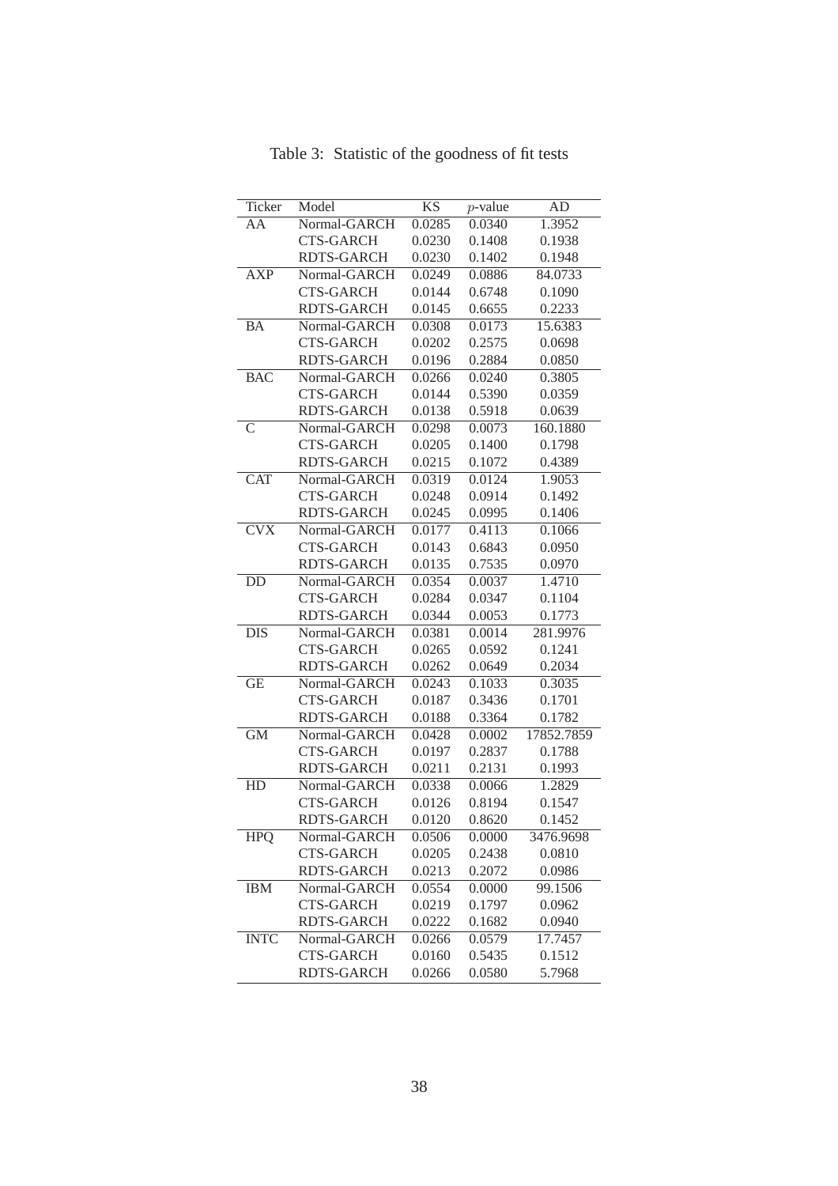Table 3: Statistic of the goodness of fit tests

| Ticker | Model | KS | $p$-value | AD |
|---|---|---|---|---|
| AA | Normal-GARCH | 0.0285 | 0.0340 | 1.3952 |
| | CTS-GARCH | 0.0230 | 0.1408 | 0.1938 |
| | RDTS-GARCH | 0.0230 | 0.1402 | 0.1948 |
| AXP | Normal-GARCH | 0.0249 | 0.0886 | 84.0733 |
| | CTS-GARCH | 0.0144 | 0.6748 | 0.1090 |
| | RDTS-GARCH | 0.0145 | 0.6655 | 0.2233 |
| BA | Normal-GARCH | 0.0308 | 0.0173 | 15.6383 |
| | CTS-GARCH | 0.0202 | 0.2575 | 0.0698 |
| | RDTS-GARCH | 0.0196 | 0.2884 | 0.0850 |
| BAC | Normal-GARCH | 0.0266 | 0.0240 | 0.3805 |
| | CTS-GARCH | 0.0144 | 0.5390 | 0.0359 |
| | RDTS-GARCH | 0.0138 | 0.5918 | 0.0639 |
| C | Normal-GARCH | 0.0298 | 0.0073 | 160.1880 |
| | CTS-GARCH | 0.0205 | 0.1400 | 0.1798 |
| | RDTS-GARCH | 0.0215 | 0.1072 | 0.4389 |
| CAT | Normal-GARCH | 0.0319 | 0.0124 | 1.9053 |
| | CTS-GARCH | 0.0248 | 0.0914 | 0.1492 |
| | RDTS-GARCH | 0.0245 | 0.0995 | 0.1406 |
| CVX | Normal-GARCH | 0.0177 | 0.4113 | 0.1066 |
| | CTS-GARCH | 0.0143 | 0.6843 | 0.0950 |
| | RDTS-GARCH | 0.0135 | 0.7535 | 0.0970 |
| DD | Normal-GARCH | 0.0354 | 0.0037 | 1.4710 |
| | CTS-GARCH | 0.0284 | 0.0347 | 0.1104 |
| | RDTS-GARCH | 0.0344 | 0.0053 | 0.1773 |
| DIS | Normal-GARCH | 0.0381 | 0.0014 | 281.9976 |
| | CTS-GARCH | 0.0265 | 0.0592 | 0.1241 |
| | RDTS-GARCH | 0.0262 | 0.0649 | 0.2034 |
| GE | Normal-GARCH | 0.0243 | 0.1033 | 0.3035 |
| | CTS-GARCH | 0.0187 | 0.3436 | 0.1701 |
| | RDTS-GARCH | 0.0188 | 0.3364 | 0.1782 |
| GM | Normal-GARCH | 0.0428 | 0.0002 | 17852.7859 |
| | CTS-GARCH | 0.0197 | 0.2837 | 0.1788 |
| | RDTS-GARCH | 0.0211 | 0.2131 | 0.1993 |
| HD | Normal-GARCH | 0.0338 | 0.0066 | 1.2829 |
| | CTS-GARCH | 0.0126 | 0.8194 | 0.1547 |
| | RDTS-GARCH | 0.0120 | 0.8620 | 0.1452 |
| HPQ | Normal-GARCH | 0.0506 | 0.0000 | 3476.9698 |
| | CTS-GARCH | 0.0205 | 0.2438 | 0.0810 |
| | RDTS-GARCH | 0.0213 | 0.2072 | 0.0986 |
| IBM | Normal-GARCH | 0.0554 | 0.0000 | 99.1506 |
| | CTS-GARCH | 0.0219 | 0.1797 | 0.0962 |
| | RDTS-GARCH | 0.0222 | 0.1682 | 0.0940 |
| INTC | Normal-GARCH | 0.0266 | 0.0579 | 17.7457 |
| | CTS-GARCH | 0.0160 | 0.5435 | 0.1512 |
| | RDTS-GARCH | 0.0266 | 0.0580 | 5.7968 |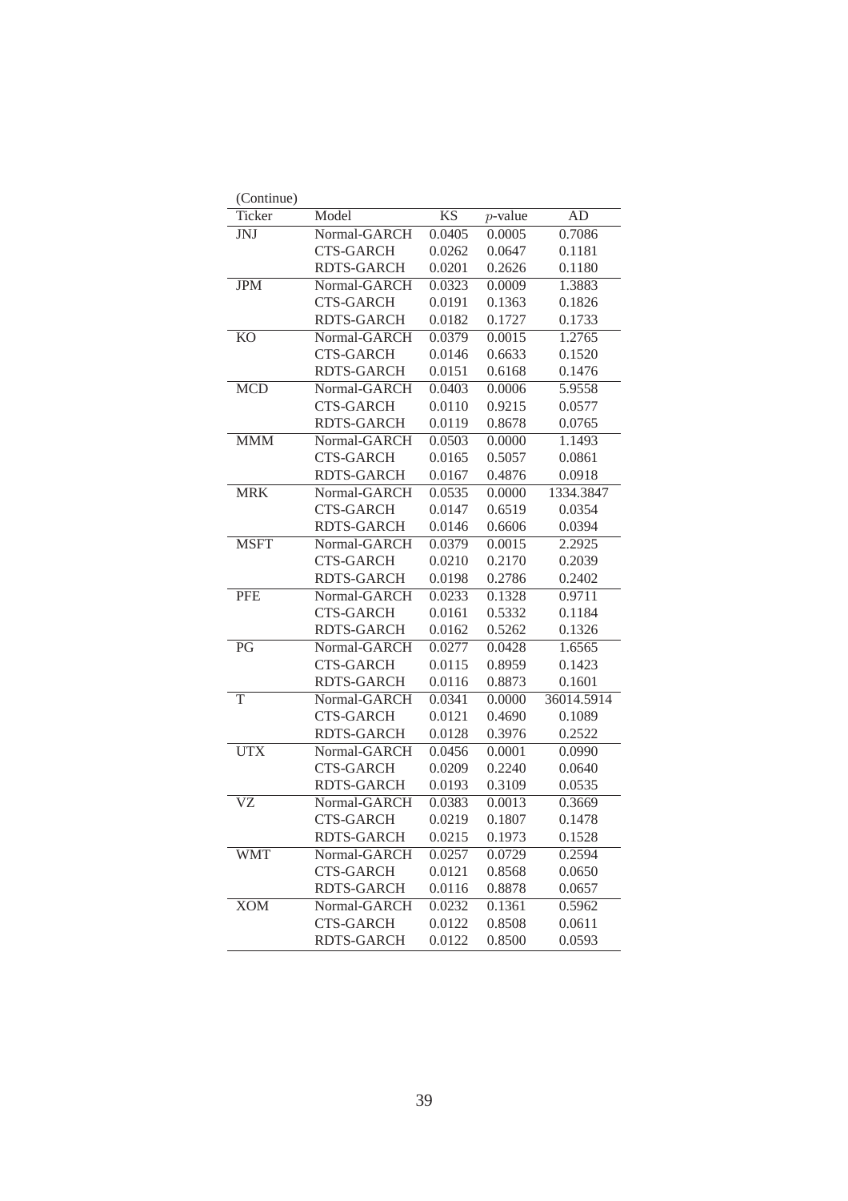(Continue)

| Ticker | Model | KS | $p$-value | AD |
|---|---|---|---|---|
| JNJ | Normal-GARCH | 0.0405 | 0.0005 | 0.7086 |
| | CTS-GARCH | 0.0262 | 0.0647 | 0.1181 |
| | RDTS-GARCH | 0.0201 | 0.2626 | 0.1180 |
| JPM | Normal-GARCH | 0.0323 | 0.0009 | 1.3883 |
| | CTS-GARCH | 0.0191 | 0.1363 | 0.1826 |
| | RDTS-GARCH | 0.0182 | 0.1727 | 0.1733 |
| KO | Normal-GARCH | 0.0379 | 0.0015 | 1.2765 |
| | CTS-GARCH | 0.0146 | 0.6633 | 0.1520 |
| | RDTS-GARCH | 0.0151 | 0.6168 | 0.1476 |
| MCD | Normal-GARCH | 0.0403 | 0.0006 | 5.9558 |
| | CTS-GARCH | 0.0110 | 0.9215 | 0.0577 |
| | RDTS-GARCH | 0.0119 | 0.8678 | 0.0765 |
| MMM | Normal-GARCH | 0.0503 | 0.0000 | 1.1493 |
| | CTS-GARCH | 0.0165 | 0.5057 | 0.0861 |
| | RDTS-GARCH | 0.0167 | 0.4876 | 0.0918 |
| MRK | Normal-GARCH | 0.0535 | 0.0000 | 1334.3847 |
| | CTS-GARCH | 0.0147 | 0.6519 | 0.0354 |
| | RDTS-GARCH | 0.0146 | 0.6606 | 0.0394 |
| MSFT | Normal-GARCH | 0.0379 | 0.0015 | 2.2925 |
| | CTS-GARCH | 0.0210 | 0.2170 | 0.2039 |
| | RDTS-GARCH | 0.0198 | 0.2786 | 0.2402 |
| PFE | Normal-GARCH | 0.0233 | 0.1328 | 0.9711 |
| | CTS-GARCH | 0.0161 | 0.5332 | 0.1184 |
| | RDTS-GARCH | 0.0162 | 0.5262 | 0.1326 |
| PG | Normal-GARCH | 0.0277 | 0.0428 | 1.6565 |
| | CTS-GARCH | 0.0115 | 0.8959 | 0.1423 |
| | RDTS-GARCH | 0.0116 | 0.8873 | 0.1601 |
| T | Normal-GARCH | 0.0341 | 0.0000 | 36014.5914 |
| | CTS-GARCH | 0.0121 | 0.4690 | 0.1089 |
| | RDTS-GARCH | 0.0128 | 0.3976 | 0.2522 |
| UTX | Normal-GARCH | 0.0456 | 0.0001 | 0.0990 |
| | CTS-GARCH | 0.0209 | 0.2240 | 0.0640 |
| | RDTS-GARCH | 0.0193 | 0.3109 | 0.0535 |
| VZ | Normal-GARCH | 0.0383 | 0.0013 | 0.3669 |
| | CTS-GARCH | 0.0219 | 0.1807 | 0.1478 |
| | RDTS-GARCH | 0.0215 | 0.1973 | 0.1528 |
| WMT | Normal-GARCH | 0.0257 | 0.0729 | 0.2594 |
| | CTS-GARCH | 0.0121 | 0.8568 | 0.0650 |
| | RDTS-GARCH | 0.0116 | 0.8878 | 0.0657 |
| XOM | Normal-GARCH | 0.0232 | 0.1361 | 0.5962 |
| | CTS-GARCH | 0.0122 | 0.8508 | 0.0611 |
| | RDTS-GARCH | 0.0122 | 0.8500 | 0.0593 |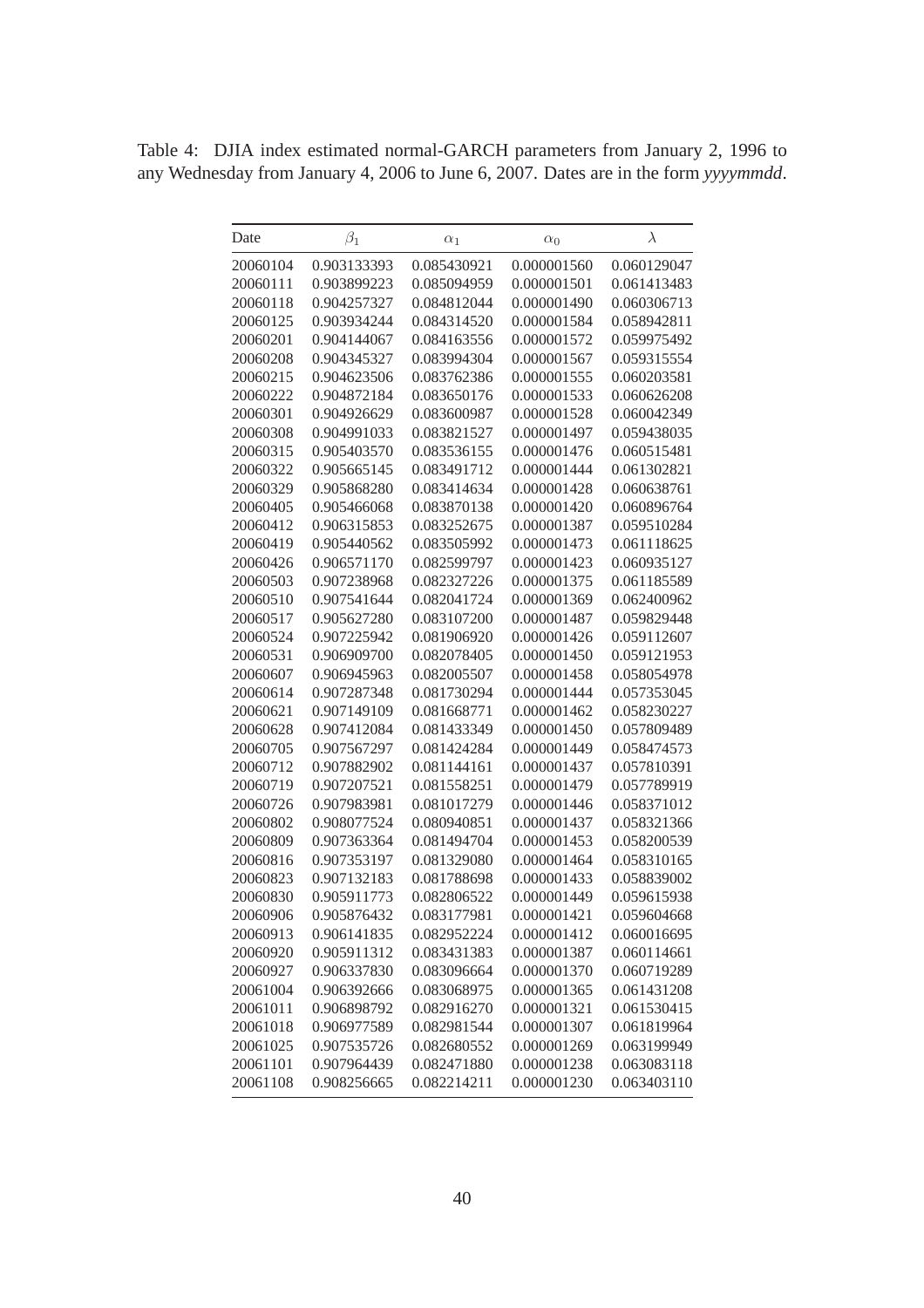Table 4: DJIA index estimated normal-GARCH parameters from January 2, 1996 to any Wednesday from January 4, 2006 to June 6, 2007. Dates are in the form *yyyymmdd*.

| Date | $\beta_1$ | $\alpha_1$ | $\alpha_0$ | $\lambda$ |
|---|---|---|---|---|
| 20060104 | 0.903133393 | 0.085430921 | 0.000001560 | 0.060129047 |
| 20060111 | 0.903899223 | 0.085094959 | 0.000001501 | 0.061413483 |
| 20060118 | 0.904257327 | 0.084812044 | 0.000001490 | 0.060306713 |
| 20060125 | 0.903934244 | 0.084314520 | 0.000001584 | 0.058942811 |
| 20060201 | 0.904144067 | 0.084163556 | 0.000001572 | 0.059975492 |
| 20060208 | 0.904345327 | 0.083994304 | 0.000001567 | 0.059315554 |
| 20060215 | 0.904623506 | 0.083762386 | 0.000001555 | 0.060203581 |
| 20060222 | 0.904872184 | 0.083650176 | 0.000001533 | 0.060626208 |
| 20060301 | 0.904926629 | 0.083600987 | 0.000001528 | 0.060042349 |
| 20060308 | 0.904991033 | 0.083821527 | 0.000001497 | 0.059438035 |
| 20060315 | 0.905403570 | 0.083536155 | 0.000001476 | 0.060515481 |
| 20060322 | 0.905665145 | 0.083491712 | 0.000001444 | 0.061302821 |
| 20060329 | 0.905868280 | 0.083414634 | 0.000001428 | 0.060638761 |
| 20060405 | 0.905466068 | 0.083870138 | 0.000001420 | 0.060896764 |
| 20060412 | 0.906315853 | 0.083252675 | 0.000001387 | 0.059510284 |
| 20060419 | 0.905440562 | 0.083505992 | 0.000001473 | 0.061118625 |
| 20060426 | 0.906571170 | 0.082599797 | 0.000001423 | 0.060935127 |
| 20060503 | 0.907238968 | 0.082327226 | 0.000001375 | 0.061185589 |
| 20060510 | 0.907541644 | 0.082041724 | 0.000001369 | 0.062400962 |
| 20060517 | 0.905627280 | 0.083107200 | 0.000001487 | 0.059829448 |
| 20060524 | 0.907225942 | 0.081906920 | 0.000001426 | 0.059112607 |
| 20060531 | 0.906909700 | 0.082078405 | 0.000001450 | 0.059121953 |
| 20060607 | 0.906945963 | 0.082005507 | 0.000001458 | 0.058054978 |
| 20060614 | 0.907287348 | 0.081730294 | 0.000001444 | 0.057353045 |
| 20060621 | 0.907149109 | 0.081668771 | 0.000001462 | 0.058230227 |
| 20060628 | 0.907412084 | 0.081433349 | 0.000001450 | 0.057809489 |
| 20060705 | 0.907567297 | 0.081424284 | 0.000001449 | 0.058474573 |
| 20060712 | 0.907882902 | 0.081144161 | 0.000001437 | 0.057810391 |
| 20060719 | 0.907207521 | 0.081558251 | 0.000001479 | 0.057789919 |
| 20060726 | 0.907983981 | 0.081017279 | 0.000001446 | 0.058371012 |
| 20060802 | 0.908077524 | 0.080940851 | 0.000001437 | 0.058321366 |
| 20060809 | 0.907363364 | 0.081494704 | 0.000001453 | 0.058200539 |
| 20060816 | 0.907353197 | 0.081329080 | 0.000001464 | 0.058310165 |
| 20060823 | 0.907132183 | 0.081788698 | 0.000001433 | 0.058839002 |
| 20060830 | 0.905911773 | 0.082806522 | 0.000001449 | 0.059615938 |
| 20060906 | 0.905876432 | 0.083177981 | 0.000001421 | 0.059604668 |
| 20060913 | 0.906141835 | 0.082952224 | 0.000001412 | 0.060016695 |
| 20060920 | 0.905911312 | 0.083431383 | 0.000001387 | 0.060114661 |
| 20060927 | 0.906337830 | 0.083096664 | 0.000001370 | 0.060719289 |
| 20061004 | 0.906392666 | 0.083068975 | 0.000001365 | 0.061431208 |
| 20061011 | 0.906898792 | 0.082916270 | 0.000001321 | 0.061530415 |
| 20061018 | 0.906977589 | 0.082981544 | 0.000001307 | 0.061819964 |
| 20061025 | 0.907535726 | 0.082680552 | 0.000001269 | 0.063199949 |
| 20061101 | 0.907964439 | 0.082471880 | 0.000001238 | 0.063083118 |
| 20061108 | 0.908256665 | 0.082214211 | 0.000001230 | 0.063403110 |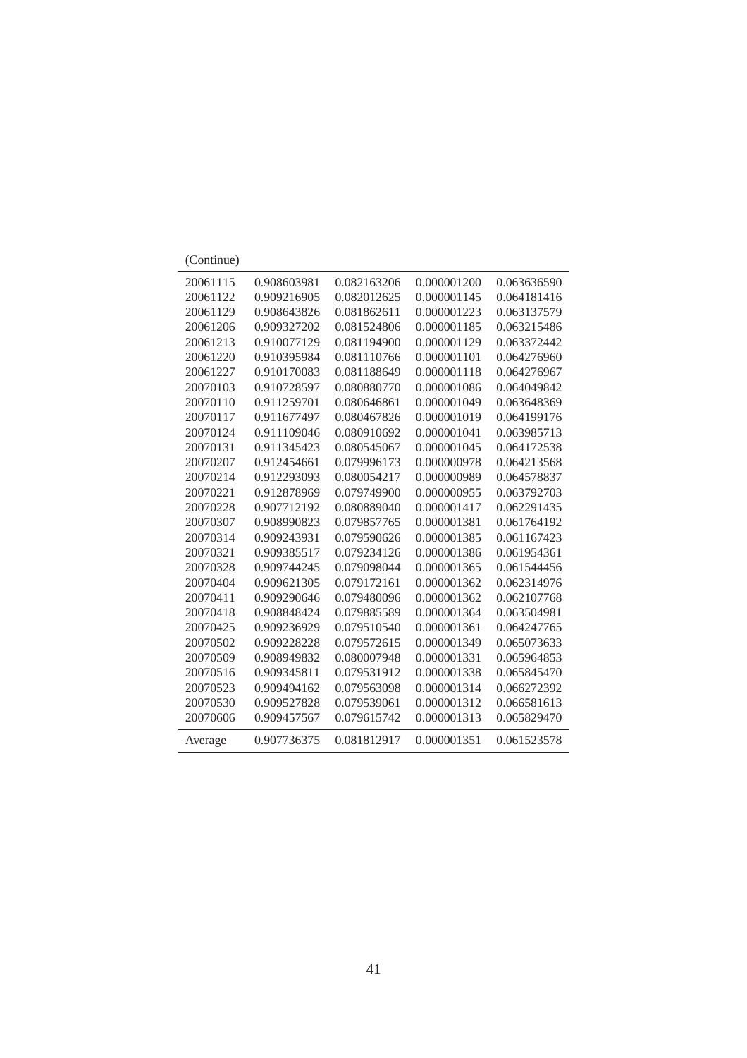(Continue)

| | | | | |
|---|---|---|---|---|
| 20061115 | 0.908603981 | 0.082163206 | 0.000001200 | 0.063636590 |
| 20061122 | 0.909216905 | 0.082012625 | 0.000001145 | 0.064181416 |
| 20061129 | 0.908643826 | 0.081862611 | 0.000001223 | 0.063137579 |
| 20061206 | 0.909327202 | 0.081524806 | 0.000001185 | 0.063215486 |
| 20061213 | 0.910077129 | 0.081194900 | 0.000001129 | 0.063372442 |
| 20061220 | 0.910395984 | 0.081110766 | 0.000001101 | 0.064276960 |
| 20061227 | 0.910170083 | 0.081188649 | 0.000001118 | 0.064276967 |
| 20070103 | 0.910728597 | 0.080880770 | 0.000001086 | 0.064049842 |
| 20070110 | 0.911259701 | 0.080646861 | 0.000001049 | 0.063648369 |
| 20070117 | 0.911677497 | 0.080467826 | 0.000001019 | 0.064199176 |
| 20070124 | 0.911109046 | 0.080910692 | 0.000001041 | 0.063985713 |
| 20070131 | 0.911345423 | 0.080545067 | 0.000001045 | 0.064172538 |
| 20070207 | 0.912454661 | 0.079996173 | 0.000000978 | 0.064213568 |
| 20070214 | 0.912293093 | 0.080054217 | 0.000000989 | 0.064578837 |
| 20070221 | 0.912878969 | 0.079749900 | 0.000000955 | 0.063792703 |
| 20070228 | 0.907712192 | 0.080889040 | 0.000001417 | 0.062291435 |
| 20070307 | 0.908990823 | 0.079857765 | 0.000001381 | 0.061764192 |
| 20070314 | 0.909243931 | 0.079590626 | 0.000001385 | 0.061167423 |
| 20070321 | 0.909385517 | 0.079234126 | 0.000001386 | 0.061954361 |
| 20070328 | 0.909744245 | 0.079098044 | 0.000001365 | 0.061544456 |
| 20070404 | 0.909621305 | 0.079172161 | 0.000001362 | 0.062314976 |
| 20070411 | 0.909290646 | 0.079480096 | 0.000001362 | 0.062107768 |
| 20070418 | 0.908848424 | 0.079885589 | 0.000001364 | 0.063504981 |
| 20070425 | 0.909236929 | 0.079510540 | 0.000001361 | 0.064247765 |
| 20070502 | 0.909228228 | 0.079572615 | 0.000001349 | 0.065073633 |
| 20070509 | 0.908949832 | 0.080007948 | 0.000001331 | 0.065964853 |
| 20070516 | 0.909345811 | 0.079531912 | 0.000001338 | 0.065845470 |
| 20070523 | 0.909494162 | 0.079563098 | 0.000001314 | 0.066272392 |
| 20070530 | 0.909527828 | 0.079539061 | 0.000001312 | 0.066581613 |
| 20070606 | 0.909457567 | 0.079615742 | 0.000001313 | 0.065829470 |
| Average | 0.907736375 | 0.081812917 | 0.000001351 | 0.061523578 |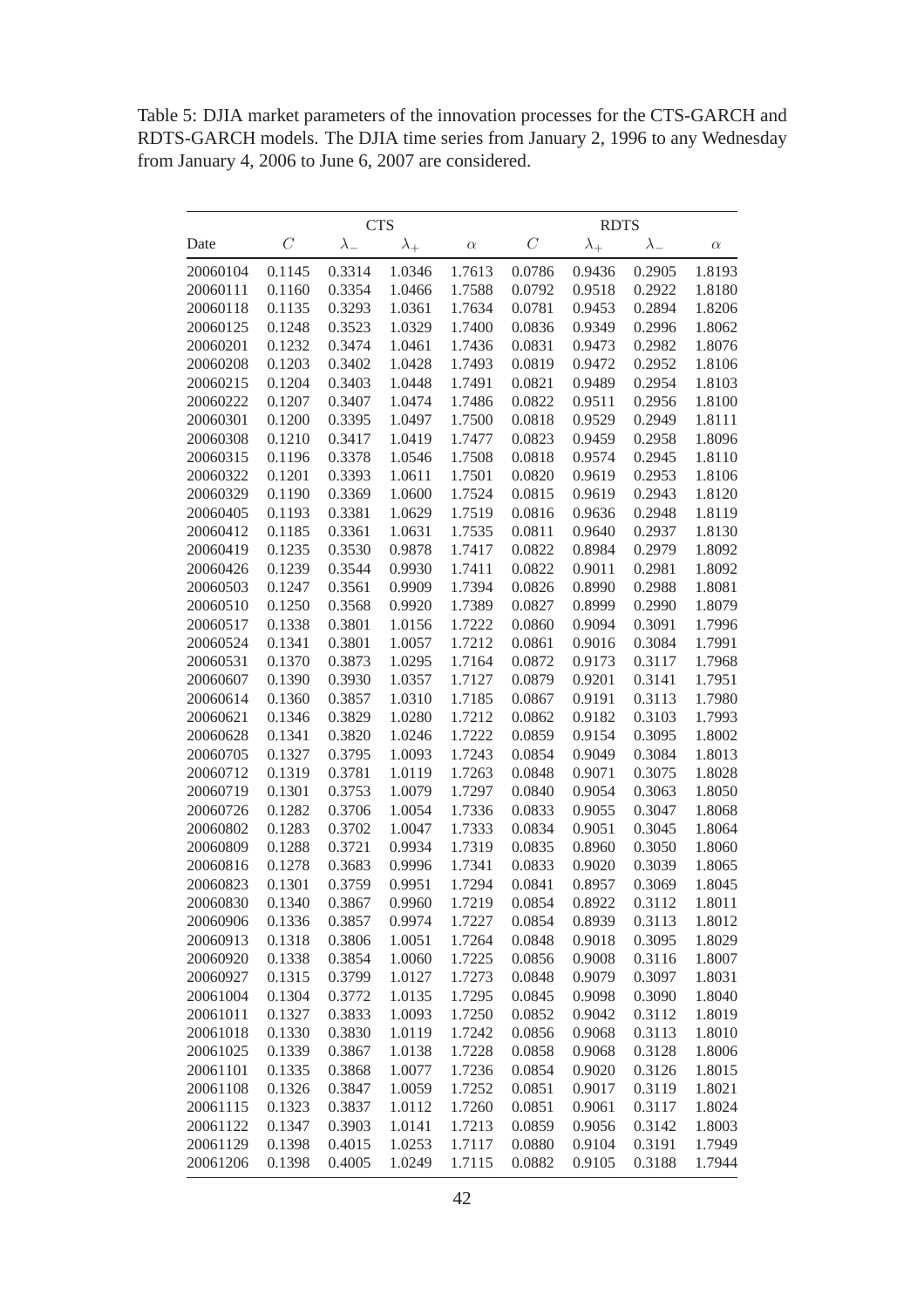Table 5: DJIA market parameters of the innovation processes for the CTS-GARCH and RDTS-GARCH models. The DJIA time series from January 2, 1996 to any Wednesday from January 4, 2006 to June 6, 2007 are considered.

| | CTS | | | | RDTS | | | |
|---|---|---|---|---|---|---|---|---|
| Date | $C$ | $\lambda_-$ | $\lambda_+$ | $\alpha$ | $C$ | $\lambda_+$ | $\lambda_-$ | $\alpha$ |
| 20060104 | 0.1145 | 0.3314 | 1.0346 | 1.7613 | 0.0786 | 0.9436 | 0.2905 | 1.8193 |
| 20060111 | 0.1160 | 0.3354 | 1.0466 | 1.7588 | 0.0792 | 0.9518 | 0.2922 | 1.8180 |
| 20060118 | 0.1135 | 0.3293 | 1.0361 | 1.7634 | 0.0781 | 0.9453 | 0.2894 | 1.8206 |
| 20060125 | 0.1248 | 0.3523 | 1.0329 | 1.7400 | 0.0836 | 0.9349 | 0.2996 | 1.8062 |
| 20060201 | 0.1232 | 0.3474 | 1.0461 | 1.7436 | 0.0831 | 0.9473 | 0.2982 | 1.8076 |
| 20060208 | 0.1203 | 0.3402 | 1.0428 | 1.7493 | 0.0819 | 0.9472 | 0.2952 | 1.8106 |
| 20060215 | 0.1204 | 0.3403 | 1.0448 | 1.7491 | 0.0821 | 0.9489 | 0.2954 | 1.8103 |
| 20060222 | 0.1207 | 0.3407 | 1.0474 | 1.7486 | 0.0822 | 0.9511 | 0.2956 | 1.8100 |
| 20060301 | 0.1200 | 0.3395 | 1.0497 | 1.7500 | 0.0818 | 0.9529 | 0.2949 | 1.8111 |
| 20060308 | 0.1210 | 0.3417 | 1.0419 | 1.7477 | 0.0823 | 0.9459 | 0.2958 | 1.8096 |
| 20060315 | 0.1196 | 0.3378 | 1.0546 | 1.7508 | 0.0818 | 0.9574 | 0.2945 | 1.8110 |
| 20060322 | 0.1201 | 0.3393 | 1.0611 | 1.7501 | 0.0820 | 0.9619 | 0.2953 | 1.8106 |
| 20060329 | 0.1190 | 0.3369 | 1.0600 | 1.7524 | 0.0815 | 0.9619 | 0.2943 | 1.8120 |
| 20060405 | 0.1193 | 0.3381 | 1.0629 | 1.7519 | 0.0816 | 0.9636 | 0.2948 | 1.8119 |
| 20060412 | 0.1185 | 0.3361 | 1.0631 | 1.7535 | 0.0811 | 0.9640 | 0.2937 | 1.8130 |
| 20060419 | 0.1235 | 0.3530 | 0.9878 | 1.7417 | 0.0822 | 0.8984 | 0.2979 | 1.8092 |
| 20060426 | 0.1239 | 0.3544 | 0.9930 | 1.7411 | 0.0822 | 0.9011 | 0.2981 | 1.8092 |
| 20060503 | 0.1247 | 0.3561 | 0.9909 | 1.7394 | 0.0826 | 0.8990 | 0.2988 | 1.8081 |
| 20060510 | 0.1250 | 0.3568 | 0.9920 | 1.7389 | 0.0827 | 0.8999 | 0.2990 | 1.8079 |
| 20060517 | 0.1338 | 0.3801 | 1.0156 | 1.7222 | 0.0860 | 0.9094 | 0.3091 | 1.7996 |
| 20060524 | 0.1341 | 0.3801 | 1.0057 | 1.7212 | 0.0861 | 0.9016 | 0.3084 | 1.7991 |
| 20060531 | 0.1370 | 0.3873 | 1.0295 | 1.7164 | 0.0872 | 0.9173 | 0.3117 | 1.7968 |
| 20060607 | 0.1390 | 0.3930 | 1.0357 | 1.7127 | 0.0879 | 0.9201 | 0.3141 | 1.7951 |
| 20060614 | 0.1360 | 0.3857 | 1.0310 | 1.7185 | 0.0867 | 0.9191 | 0.3113 | 1.7980 |
| 20060621 | 0.1346 | 0.3829 | 1.0280 | 1.7212 | 0.0862 | 0.9182 | 0.3103 | 1.7993 |
| 20060628 | 0.1341 | 0.3820 | 1.0246 | 1.7222 | 0.0859 | 0.9154 | 0.3095 | 1.8002 |
| 20060705 | 0.1327 | 0.3795 | 1.0093 | 1.7243 | 0.0854 | 0.9049 | 0.3084 | 1.8013 |
| 20060712 | 0.1319 | 0.3781 | 1.0119 | 1.7263 | 0.0848 | 0.9071 | 0.3075 | 1.8028 |
| 20060719 | 0.1301 | 0.3753 | 1.0079 | 1.7297 | 0.0840 | 0.9054 | 0.3063 | 1.8050 |
| 20060726 | 0.1282 | 0.3706 | 1.0054 | 1.7336 | 0.0833 | 0.9055 | 0.3047 | 1.8068 |
| 20060802 | 0.1283 | 0.3702 | 1.0047 | 1.7333 | 0.0834 | 0.9051 | 0.3045 | 1.8064 |
| 20060809 | 0.1288 | 0.3721 | 0.9934 | 1.7319 | 0.0835 | 0.8960 | 0.3050 | 1.8060 |
| 20060816 | 0.1278 | 0.3683 | 0.9996 | 1.7341 | 0.0833 | 0.9020 | 0.3039 | 1.8065 |
| 20060823 | 0.1301 | 0.3759 | 0.9951 | 1.7294 | 0.0841 | 0.8957 | 0.3069 | 1.8045 |
| 20060830 | 0.1340 | 0.3867 | 0.9960 | 1.7219 | 0.0854 | 0.8922 | 0.3112 | 1.8011 |
| 20060906 | 0.1336 | 0.3857 | 0.9974 | 1.7227 | 0.0854 | 0.8939 | 0.3113 | 1.8012 |
| 20060913 | 0.1318 | 0.3806 | 1.0051 | 1.7264 | 0.0848 | 0.9018 | 0.3095 | 1.8029 |
| 20060920 | 0.1338 | 0.3854 | 1.0060 | 1.7225 | 0.0856 | 0.9008 | 0.3116 | 1.8007 |
| 20060927 | 0.1315 | 0.3799 | 1.0127 | 1.7273 | 0.0848 | 0.9079 | 0.3097 | 1.8031 |
| 20061004 | 0.1304 | 0.3772 | 1.0135 | 1.7295 | 0.0845 | 0.9098 | 0.3090 | 1.8040 |
| 20061011 | 0.1327 | 0.3833 | 1.0093 | 1.7250 | 0.0852 | 0.9042 | 0.3112 | 1.8019 |
| 20061018 | 0.1330 | 0.3830 | 1.0119 | 1.7242 | 0.0856 | 0.9068 | 0.3113 | 1.8010 |
| 20061025 | 0.1339 | 0.3867 | 1.0138 | 1.7228 | 0.0858 | 0.9068 | 0.3128 | 1.8006 |
| 20061101 | 0.1335 | 0.3868 | 1.0077 | 1.7236 | 0.0854 | 0.9020 | 0.3126 | 1.8015 |
| 20061108 | 0.1326 | 0.3847 | 1.0059 | 1.7252 | 0.0851 | 0.9017 | 0.3119 | 1.8021 |
| 20061115 | 0.1323 | 0.3837 | 1.0112 | 1.7260 | 0.0851 | 0.9061 | 0.3117 | 1.8024 |
| 20061122 | 0.1347 | 0.3903 | 1.0141 | 1.7213 | 0.0859 | 0.9056 | 0.3142 | 1.8003 |
| 20061129 | 0.1398 | 0.4015 | 1.0253 | 1.7117 | 0.0880 | 0.9104 | 0.3191 | 1.7949 |
| 20061206 | 0.1398 | 0.4005 | 1.0249 | 1.7115 | 0.0882 | 0.9105 | 0.3188 | 1.7944 |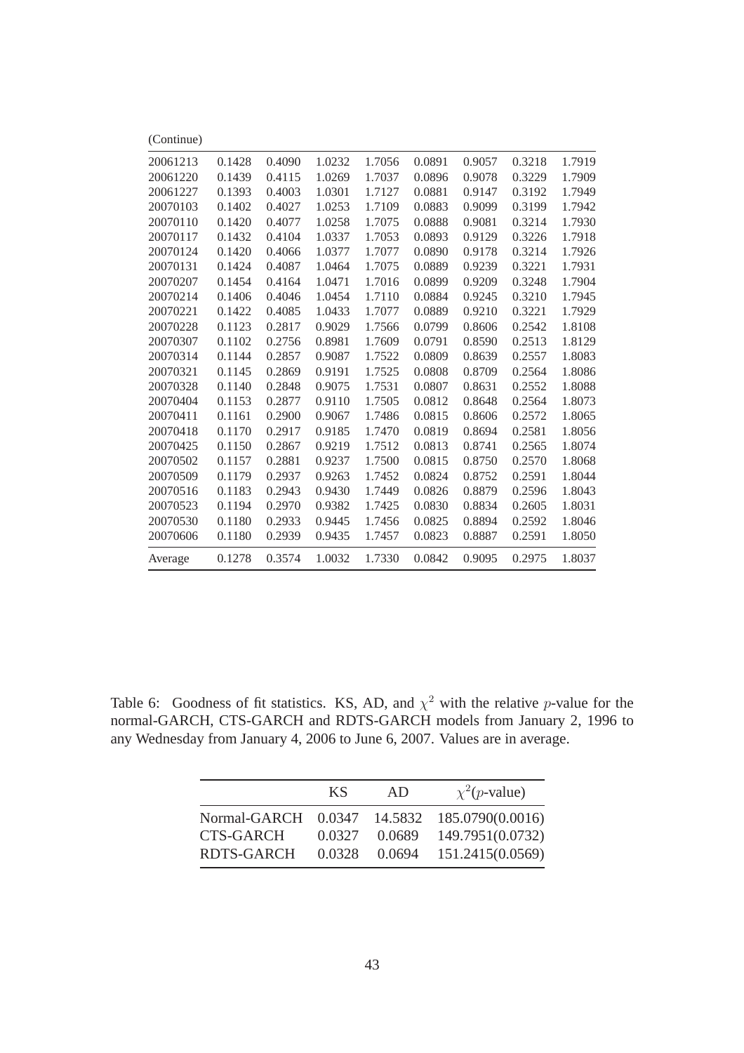(Continue)

| | | | | | | | | |
|---|---|---|---|---|---|---|---|---|
| 20061213 | 0.1428 | 0.4090 | 1.0232 | 1.7056 | 0.0891 | 0.9057 | 0.3218 | 1.7919 |
| 20061220 | 0.1439 | 0.4115 | 1.0269 | 1.7037 | 0.0896 | 0.9078 | 0.3229 | 1.7909 |
| 20061227 | 0.1393 | 0.4003 | 1.0301 | 1.7127 | 0.0881 | 0.9147 | 0.3192 | 1.7949 |
| 20070103 | 0.1402 | 0.4027 | 1.0253 | 1.7109 | 0.0883 | 0.9099 | 0.3199 | 1.7942 |
| 20070110 | 0.1420 | 0.4077 | 1.0258 | 1.7075 | 0.0888 | 0.9081 | 0.3214 | 1.7930 |
| 20070117 | 0.1432 | 0.4104 | 1.0337 | 1.7053 | 0.0893 | 0.9129 | 0.3226 | 1.7918 |
| 20070124 | 0.1420 | 0.4066 | 1.0377 | 1.7077 | 0.0890 | 0.9178 | 0.3214 | 1.7926 |
| 20070131 | 0.1424 | 0.4087 | 1.0464 | 1.7075 | 0.0889 | 0.9239 | 0.3221 | 1.7931 |
| 20070207 | 0.1454 | 0.4164 | 1.0471 | 1.7016 | 0.0899 | 0.9209 | 0.3248 | 1.7904 |
| 20070214 | 0.1406 | 0.4046 | 1.0454 | 1.7110 | 0.0884 | 0.9245 | 0.3210 | 1.7945 |
| 20070221 | 0.1422 | 0.4085 | 1.0433 | 1.7077 | 0.0889 | 0.9210 | 0.3221 | 1.7929 |
| 20070228 | 0.1123 | 0.2817 | 0.9029 | 1.7566 | 0.0799 | 0.8606 | 0.2542 | 1.8108 |
| 20070307 | 0.1102 | 0.2756 | 0.8981 | 1.7609 | 0.0791 | 0.8590 | 0.2513 | 1.8129 |
| 20070314 | 0.1144 | 0.2857 | 0.9087 | 1.7522 | 0.0809 | 0.8639 | 0.2557 | 1.8083 |
| 20070321 | 0.1145 | 0.2869 | 0.9191 | 1.7525 | 0.0808 | 0.8709 | 0.2564 | 1.8086 |
| 20070328 | 0.1140 | 0.2848 | 0.9075 | 1.7531 | 0.0807 | 0.8631 | 0.2552 | 1.8088 |
| 20070404 | 0.1153 | 0.2877 | 0.9110 | 1.7505 | 0.0812 | 0.8648 | 0.2564 | 1.8073 |
| 20070411 | 0.1161 | 0.2900 | 0.9067 | 1.7486 | 0.0815 | 0.8606 | 0.2572 | 1.8065 |
| 20070418 | 0.1170 | 0.2917 | 0.9185 | 1.7470 | 0.0819 | 0.8694 | 0.2581 | 1.8056 |
| 20070425 | 0.1150 | 0.2867 | 0.9219 | 1.7512 | 0.0813 | 0.8741 | 0.2565 | 1.8074 |
| 20070502 | 0.1157 | 0.2881 | 0.9237 | 1.7500 | 0.0815 | 0.8750 | 0.2570 | 1.8068 |
| 20070509 | 0.1179 | 0.2937 | 0.9263 | 1.7452 | 0.0824 | 0.8752 | 0.2591 | 1.8044 |
| 20070516 | 0.1183 | 0.2943 | 0.9430 | 1.7449 | 0.0826 | 0.8879 | 0.2596 | 1.8043 |
| 20070523 | 0.1194 | 0.2970 | 0.9382 | 1.7425 | 0.0830 | 0.8834 | 0.2605 | 1.8031 |
| 20070530 | 0.1180 | 0.2933 | 0.9445 | 1.7456 | 0.0825 | 0.8894 | 0.2592 | 1.8046 |
| 20070606 | 0.1180 | 0.2939 | 0.9435 | 1.7457 | 0.0823 | 0.8887 | 0.2591 | 1.8050 |
| Average | 0.1278 | 0.3574 | 1.0032 | 1.7330 | 0.0842 | 0.9095 | 0.2975 | 1.8037 |

Table 6: Goodness of fit statistics. KS, AD, and $\chi^2$ with the relative $p$-value for the normal-GARCH, CTS-GARCH and RDTS-GARCH models from January 2, 1996 to any Wednesday from January 4, 2006 to June 6, 2007. Values are in average.

| | KS | AD | $\chi^2$($p$-value) |
|---|---|---|---|
| Normal-GARCH | 0.0347 | 14.5832 | 185.0790(0.0016) |
| CTS-GARCH | 0.0327 | 0.0689 | 149.7951(0.0732) |
| RDTS-GARCH | 0.0328 | 0.0694 | 151.2415(0.0569) |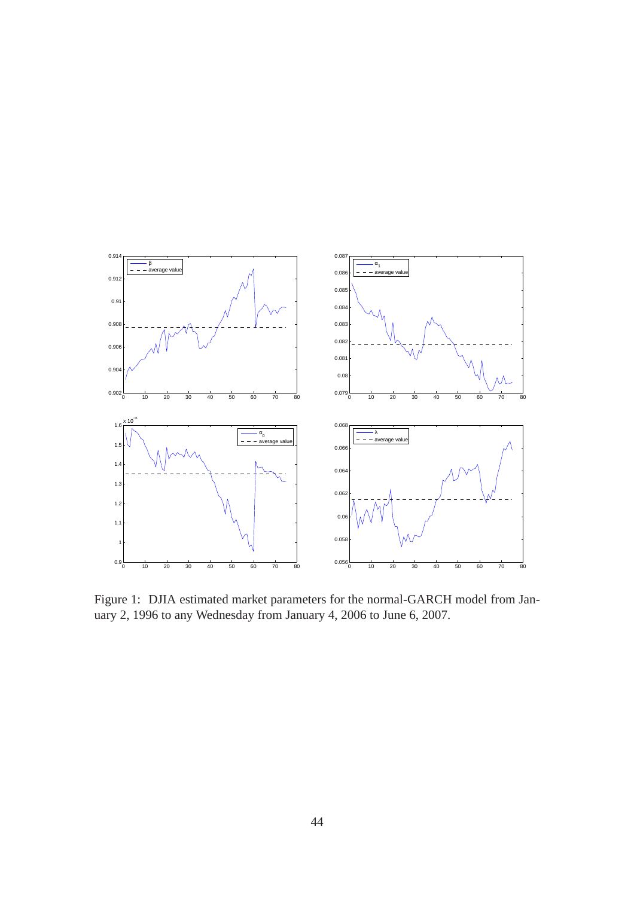Figure 1: DJIA estimated market parameters for the normal-GARCH model from January 2, 1996 to any Wednesday from January 4, 2006 to June 6, 2007.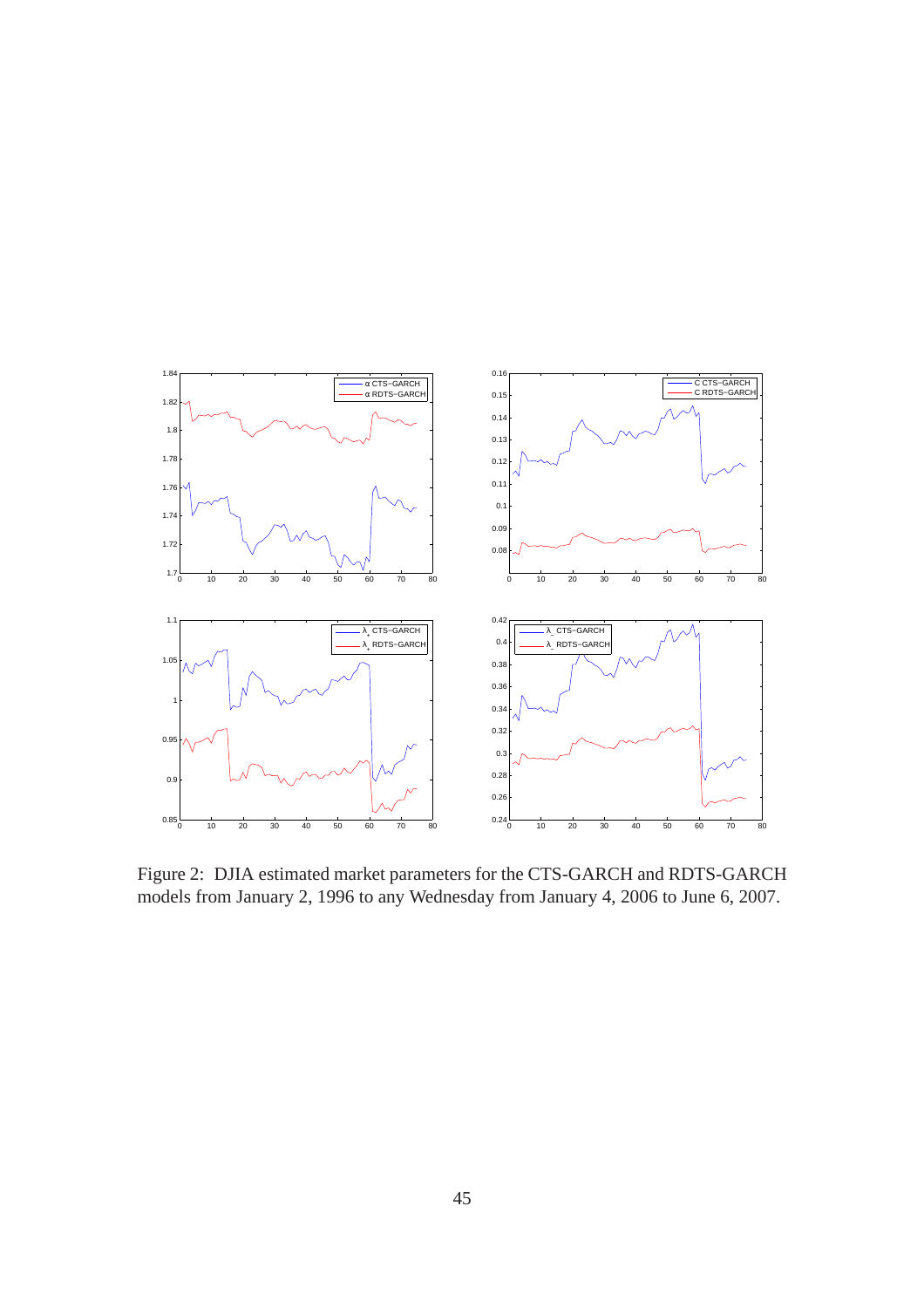Figure 2: DJIA estimated market parameters for the CTS-GARCH and RDTS-GARCH models from January 2, 1996 to any Wednesday from January 4, 2006 to June 6, 2007.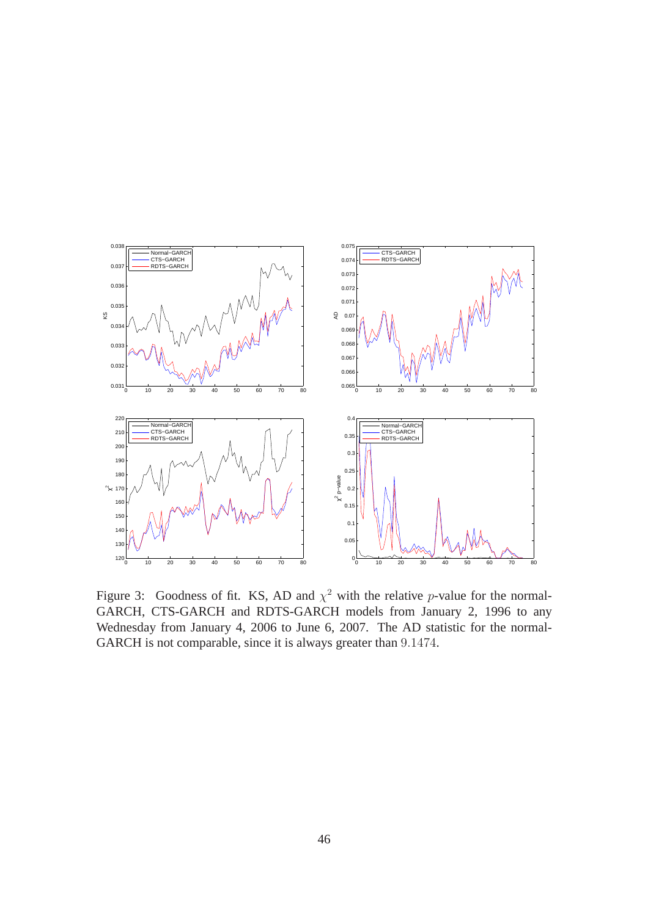Figure 3: Goodness of fit. KS, AD and $\chi^2$ with the relative $p$-value for the normal-GARCH, CTS-GARCH and RDTS-GARCH models from January 2, 1996 to any Wednesday from January 4, 2006 to June 6, 2007. The AD statistic for the normal-GARCH is not comparable, since it is always greater than $9.1474$.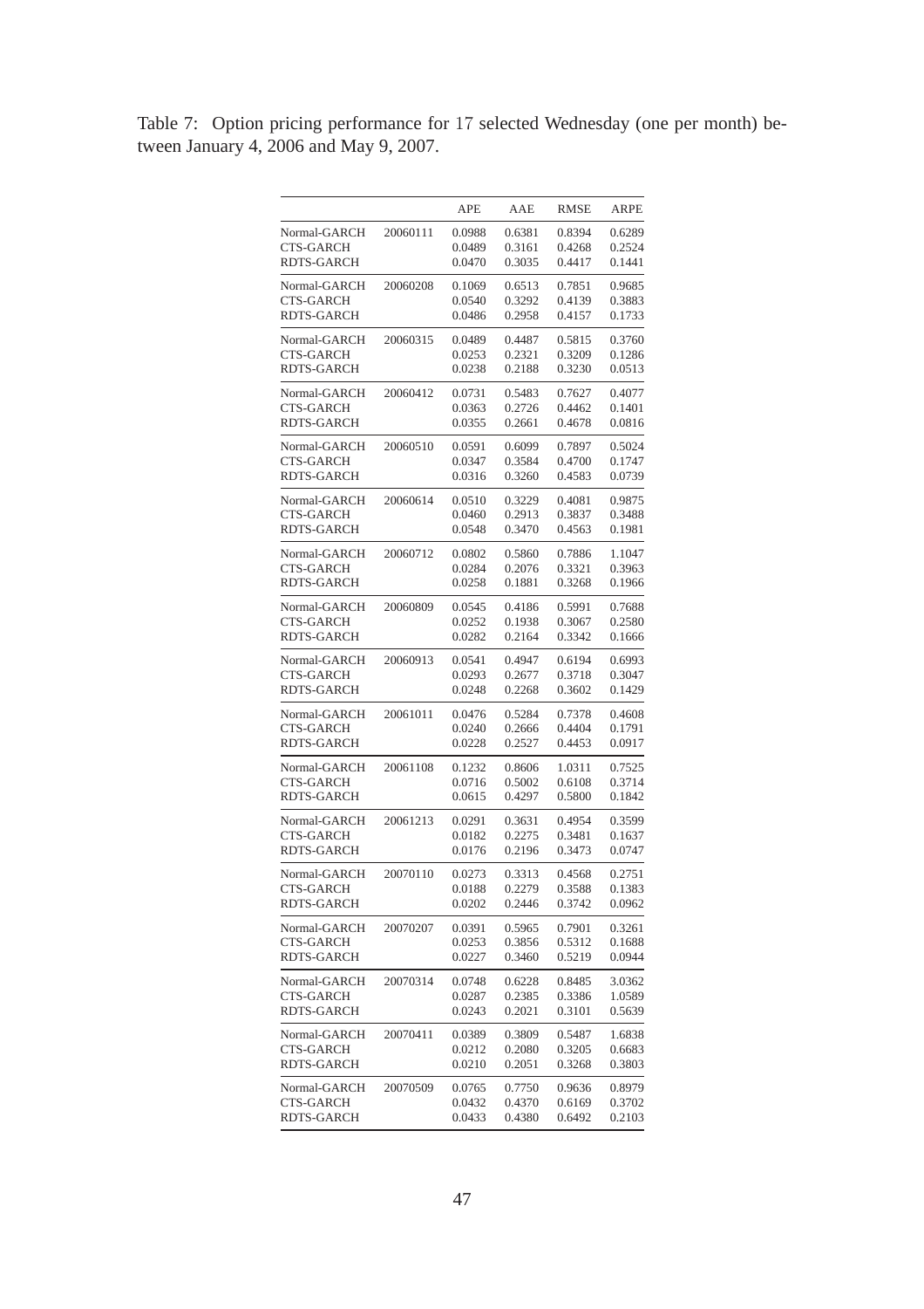Table 7: Option pricing performance for 17 selected Wednesday (one per month) between January 4, 2006 and May 9, 2007.

| | | APE | AAE | RMSE | ARPE |
|---|---|---|---|---|---|
| Normal-GARCH | 20060111 | 0.0988 | 0.6381 | 0.8394 | 0.6289 |
| CTS-GARCH | | 0.0489 | 0.3161 | 0.4268 | 0.2524 |
| RDTS-GARCH | | 0.0470 | 0.3035 | 0.4417 | 0.1441 |
| Normal-GARCH | 20060208 | 0.1069 | 0.6513 | 0.7851 | 0.9685 |
| CTS-GARCH | | 0.0540 | 0.3292 | 0.4139 | 0.3883 |
| RDTS-GARCH | | 0.0486 | 0.2958 | 0.4157 | 0.1733 |
| Normal-GARCH | 20060315 | 0.0489 | 0.4487 | 0.5815 | 0.3760 |
| CTS-GARCH | | 0.0253 | 0.2321 | 0.3209 | 0.1286 |
| RDTS-GARCH | | 0.0238 | 0.2188 | 0.3230 | 0.0513 |
| Normal-GARCH | 20060412 | 0.0731 | 0.5483 | 0.7627 | 0.4077 |
| CTS-GARCH | | 0.0363 | 0.2726 | 0.4462 | 0.1401 |
| RDTS-GARCH | | 0.0355 | 0.2661 | 0.4678 | 0.0816 |
| Normal-GARCH | 20060510 | 0.0591 | 0.6099 | 0.7897 | 0.5024 |
| CTS-GARCH | | 0.0347 | 0.3584 | 0.4700 | 0.1747 |
| RDTS-GARCH | | 0.0316 | 0.3260 | 0.4583 | 0.0739 |
| Normal-GARCH | 20060614 | 0.0510 | 0.3229 | 0.4081 | 0.9875 |
| CTS-GARCH | | 0.0460 | 0.2913 | 0.3837 | 0.3488 |
| RDTS-GARCH | | 0.0548 | 0.3470 | 0.4563 | 0.1981 |
| Normal-GARCH | 20060712 | 0.0802 | 0.5860 | 0.7886 | 1.1047 |
| CTS-GARCH | | 0.0284 | 0.2076 | 0.3321 | 0.3963 |
| RDTS-GARCH | | 0.0258 | 0.1881 | 0.3268 | 0.1966 |
| Normal-GARCH | 20060809 | 0.0545 | 0.4186 | 0.5991 | 0.7688 |
| CTS-GARCH | | 0.0252 | 0.1938 | 0.3067 | 0.2580 |
| RDTS-GARCH | | 0.0282 | 0.2164 | 0.3342 | 0.1666 |
| Normal-GARCH | 20060913 | 0.0541 | 0.4947 | 0.6194 | 0.6993 |
| CTS-GARCH | | 0.0293 | 0.2677 | 0.3718 | 0.3047 |
| RDTS-GARCH | | 0.0248 | 0.2268 | 0.3602 | 0.1429 |
| Normal-GARCH | 20061011 | 0.0476 | 0.5284 | 0.7378 | 0.4608 |
| CTS-GARCH | | 0.0240 | 0.2666 | 0.4404 | 0.1791 |
| RDTS-GARCH | | 0.0228 | 0.2527 | 0.4453 | 0.0917 |
| Normal-GARCH | 20061108 | 0.1232 | 0.8606 | 1.0311 | 0.7525 |
| CTS-GARCH | | 0.0716 | 0.5002 | 0.6108 | 0.3714 |
| RDTS-GARCH | | 0.0615 | 0.4297 | 0.5800 | 0.1842 |
| Normal-GARCH | 20061213 | 0.0291 | 0.3631 | 0.4954 | 0.3599 |
| CTS-GARCH | | 0.0182 | 0.2275 | 0.3481 | 0.1637 |
| RDTS-GARCH | | 0.0176 | 0.2196 | 0.3473 | 0.0747 |
| Normal-GARCH | 20070110 | 0.0273 | 0.3313 | 0.4568 | 0.2751 |
| CTS-GARCH | | 0.0188 | 0.2279 | 0.3588 | 0.1383 |
| RDTS-GARCH | | 0.0202 | 0.2446 | 0.3742 | 0.0962 |
| Normal-GARCH | 20070207 | 0.0391 | 0.5965 | 0.7901 | 0.3261 |
| CTS-GARCH | | 0.0253 | 0.3856 | 0.5312 | 0.1688 |
| RDTS-GARCH | | 0.0227 | 0.3460 | 0.5219 | 0.0944 |
| Normal-GARCH | 20070314 | 0.0748 | 0.6228 | 0.8485 | 3.0362 |
| CTS-GARCH | | 0.0287 | 0.2385 | 0.3386 | 1.0589 |
| RDTS-GARCH | | 0.0243 | 0.2021 | 0.3101 | 0.5639 |
| Normal-GARCH | 20070411 | 0.0389 | 0.3809 | 0.5487 | 1.6838 |
| CTS-GARCH | | 0.0212 | 0.2080 | 0.3205 | 0.6683 |
| RDTS-GARCH | | 0.0210 | 0.2051 | 0.3268 | 0.3803 |
| Normal-GARCH | 20070509 | 0.0765 | 0.7750 | 0.9636 | 0.8979 |
| CTS-GARCH | | 0.0432 | 0.4370 | 0.6169 | 0.3702 |
| RDTS-GARCH | | 0.0433 | 0.4380 | 0.6492 | 0.2103 |